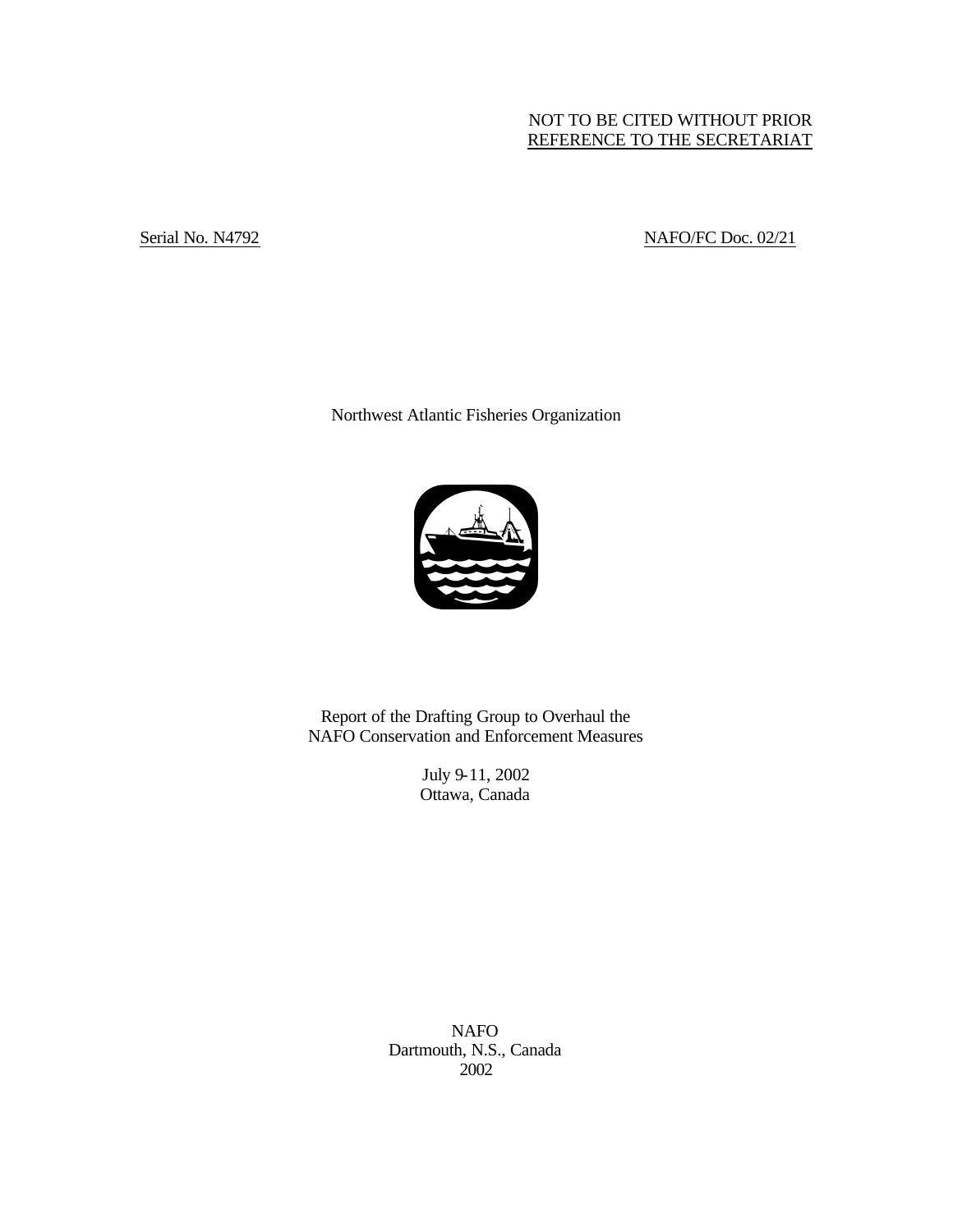NOT TO BE CITED WITHOUT PRIOR
REFERENCE TO THE SECRETARIAT

Serial No. N4792 NAFO/FC Doc. 02/21

Northwest Atlantic Fisheries Organization

# Report of the Drafting Group to Overhaul the NAFO Conservation and Enforcement Measures

July 9-11, 2002
Ottawa, Canada

NAFO
Dartmouth, N.S., Canada
2002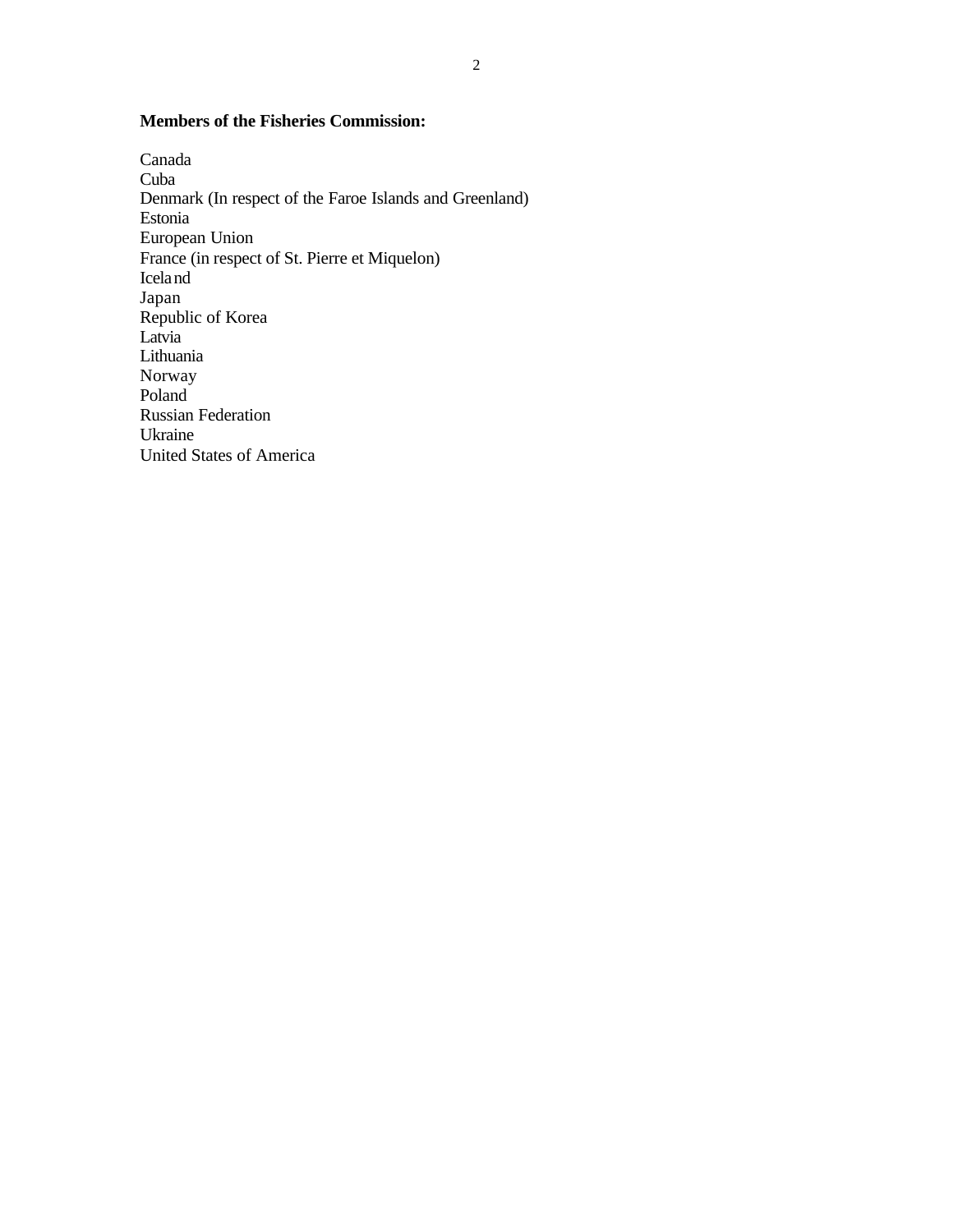**Members of the Fisheries Commission:**

Canada
Cuba
Denmark (In respect of the Faroe Islands and Greenland)
Estonia
European Union
France (in respect of St. Pierre et Miquelon)
Iceland
Japan
Republic of Korea
Latvia
Lithuania
Norway
Poland
Russian Federation
Ukraine
United States of America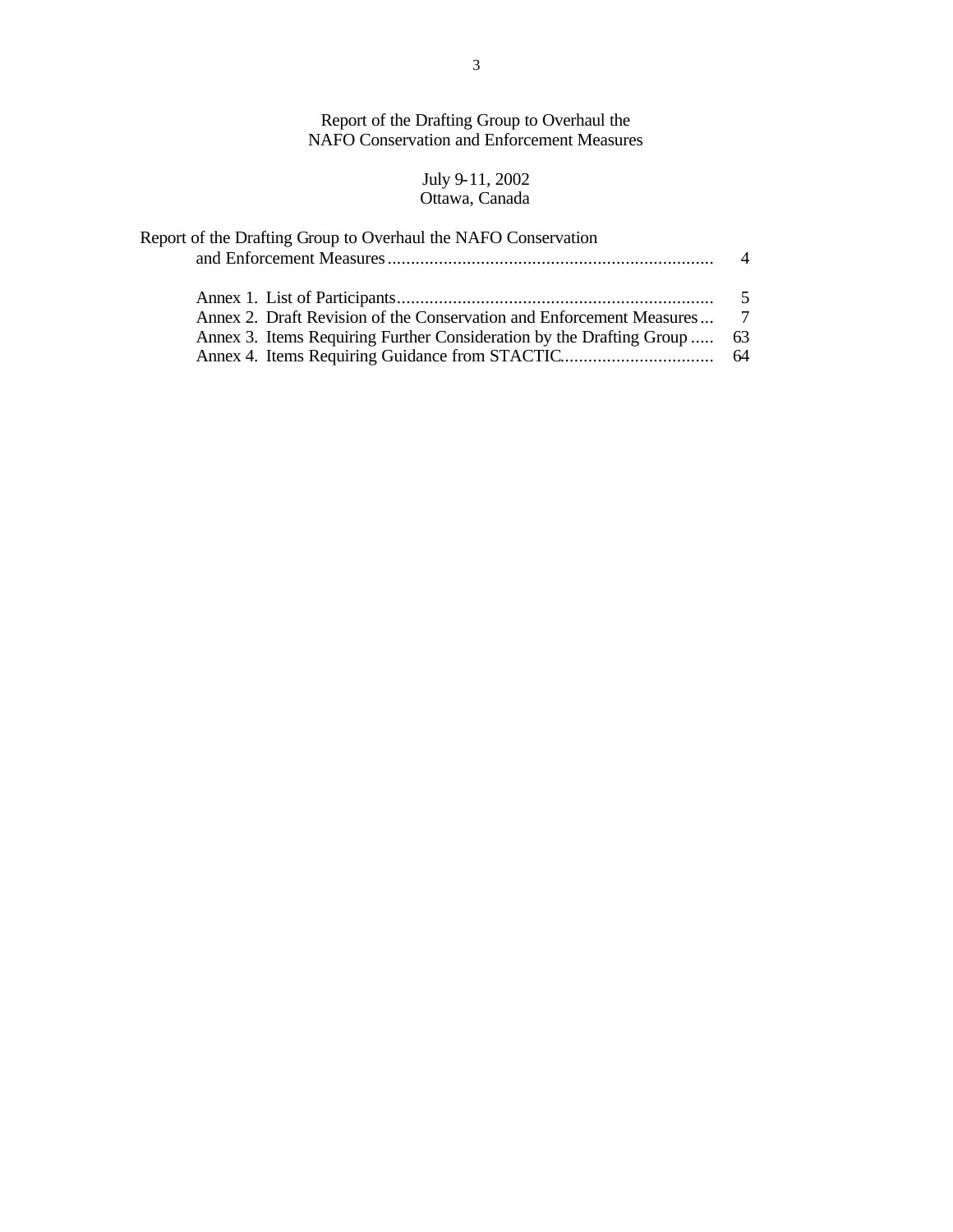# Report of the Drafting Group to Overhaul the NAFO Conservation and Enforcement Measures

July 9-11, 2002
Ottawa, Canada

| | |
|---|---|
| Report of the Drafting Group to Overhaul the NAFO Conservation and Enforcement Measures | 4 |
| Annex 1. List of Participants | 5 |
| Annex 2. Draft Revision of the Conservation and Enforcement Measures | 7 |
| Annex 3. Items Requiring Further Consideration by the Drafting Group | 63 |
| Annex 4. Items Requiring Guidance from STACTIC | 64 |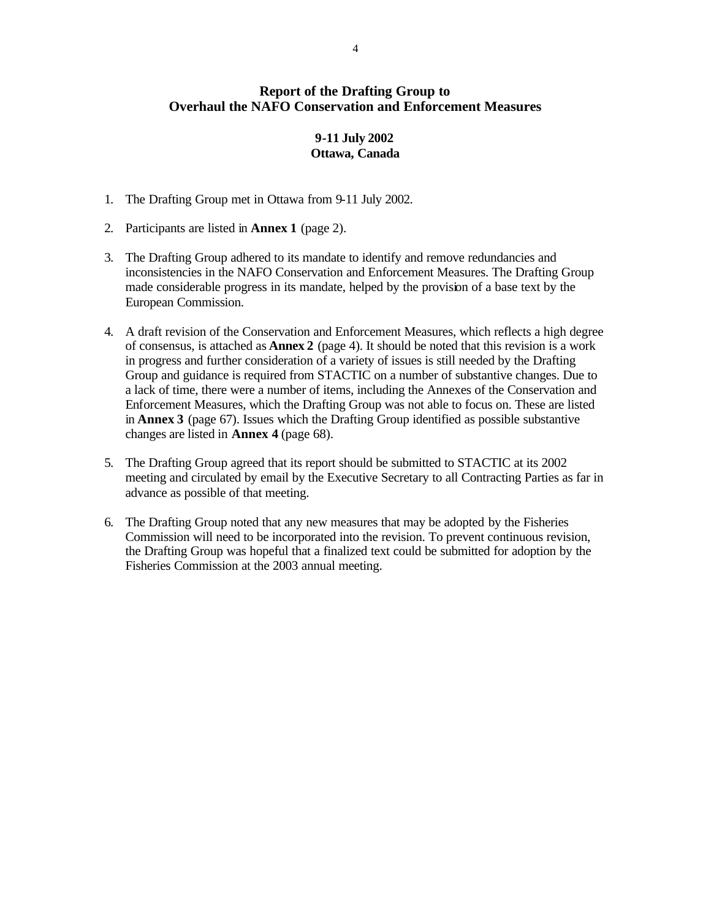# Report of the Drafting Group to Overhaul the NAFO Conservation and Enforcement Measures

**9-11 July 2002**
**Ottawa, Canada**

1. The Drafting Group met in Ottawa from 9-11 July 2002.

2. Participants are listed in **Annex 1** (page 2).

3. The Drafting Group adhered to its mandate to identify and remove redundancies and inconsistencies in the NAFO Conservation and Enforcement Measures. The Drafting Group made considerable progress in its mandate, helped by the provision of a base text by the European Commission.

4. A draft revision of the Conservation and Enforcement Measures, which reflects a high degree of consensus, is attached as **Annex 2** (page 4). It should be noted that this revision is a work in progress and further consideration of a variety of issues is still needed by the Drafting Group and guidance is required from STACTIC on a number of substantive changes. Due to a lack of time, there were a number of items, including the Annexes of the Conservation and Enforcement Measures, which the Drafting Group was not able to focus on. These are listed in **Annex 3** (page 67). Issues which the Drafting Group identified as possible substantive changes are listed in **Annex 4** (page 68).

5. The Drafting Group agreed that its report should be submitted to STACTIC at its 2002 meeting and circulated by email by the Executive Secretary to all Contracting Parties as far in advance as possible of that meeting.

6. The Drafting Group noted that any new measures that may be adopted by the Fisheries Commission will need to be incorporated into the revision. To prevent continuous revision, the Drafting Group was hopeful that a finalized text could be submitted for adoption by the Fisheries Commission at the 2003 annual meeting.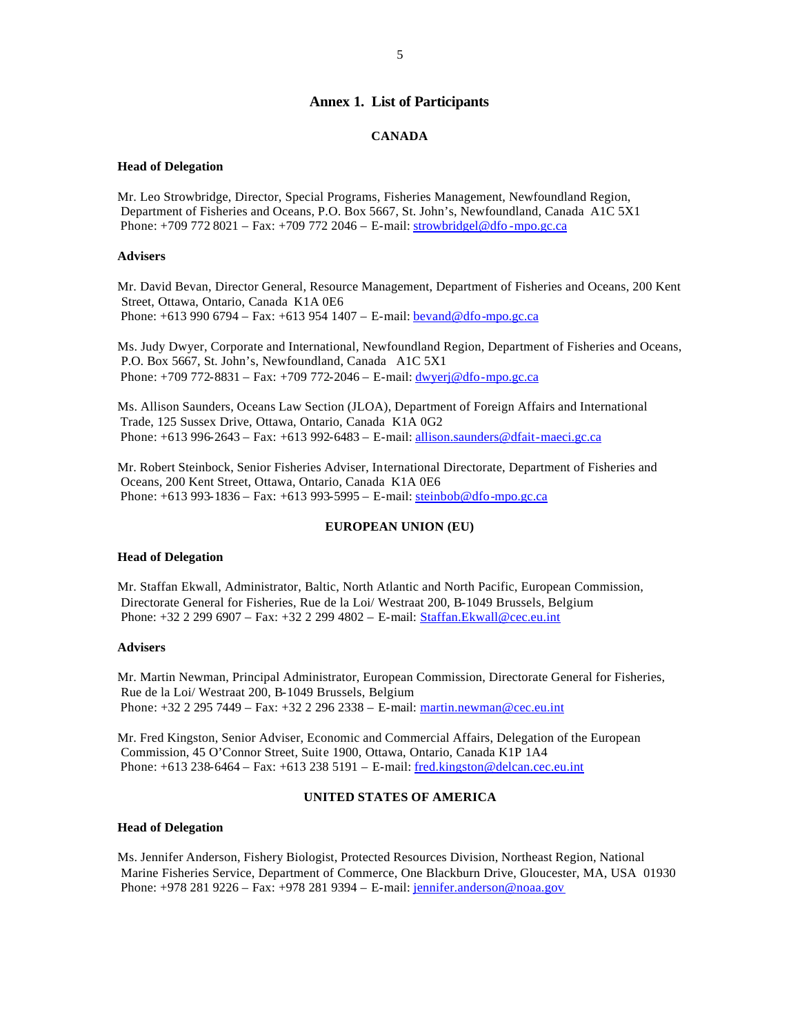# Annex 1. List of Participants

## CANADA

### Head of Delegation

Mr. Leo Strowbridge, Director, Special Programs, Fisheries Management, Newfoundland Region, Department of Fisheries and Oceans, P.O. Box 5667, St. John's, Newfoundland, Canada A1C 5X1
Phone: +709 772 8021 – Fax: +709 772 2046 – E-mail: strowbridgel@dfo-mpo.gc.ca

### Advisers

Mr. David Bevan, Director General, Resource Management, Department of Fisheries and Oceans, 200 Kent Street, Ottawa, Ontario, Canada K1A 0E6
Phone: +613 990 6794 – Fax: +613 954 1407 – E-mail: bevand@dfo-mpo.gc.ca

Ms. Judy Dwyer, Corporate and International, Newfoundland Region, Department of Fisheries and Oceans, P.O. Box 5667, St. John's, Newfoundland, Canada A1C 5X1
Phone: +709 772-8831 – Fax: +709 772-2046 – E-mail: dwyerj@dfo-mpo.gc.ca

Ms. Allison Saunders, Oceans Law Section (JLOA), Department of Foreign Affairs and International Trade, 125 Sussex Drive, Ottawa, Ontario, Canada K1A 0G2
Phone: +613 996-2643 – Fax: +613 992-6483 – E-mail: allison.saunders@dfait-maeci.gc.ca

Mr. Robert Steinbock, Senior Fisheries Adviser, International Directorate, Department of Fisheries and Oceans, 200 Kent Street, Ottawa, Ontario, Canada K1A 0E6
Phone: +613 993-1836 – Fax: +613 993-5995 – E-mail: steinbob@dfo-mpo.gc.ca

## EUROPEAN UNION (EU)

### Head of Delegation

Mr. Staffan Ekwall, Administrator, Baltic, North Atlantic and North Pacific, European Commission, Directorate General for Fisheries, Rue de la Loi/ Westraat 200, B-1049 Brussels, Belgium
Phone: +32 2 299 6907 – Fax: +32 2 299 4802 – E-mail: Staffan.Ekwall@cec.eu.int

### Advisers

Mr. Martin Newman, Principal Administrator, European Commission, Directorate General for Fisheries, Rue de la Loi/ Westraat 200, B-1049 Brussels, Belgium
Phone: +32 2 295 7449 – Fax: +32 2 296 2338 – E-mail: martin.newman@cec.eu.int

Mr. Fred Kingston, Senior Adviser, Economic and Commercial Affairs, Delegation of the European Commission, 45 O'Connor Street, Suite 1900, Ottawa, Ontario, Canada K1P 1A4
Phone: +613 238-6464 – Fax: +613 238 5191 – E-mail: fred.kingston@delcan.cec.eu.int

## UNITED STATES OF AMERICA

### Head of Delegation

Ms. Jennifer Anderson, Fishery Biologist, Protected Resources Division, Northeast Region, National Marine Fisheries Service, Department of Commerce, One Blackburn Drive, Gloucester, MA, USA 01930
Phone: +978 281 9226 – Fax: +978 281 9394 – E-mail: jennifer.anderson@noaa.gov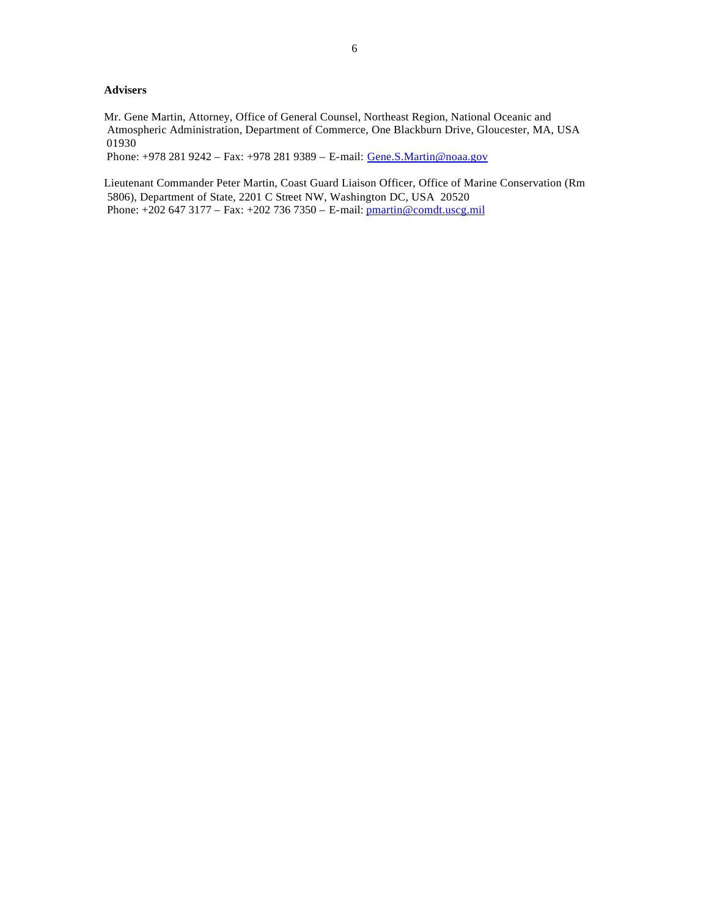**Advisers**

Mr. Gene Martin, Attorney, Office of General Counsel, Northeast Region, National Oceanic and Atmospheric Administration, Department of Commerce, One Blackburn Drive, Gloucester, MA, USA 01930
Phone: +978 281 9242 – Fax: +978 281 9389 – E-mail: Gene.S.Martin@noaa.gov

Lieutenant Commander Peter Martin, Coast Guard Liaison Officer, Office of Marine Conservation (Rm 5806), Department of State, 2201 C Street NW, Washington DC, USA 20520
Phone: +202 647 3177 – Fax: +202 736 7350 – E-mail: pmartin@comdt.uscg.mil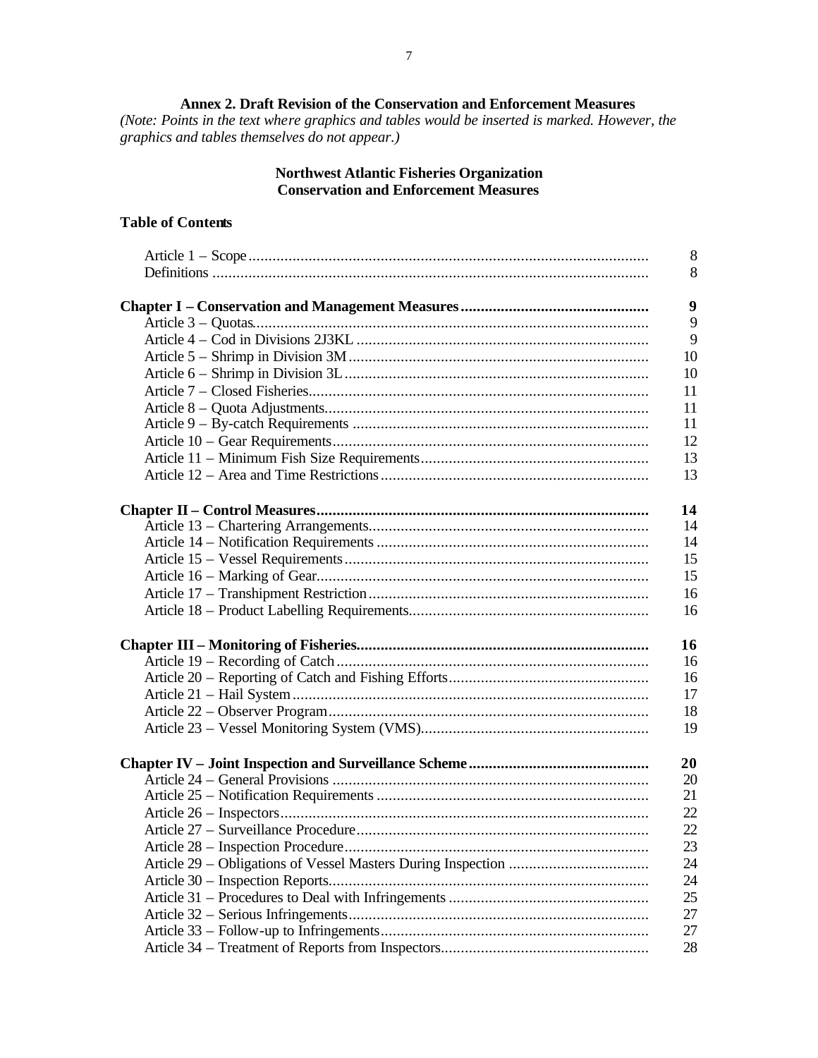**Annex 2. Draft Revision of the Conservation and Enforcement Measures**

*(Note: Points in the text where graphics and tables would be inserted is marked. However, the graphics and tables themselves do not appear.)*

**Northwest Atlantic Fisheries Organization**
**Conservation and Enforcement Measures**

**Table of Contents**

| | |
|---|---|
| Article 1 – Scope | 8 |
| Definitions | 8 |
| **Chapter I – Conservation and Management Measures** | **9** |
| Article 3 – Quotas | 9 |
| Article 4 – Cod in Divisions 2J3KL | 9 |
| Article 5 – Shrimp in Division 3M | 10 |
| Article 6 – Shrimp in Division 3L | 10 |
| Article 7 – Closed Fisheries | 11 |
| Article 8 – Quota Adjustments | 11 |
| Article 9 – By-catch Requirements | 11 |
| Article 10 – Gear Requirements | 12 |
| Article 11 – Minimum Fish Size Requirements | 13 |
| Article 12 – Area and Time Restrictions | 13 |
| **Chapter II – Control Measures** | **14** |
| Article 13 – Chartering Arrangements | 14 |
| Article 14 – Notification Requirements | 14 |
| Article 15 – Vessel Requirements | 15 |
| Article 16 – Marking of Gear | 15 |
| Article 17 – Transhipment Restriction | 16 |
| Article 18 – Product Labelling Requirements | 16 |
| **Chapter III – Monitoring of Fisheries** | **16** |
| Article 19 – Recording of Catch | 16 |
| Article 20 – Reporting of Catch and Fishing Efforts | 16 |
| Article 21 – Hail System | 17 |
| Article 22 – Observer Program | 18 |
| Article 23 – Vessel Monitoring System (VMS) | 19 |
| **Chapter IV – Joint Inspection and Surveillance Scheme** | **20** |
| Article 24 – General Provisions | 20 |
| Article 25 – Notification Requirements | 21 |
| Article 26 – Inspectors | 22 |
| Article 27 – Surveillance Procedure | 22 |
| Article 28 – Inspection Procedure | 23 |
| Article 29 – Obligations of Vessel Masters During Inspection | 24 |
| Article 30 – Inspection Reports | 24 |
| Article 31 – Procedures to Deal with Infringements | 25 |
| Article 32 – Serious Infringements | 27 |
| Article 33 – Follow-up to Infringements | 27 |
| Article 34 – Treatment of Reports from Inspectors | 28 |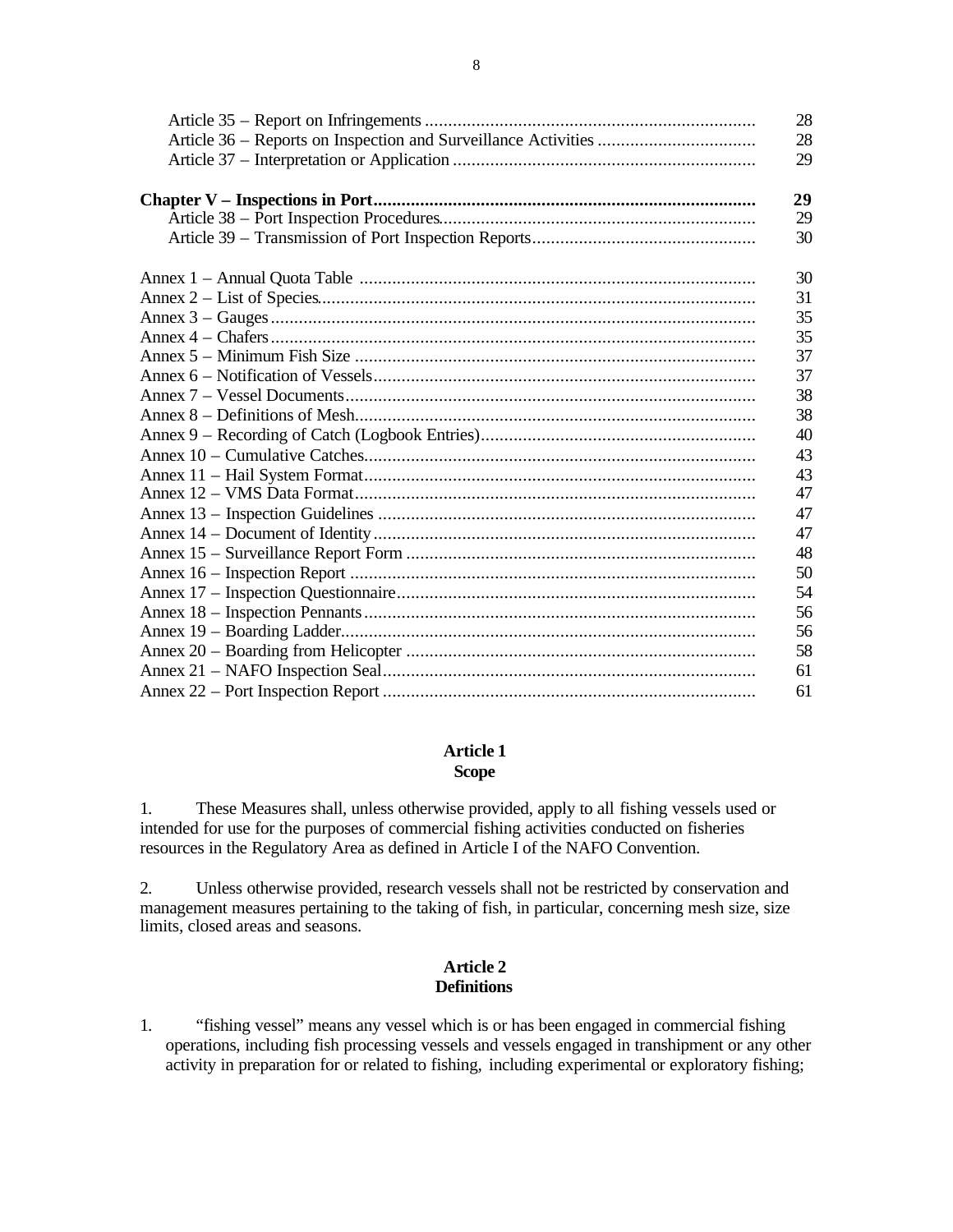| | |
|---|---|
| Article 35 – Report on Infringements | 28 |
| Article 36 – Reports on Inspection and Surveillance Activities | 28 |
| Article 37 – Interpretation or Application | 29 |
| **Chapter V – Inspections in Port** | **29** |
| Article 38 – Port Inspection Procedures | 29 |
| Article 39 – Transmission of Port Inspection Reports | 30 |
| Annex 1 – Annual Quota Table | 30 |
| Annex 2 – List of Species | 31 |
| Annex 3 – Gauges | 35 |
| Annex 4 – Chafers | 35 |
| Annex 5 – Minimum Fish Size | 37 |
| Annex 6 – Notification of Vessels | 37 |
| Annex 7 – Vessel Documents | 38 |
| Annex 8 – Definitions of Mesh | 38 |
| Annex 9 – Recording of Catch (Logbook Entries) | 40 |
| Annex 10 – Cumulative Catches | 43 |
| Annex 11 – Hail System Format | 43 |
| Annex 12 – VMS Data Format | 47 |
| Annex 13 – Inspection Guidelines | 47 |
| Annex 14 – Document of Identity | 47 |
| Annex 15 – Surveillance Report Form | 48 |
| Annex 16 – Inspection Report | 50 |
| Annex 17 – Inspection Questionnaire | 54 |
| Annex 18 – Inspection Pennants | 56 |
| Annex 19 – Boarding Ladder | 56 |
| Annex 20 – Boarding from Helicopter | 58 |
| Annex 21 – NAFO Inspection Seal | 61 |
| Annex 22 – Port Inspection Report | 61 |

## Article 1
## Scope

1. These Measures shall, unless otherwise provided, apply to all fishing vessels used or intended for use for the purposes of commercial fishing activities conducted on fisheries resources in the Regulatory Area as defined in Article I of the NAFO Convention.

2. Unless otherwise provided, research vessels shall not be restricted by conservation and management measures pertaining to the taking of fish, in particular, concerning mesh size, size limits, closed areas and seasons.

## Article 2
## Definitions

1. "fishing vessel" means any vessel which is or has been engaged in commercial fishing operations, including fish processing vessels and vessels engaged in transhipment or any other activity in preparation for or related to fishing, including experimental or exploratory fishing;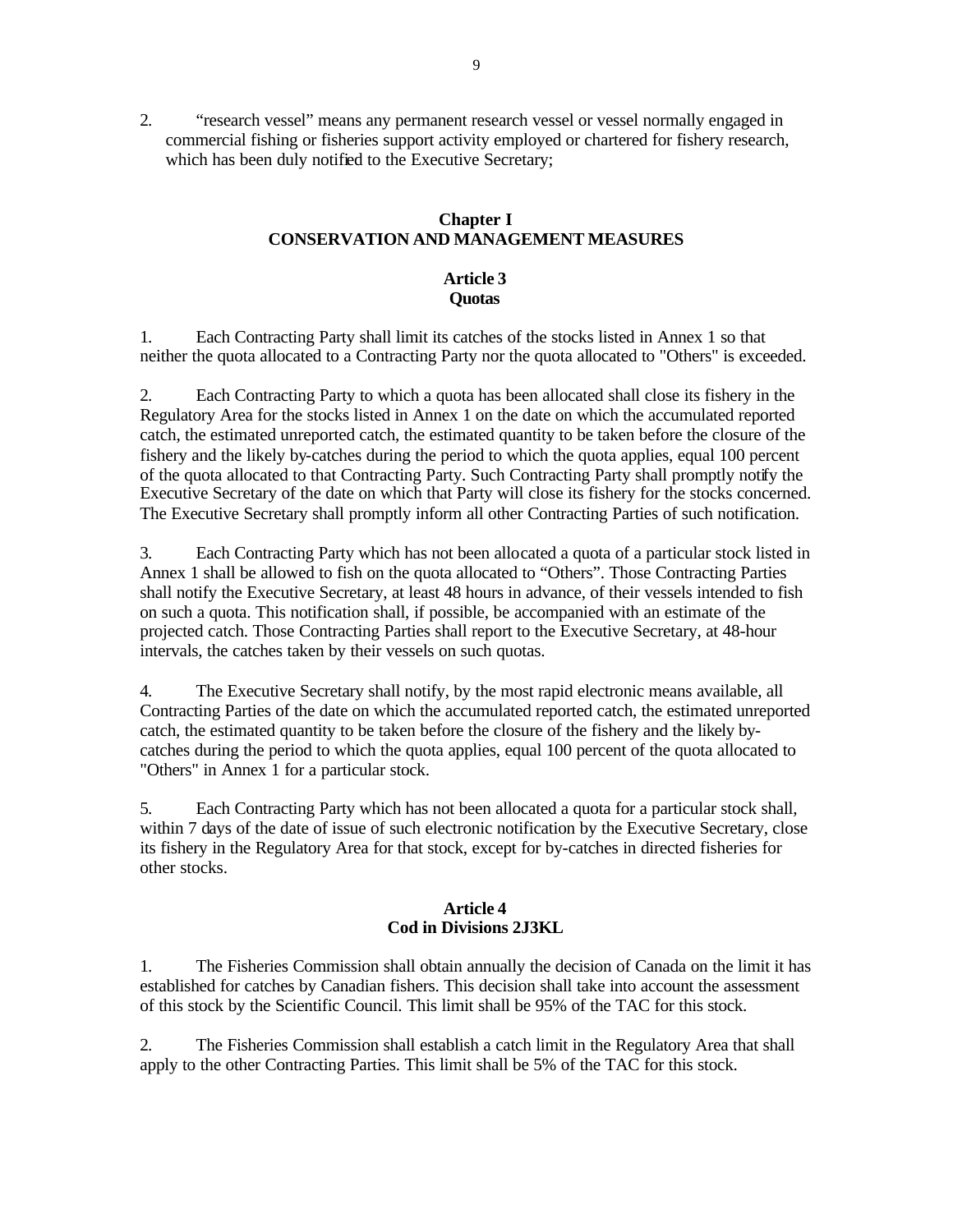2. “research vessel” means any permanent research vessel or vessel normally engaged in commercial fishing or fisheries support activity employed or chartered for fishery research, which has been duly notified to the Executive Secretary;

## Chapter I
## CONSERVATION AND MANAGEMENT MEASURES

### Article 3
### Quotas

1. Each Contracting Party shall limit its catches of the stocks listed in Annex 1 so that neither the quota allocated to a Contracting Party nor the quota allocated to "Others" is exceeded.

2. Each Contracting Party to which a quota has been allocated shall close its fishery in the Regulatory Area for the stocks listed in Annex 1 on the date on which the accumulated reported catch, the estimated unreported catch, the estimated quantity to be taken before the closure of the fishery and the likely by-catches during the period to which the quota applies, equal 100 percent of the quota allocated to that Contracting Party. Such Contracting Party shall promptly notify the Executive Secretary of the date on which that Party will close its fishery for the stocks concerned. The Executive Secretary shall promptly inform all other Contracting Parties of such notification.

3. Each Contracting Party which has not been allocated a quota of a particular stock listed in Annex 1 shall be allowed to fish on the quota allocated to “Others”. Those Contracting Parties shall notify the Executive Secretary, at least 48 hours in advance, of their vessels intended to fish on such a quota. This notification shall, if possible, be accompanied with an estimate of the projected catch. Those Contracting Parties shall report to the Executive Secretary, at 48-hour intervals, the catches taken by their vessels on such quotas.

4. The Executive Secretary shall notify, by the most rapid electronic means available, all Contracting Parties of the date on which the accumulated reported catch, the estimated unreported catch, the estimated quantity to be taken before the closure of the fishery and the likely by-catches during the period to which the quota applies, equal 100 percent of the quota allocated to "Others" in Annex 1 for a particular stock.

5. Each Contracting Party which has not been allocated a quota for a particular stock shall, within 7 days of the date of issue of such electronic notification by the Executive Secretary, close its fishery in the Regulatory Area for that stock, except for by-catches in directed fisheries for other stocks.

### Article 4
### Cod in Divisions 2J3KL

1. The Fisheries Commission shall obtain annually the decision of Canada on the limit it has established for catches by Canadian fishers. This decision shall take into account the assessment of this stock by the Scientific Council. This limit shall be 95% of the TAC for this stock.

2. The Fisheries Commission shall establish a catch limit in the Regulatory Area that shall apply to the other Contracting Parties. This limit shall be 5% of the TAC for this stock.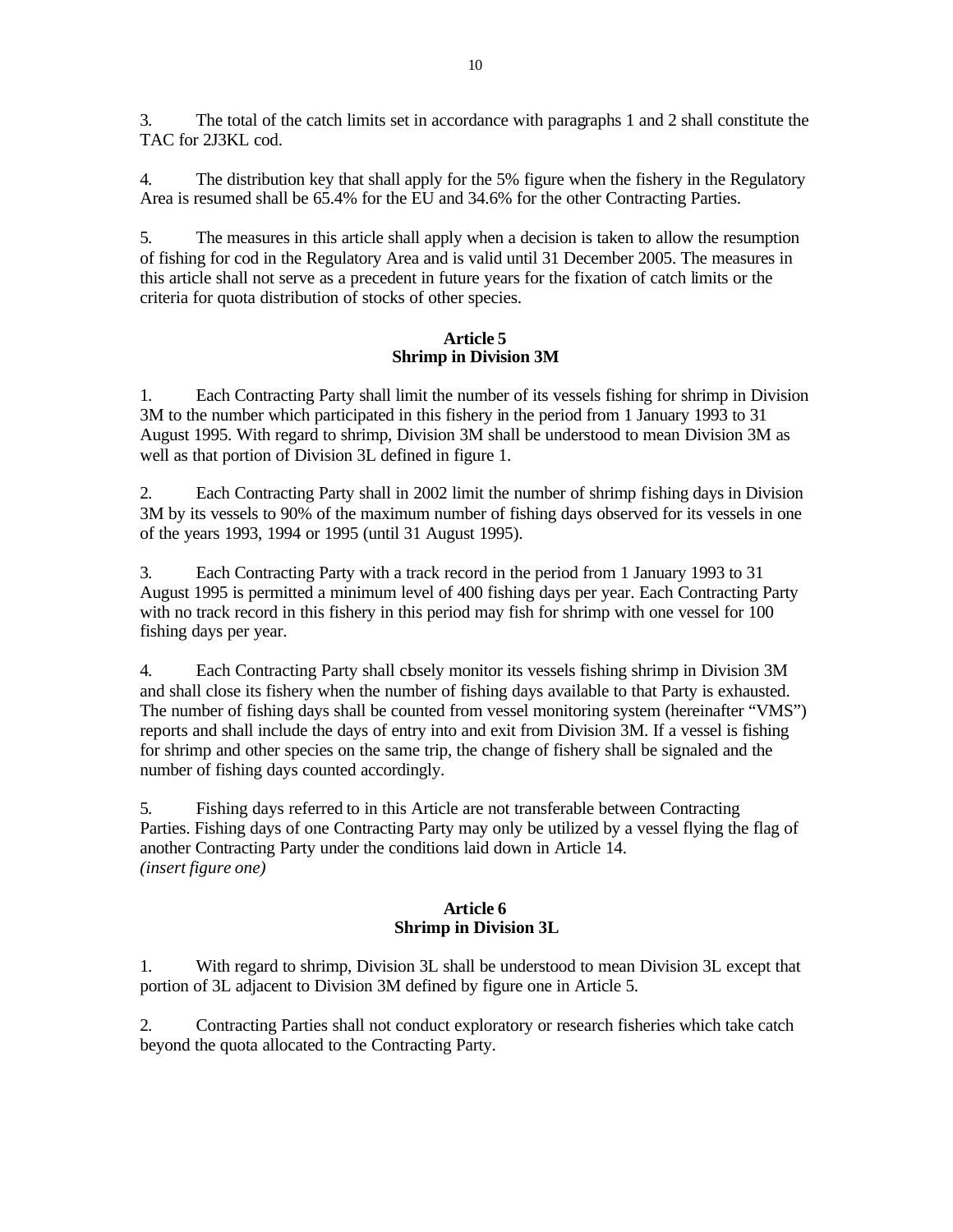3. The total of the catch limits set in accordance with paragraphs 1 and 2 shall constitute the TAC for 2J3KL cod.

4. The distribution key that shall apply for the 5% figure when the fishery in the Regulatory Area is resumed shall be 65.4% for the EU and 34.6% for the other Contracting Parties.

5. The measures in this article shall apply when a decision is taken to allow the resumption of fishing for cod in the Regulatory Area and is valid until 31 December 2005. The measures in this article shall not serve as a precedent in future years for the fixation of catch limits or the criteria for quota distribution of stocks of other species.

### Article 5
### Shrimp in Division 3M

1. Each Contracting Party shall limit the number of its vessels fishing for shrimp in Division 3M to the number which participated in this fishery in the period from 1 January 1993 to 31 August 1995. With regard to shrimp, Division 3M shall be understood to mean Division 3M as well as that portion of Division 3L defined in figure 1.

2. Each Contracting Party shall in 2002 limit the number of shrimp fishing days in Division 3M by its vessels to 90% of the maximum number of fishing days observed for its vessels in one of the years 1993, 1994 or 1995 (until 31 August 1995).

3. Each Contracting Party with a track record in the period from 1 January 1993 to 31 August 1995 is permitted a minimum level of 400 fishing days per year. Each Contracting Party with no track record in this fishery in this period may fish for shrimp with one vessel for 100 fishing days per year.

4. Each Contracting Party shall closely monitor its vessels fishing shrimp in Division 3M and shall close its fishery when the number of fishing days available to that Party is exhausted. The number of fishing days shall be counted from vessel monitoring system (hereinafter "VMS") reports and shall include the days of entry into and exit from Division 3M. If a vessel is fishing for shrimp and other species on the same trip, the change of fishery shall be signaled and the number of fishing days counted accordingly.

5. Fishing days referred to in this Article are not transferable between Contracting Parties. Fishing days of one Contracting Party may only be utilized by a vessel flying the flag of another Contracting Party under the conditions laid down in Article 14.
*(insert figure one)*

### Article 6
### Shrimp in Division 3L

1. With regard to shrimp, Division 3L shall be understood to mean Division 3L except that portion of 3L adjacent to Division 3M defined by figure one in Article 5.

2. Contracting Parties shall not conduct exploratory or research fisheries which take catch beyond the quota allocated to the Contracting Party.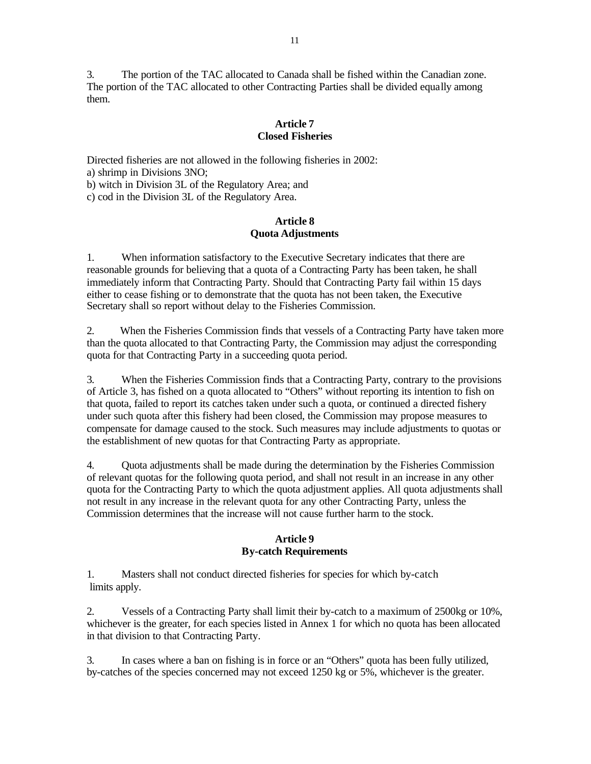3. The portion of the TAC allocated to Canada shall be fished within the Canadian zone. The portion of the TAC allocated to other Contracting Parties shall be divided equally among them.

## Article 7
## Closed Fisheries

Directed fisheries are not allowed in the following fisheries in 2002:
a) shrimp in Divisions 3NO;
b) witch in Division 3L of the Regulatory Area; and
c) cod in the Division 3L of the Regulatory Area.

## Article 8
## Quota Adjustments

1. When information satisfactory to the Executive Secretary indicates that there are reasonable grounds for believing that a quota of a Contracting Party has been taken, he shall immediately inform that Contracting Party. Should that Contracting Party fail within 15 days either to cease fishing or to demonstrate that the quota has not been taken, the Executive Secretary shall so report without delay to the Fisheries Commission.

2. When the Fisheries Commission finds that vessels of a Contracting Party have taken more than the quota allocated to that Contracting Party, the Commission may adjust the corresponding quota for that Contracting Party in a succeeding quota period.

3. When the Fisheries Commission finds that a Contracting Party, contrary to the provisions of Article 3, has fished on a quota allocated to "Others" without reporting its intention to fish on that quota, failed to report its catches taken under such a quota, or continued a directed fishery under such quota after this fishery had been closed, the Commission may propose measures to compensate for damage caused to the stock. Such measures may include adjustments to quotas or the establishment of new quotas for that Contracting Party as appropriate.

4. Quota adjustments shall be made during the determination by the Fisheries Commission of relevant quotas for the following quota period, and shall not result in an increase in any other quota for the Contracting Party to which the quota adjustment applies. All quota adjustments shall not result in any increase in the relevant quota for any other Contracting Party, unless the Commission determines that the increase will not cause further harm to the stock.

## Article 9
## By-catch Requirements

1. Masters shall not conduct directed fisheries for species for which by-catch limits apply.

2. Vessels of a Contracting Party shall limit their by-catch to a maximum of 2500kg or 10%, whichever is the greater, for each species listed in Annex 1 for which no quota has been allocated in that division to that Contracting Party.

3. In cases where a ban on fishing is in force or an "Others" quota has been fully utilized, by-catches of the species concerned may not exceed 1250 kg or 5%, whichever is the greater.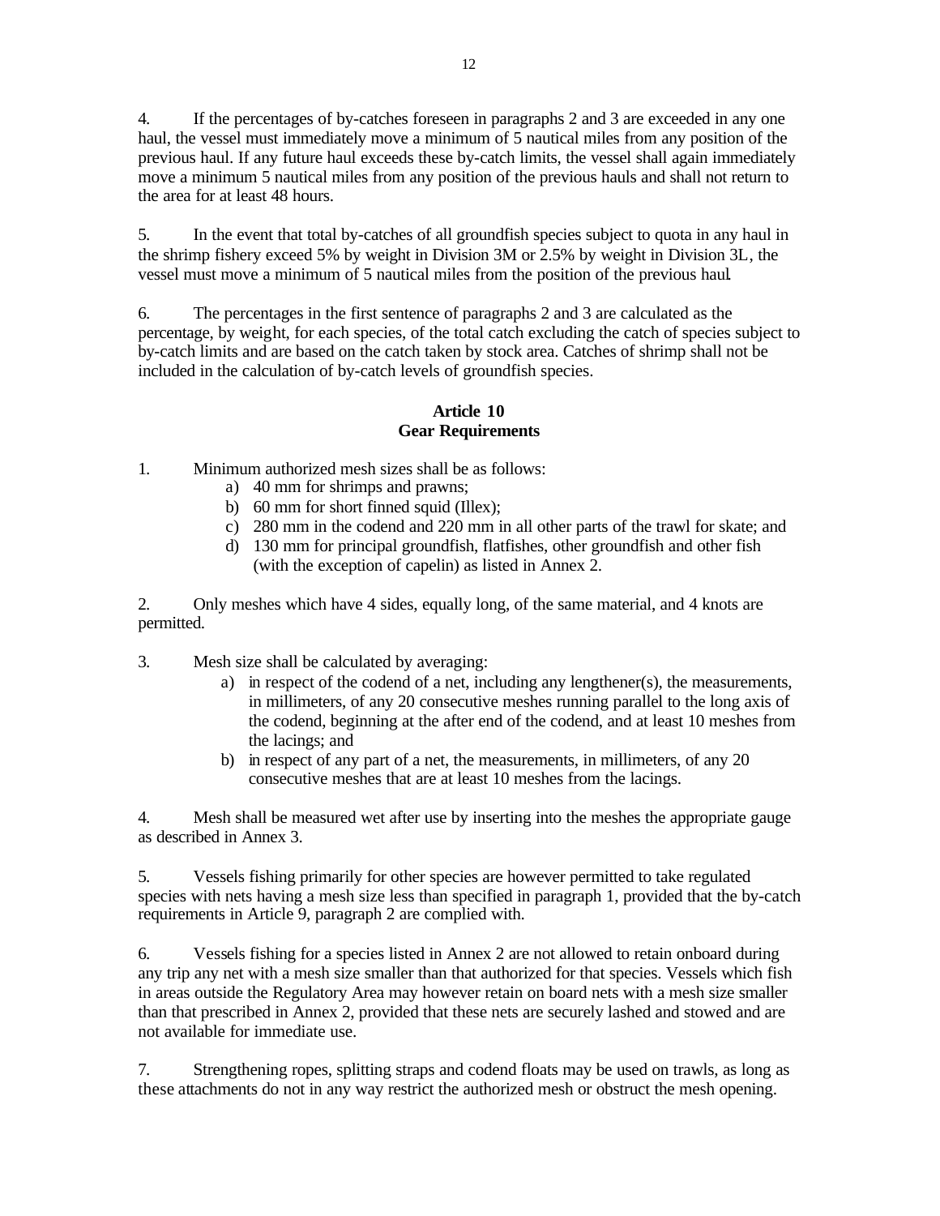4. If the percentages of by-catches foreseen in paragraphs 2 and 3 are exceeded in any one haul, the vessel must immediately move a minimum of 5 nautical miles from any position of the previous haul. If any future haul exceeds these by-catch limits, the vessel shall again immediately move a minimum 5 nautical miles from any position of the previous hauls and shall not return to the area for at least 48 hours.

5. In the event that total by-catches of all groundfish species subject to quota in any haul in the shrimp fishery exceed 5% by weight in Division 3M or 2.5% by weight in Division 3L, the vessel must move a minimum of 5 nautical miles from the position of the previous haul.

6. The percentages in the first sentence of paragraphs 2 and 3 are calculated as the percentage, by weight, for each species, of the total catch excluding the catch of species subject to by-catch limits and are based on the catch taken by stock area. Catches of shrimp shall not be included in the calculation of by-catch levels of groundfish species.

## Article 10
## Gear Requirements

1. Minimum authorized mesh sizes shall be as follows:
   a) 40 mm for shrimps and prawns;
   b) 60 mm for short finned squid (Illex);
   c) 280 mm in the codend and 220 mm in all other parts of the trawl for skate; and
   d) 130 mm for principal groundfish, flatfishes, other groundfish and other fish (with the exception of capelin) as listed in Annex 2.

2. Only meshes which have 4 sides, equally long, of the same material, and 4 knots are permitted.

3. Mesh size shall be calculated by averaging:
   a) in respect of the codend of a net, including any lengthener(s), the measurements, in millimeters, of any 20 consecutive meshes running parallel to the long axis of the codend, beginning at the after end of the codend, and at least 10 meshes from the lacings; and
   b) in respect of any part of a net, the measurements, in millimeters, of any 20 consecutive meshes that are at least 10 meshes from the lacings.

4. Mesh shall be measured wet after use by inserting into the meshes the appropriate gauge as described in Annex 3.

5. Vessels fishing primarily for other species are however permitted to take regulated species with nets having a mesh size less than specified in paragraph 1, provided that the by-catch requirements in Article 9, paragraph 2 are complied with.

6. Vessels fishing for a species listed in Annex 2 are not allowed to retain onboard during any trip any net with a mesh size smaller than that authorized for that species. Vessels which fish in areas outside the Regulatory Area may however retain on board nets with a mesh size smaller than that prescribed in Annex 2, provided that these nets are securely lashed and stowed and are not available for immediate use.

7. Strengthening ropes, splitting straps and codend floats may be used on trawls, as long as these attachments do not in any way restrict the authorized mesh or obstruct the mesh opening.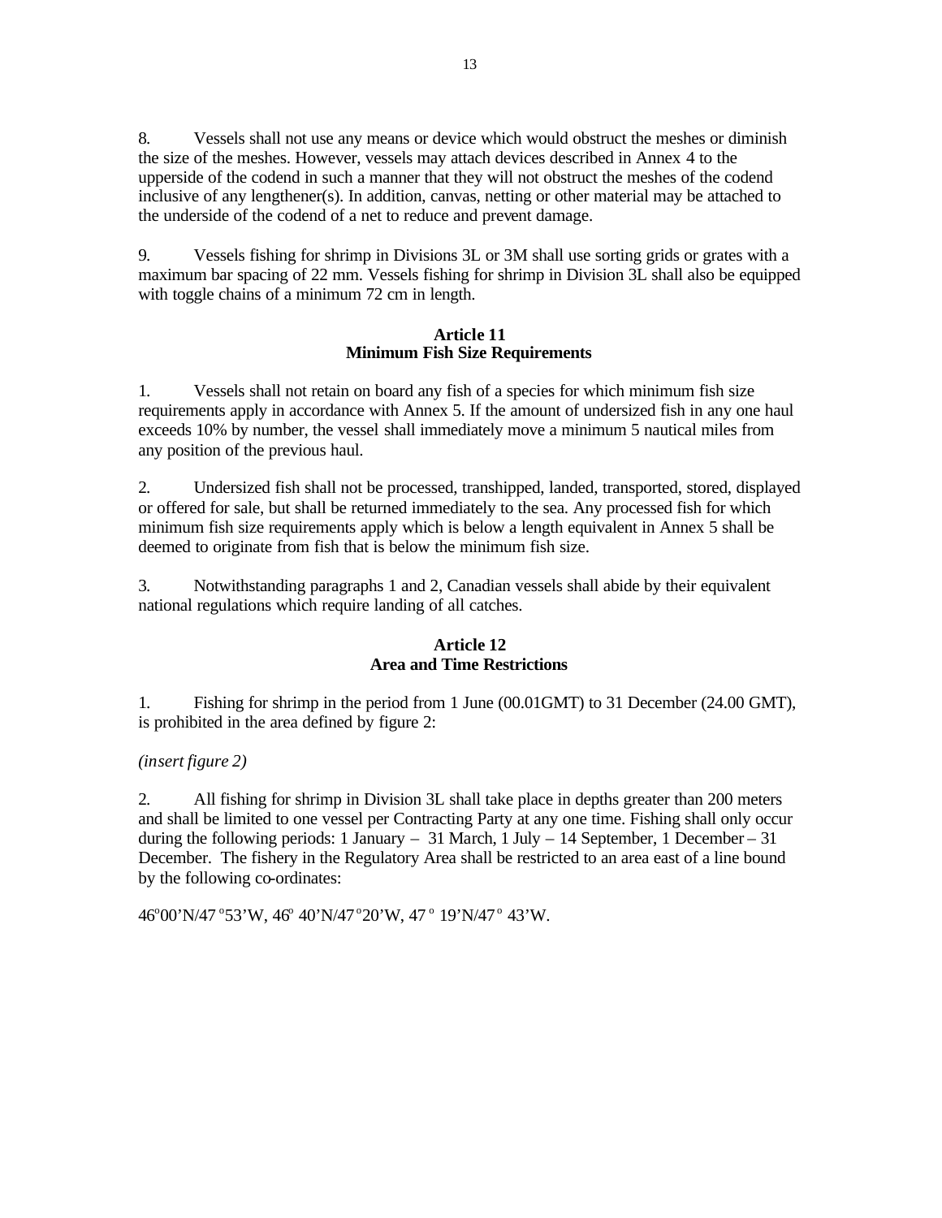8. Vessels shall not use any means or device which would obstruct the meshes or diminish the size of the meshes. However, vessels may attach devices described in Annex 4 to the upperside of the codend in such a manner that they will not obstruct the meshes of the codend inclusive of any lengthener(s). In addition, canvas, netting or other material may be attached to the underside of the codend of a net to reduce and prevent damage.

9. Vessels fishing for shrimp in Divisions 3L or 3M shall use sorting grids or grates with a maximum bar spacing of 22 mm. Vessels fishing for shrimp in Division 3L shall also be equipped with toggle chains of a minimum 72 cm in length.

**Article 11**
**Minimum Fish Size Requirements**

1. Vessels shall not retain on board any fish of a species for which minimum fish size requirements apply in accordance with Annex 5. If the amount of undersized fish in any one haul exceeds 10% by number, the vessel shall immediately move a minimum 5 nautical miles from any position of the previous haul.

2. Undersized fish shall not be processed, transhipped, landed, transported, stored, displayed or offered for sale, but shall be returned immediately to the sea. Any processed fish for which minimum fish size requirements apply which is below a length equivalent in Annex 5 shall be deemed to originate from fish that is below the minimum fish size.

3. Notwithstanding paragraphs 1 and 2, Canadian vessels shall abide by their equivalent national regulations which require landing of all catches.

**Article 12**
**Area and Time Restrictions**

1. Fishing for shrimp in the period from 1 June (00.01GMT) to 31 December (24.00 GMT), is prohibited in the area defined by figure 2:

*(insert figure 2)*

2. All fishing for shrimp in Division 3L shall take place in depths greater than 200 meters and shall be limited to one vessel per Contracting Party at any one time. Fishing shall only occur during the following periods: 1 January – 31 March, 1 July – 14 September, 1 December – 31 December. The fishery in the Regulatory Area shall be restricted to an area east of a line bound by the following co-ordinates:

46°00'N/47°53'W, 46° 40'N/47°20'W, 47° 19'N/47° 43'W.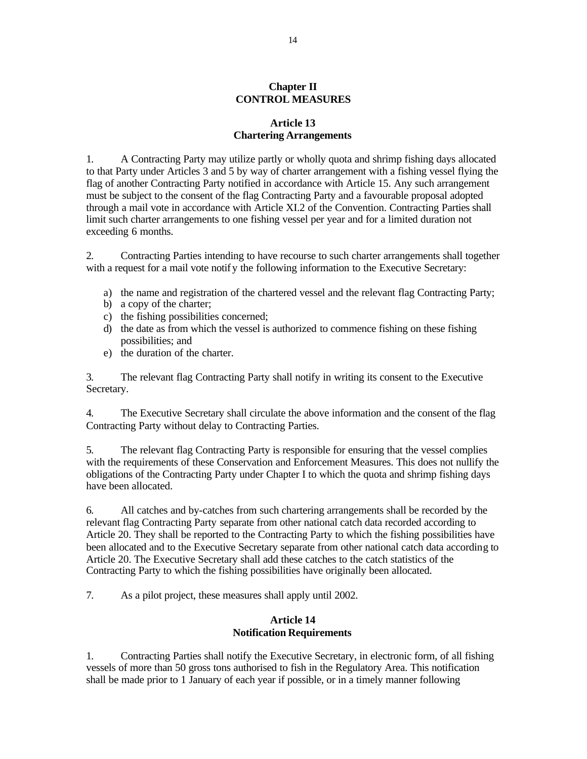## Chapter II
## CONTROL MEASURES

### Article 13
### Chartering Arrangements

1. A Contracting Party may utilize partly or wholly quota and shrimp fishing days allocated to that Party under Articles 3 and 5 by way of charter arrangement with a fishing vessel flying the flag of another Contracting Party notified in accordance with Article 15. Any such arrangement must be subject to the consent of the flag Contracting Party and a favourable proposal adopted through a mail vote in accordance with Article XI.2 of the Convention. Contracting Parties shall limit such charter arrangements to one fishing vessel per year and for a limited duration not exceeding 6 months.

2. Contracting Parties intending to have recourse to such charter arrangements shall together with a request for a mail vote notify the following information to the Executive Secretary:

a) the name and registration of the chartered vessel and the relevant flag Contracting Party;
b) a copy of the charter;
c) the fishing possibilities concerned;
d) the date as from which the vessel is authorized to commence fishing on these fishing possibilities; and
e) the duration of the charter.

3. The relevant flag Contracting Party shall notify in writing its consent to the Executive Secretary.

4. The Executive Secretary shall circulate the above information and the consent of the flag Contracting Party without delay to Contracting Parties.

5. The relevant flag Contracting Party is responsible for ensuring that the vessel complies with the requirements of these Conservation and Enforcement Measures. This does not nullify the obligations of the Contracting Party under Chapter I to which the quota and shrimp fishing days have been allocated.

6. All catches and by-catches from such chartering arrangements shall be recorded by the relevant flag Contracting Party separate from other national catch data recorded according to Article 20. They shall be reported to the Contracting Party to which the fishing possibilities have been allocated and to the Executive Secretary separate from other national catch data according to Article 20. The Executive Secretary shall add these catches to the catch statistics of the Contracting Party to which the fishing possibilities have originally been allocated.

7. As a pilot project, these measures shall apply until 2002.

### Article 14
### Notification Requirements

1. Contracting Parties shall notify the Executive Secretary, in electronic form, of all fishing vessels of more than 50 gross tons authorised to fish in the Regulatory Area. This notification shall be made prior to 1 January of each year if possible, or in a timely manner following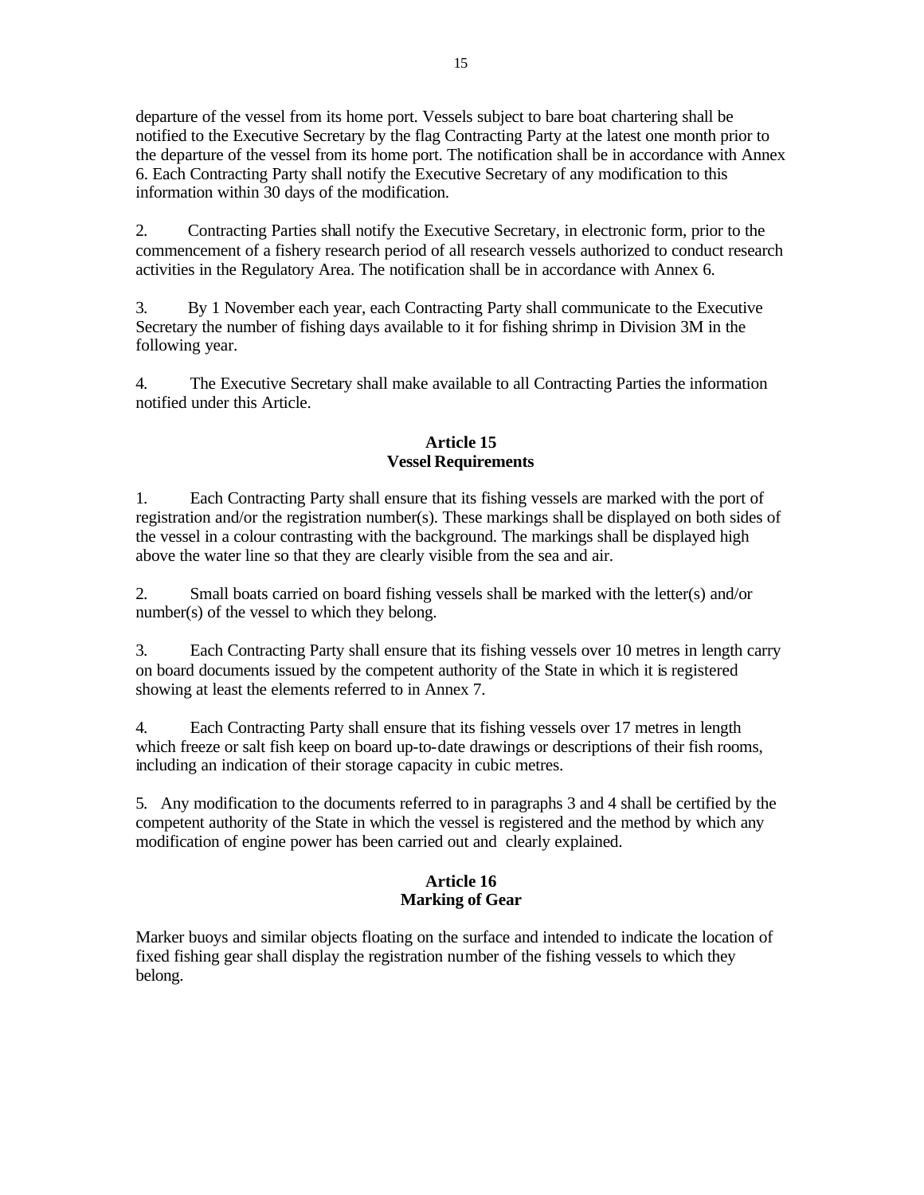departure of the vessel from its home port. Vessels subject to bare boat chartering shall be notified to the Executive Secretary by the flag Contracting Party at the latest one month prior to the departure of the vessel from its home port. The notification shall be in accordance with Annex 6. Each Contracting Party shall notify the Executive Secretary of any modification to this information within 30 days of the modification.

2. Contracting Parties shall notify the Executive Secretary, in electronic form, prior to the commencement of a fishery research period of all research vessels authorized to conduct research activities in the Regulatory Area. The notification shall be in accordance with Annex 6.

3. By 1 November each year, each Contracting Party shall communicate to the Executive Secretary the number of fishing days available to it for fishing shrimp in Division 3M in the following year.

4. The Executive Secretary shall make available to all Contracting Parties the information notified under this Article.

## Article 15
## Vessel Requirements

1. Each Contracting Party shall ensure that its fishing vessels are marked with the port of registration and/or the registration number(s). These markings shall be displayed on both sides of the vessel in a colour contrasting with the background. The markings shall be displayed high above the water line so that they are clearly visible from the sea and air.

2. Small boats carried on board fishing vessels shall be marked with the letter(s) and/or number(s) of the vessel to which they belong.

3. Each Contracting Party shall ensure that its fishing vessels over 10 metres in length carry on board documents issued by the competent authority of the State in which it is registered showing at least the elements referred to in Annex 7.

4. Each Contracting Party shall ensure that its fishing vessels over 17 metres in length which freeze or salt fish keep on board up-to-date drawings or descriptions of their fish rooms, including an indication of their storage capacity in cubic metres.

5. Any modification to the documents referred to in paragraphs 3 and 4 shall be certified by the competent authority of the State in which the vessel is registered and the method by which any modification of engine power has been carried out and clearly explained.

## Article 16
## Marking of Gear

Marker buoys and similar objects floating on the surface and intended to indicate the location of fixed fishing gear shall display the registration number of the fishing vessels to which they belong.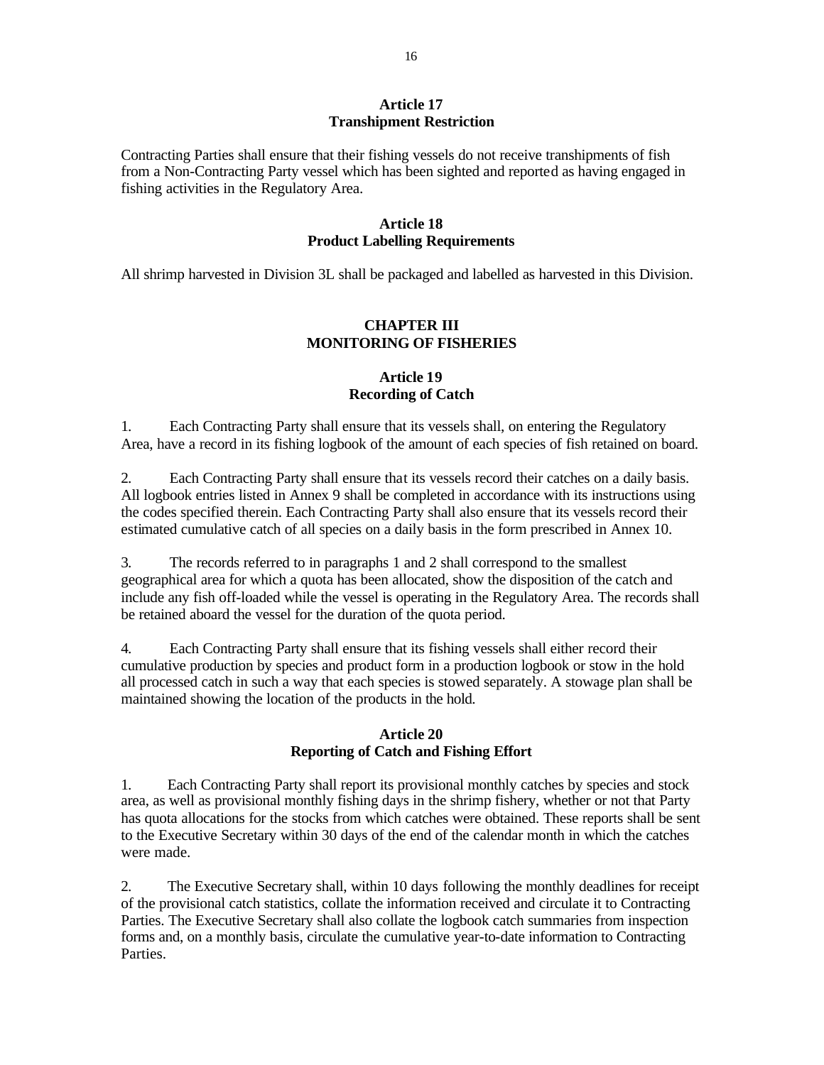## Article 17
## Transhipment Restriction

Contracting Parties shall ensure that their fishing vessels do not receive transhipments of fish from a Non-Contracting Party vessel which has been sighted and reported as having engaged in fishing activities in the Regulatory Area.

## Article 18
## Product Labelling Requirements

All shrimp harvested in Division 3L shall be packaged and labelled as harvested in this Division.

# CHAPTER III
# MONITORING OF FISHERIES

## Article 19
## Recording of Catch

1. Each Contracting Party shall ensure that its vessels shall, on entering the Regulatory Area, have a record in its fishing logbook of the amount of each species of fish retained on board.

2. Each Contracting Party shall ensure that its vessels record their catches on a daily basis. All logbook entries listed in Annex 9 shall be completed in accordance with its instructions using the codes specified therein. Each Contracting Party shall also ensure that its vessels record their estimated cumulative catch of all species on a daily basis in the form prescribed in Annex 10.

3. The records referred to in paragraphs 1 and 2 shall correspond to the smallest geographical area for which a quota has been allocated, show the disposition of the catch and include any fish off-loaded while the vessel is operating in the Regulatory Area. The records shall be retained aboard the vessel for the duration of the quota period.

4. Each Contracting Party shall ensure that its fishing vessels shall either record their cumulative production by species and product form in a production logbook or stow in the hold all processed catch in such a way that each species is stowed separately. A stowage plan shall be maintained showing the location of the products in the hold.

## Article 20
## Reporting of Catch and Fishing Effort

1. Each Contracting Party shall report its provisional monthly catches by species and stock area, as well as provisional monthly fishing days in the shrimp fishery, whether or not that Party has quota allocations for the stocks from which catches were obtained. These reports shall be sent to the Executive Secretary within 30 days of the end of the calendar month in which the catches were made.

2. The Executive Secretary shall, within 10 days following the monthly deadlines for receipt of the provisional catch statistics, collate the information received and circulate it to Contracting Parties. The Executive Secretary shall also collate the logbook catch summaries from inspection forms and, on a monthly basis, circulate the cumulative year-to-date information to Contracting Parties.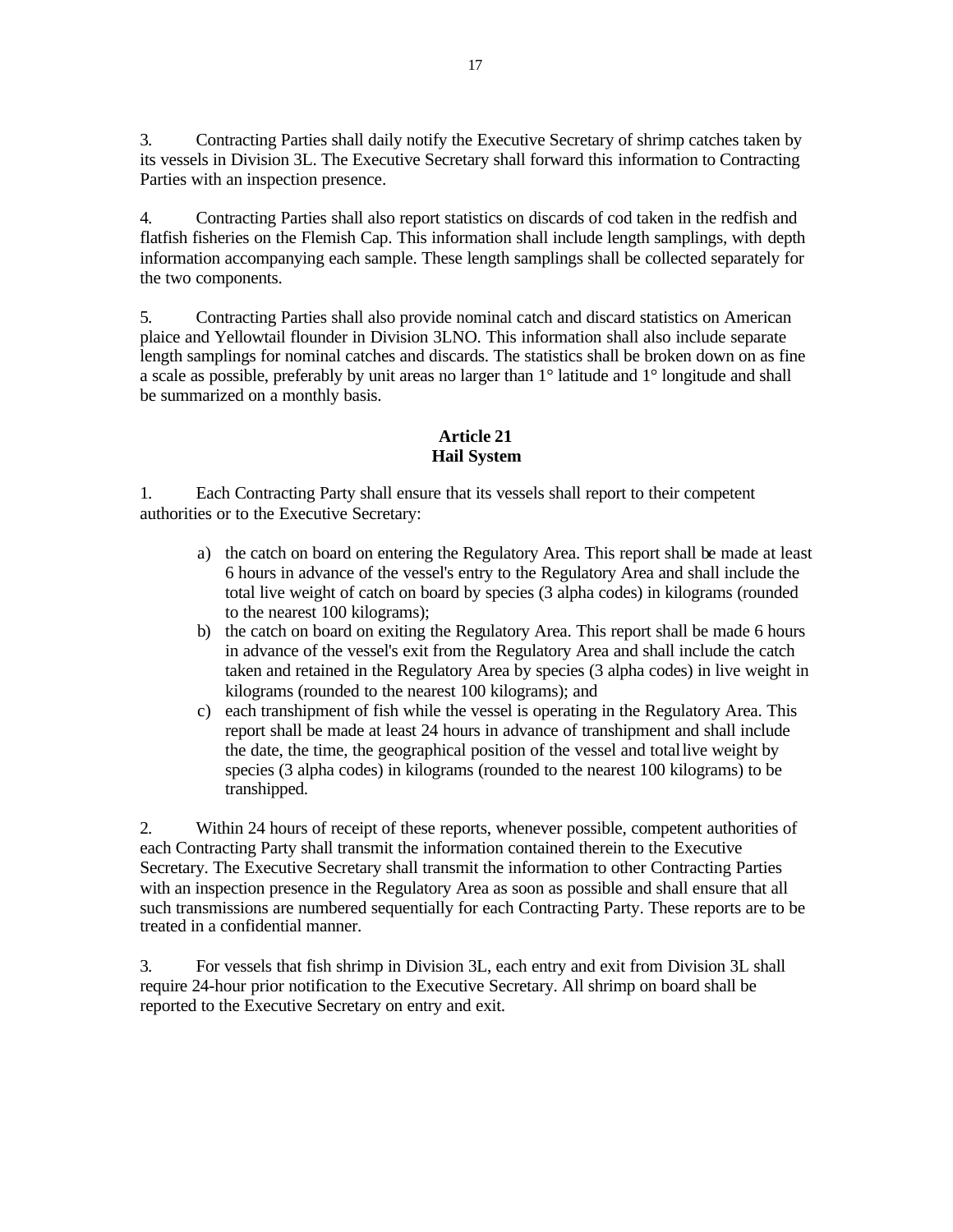3. Contracting Parties shall daily notify the Executive Secretary of shrimp catches taken by its vessels in Division 3L. The Executive Secretary shall forward this information to Contracting Parties with an inspection presence.

4. Contracting Parties shall also report statistics on discards of cod taken in the redfish and flatfish fisheries on the Flemish Cap. This information shall include length samplings, with depth information accompanying each sample. These length samplings shall be collected separately for the two components.

5. Contracting Parties shall also provide nominal catch and discard statistics on American plaice and Yellowtail flounder in Division 3LNO. This information shall also include separate length samplings for nominal catches and discards. The statistics shall be broken down on as fine a scale as possible, preferably by unit areas no larger than 1° latitude and 1° longitude and shall be summarized on a monthly basis.

**Article 21**
**Hail System**

1. Each Contracting Party shall ensure that its vessels shall report to their competent authorities or to the Executive Secretary:

a) the catch on board on entering the Regulatory Area. This report shall be made at least 6 hours in advance of the vessel's entry to the Regulatory Area and shall include the total live weight of catch on board by species (3 alpha codes) in kilograms (rounded to the nearest 100 kilograms);
b) the catch on board on exiting the Regulatory Area. This report shall be made 6 hours in advance of the vessel's exit from the Regulatory Area and shall include the catch taken and retained in the Regulatory Area by species (3 alpha codes) in live weight in kilograms (rounded to the nearest 100 kilograms); and
c) each transhipment of fish while the vessel is operating in the Regulatory Area. This report shall be made at least 24 hours in advance of transhipment and shall include the date, the time, the geographical position of the vessel and total live weight by species (3 alpha codes) in kilograms (rounded to the nearest 100 kilograms) to be transhipped.

2. Within 24 hours of receipt of these reports, whenever possible, competent authorities of each Contracting Party shall transmit the information contained therein to the Executive Secretary. The Executive Secretary shall transmit the information to other Contracting Parties with an inspection presence in the Regulatory Area as soon as possible and shall ensure that all such transmissions are numbered sequentially for each Contracting Party. These reports are to be treated in a confidential manner.

3. For vessels that fish shrimp in Division 3L, each entry and exit from Division 3L shall require 24-hour prior notification to the Executive Secretary. All shrimp on board shall be reported to the Executive Secretary on entry and exit.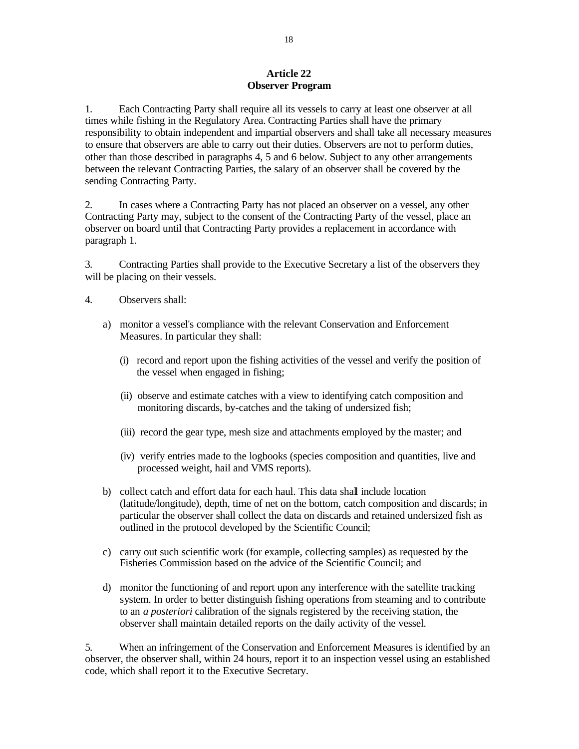## Article 22
## Observer Program

1. Each Contracting Party shall require all its vessels to carry at least one observer at all times while fishing in the Regulatory Area. Contracting Parties shall have the primary responsibility to obtain independent and impartial observers and shall take all necessary measures to ensure that observers are able to carry out their duties. Observers are not to perform duties, other than those described in paragraphs 4, 5 and 6 below. Subject to any other arrangements between the relevant Contracting Parties, the salary of an observer shall be covered by the sending Contracting Party.

2. In cases where a Contracting Party has not placed an observer on a vessel, any other Contracting Party may, subject to the consent of the Contracting Party of the vessel, place an observer on board until that Contracting Party provides a replacement in accordance with paragraph 1.

3. Contracting Parties shall provide to the Executive Secretary a list of the observers they will be placing on their vessels.

4. Observers shall:

a) monitor a vessel's compliance with the relevant Conservation and Enforcement Measures. In particular they shall:

   (i) record and report upon the fishing activities of the vessel and verify the position of the vessel when engaged in fishing;

   (ii) observe and estimate catches with a view to identifying catch composition and monitoring discards, by-catches and the taking of undersized fish;

   (iii) record the gear type, mesh size and attachments employed by the master; and

   (iv) verify entries made to the logbooks (species composition and quantities, live and processed weight, hail and VMS reports).

b) collect catch and effort data for each haul. This data shall include location (latitude/longitude), depth, time of net on the bottom, catch composition and discards; in particular the observer shall collect the data on discards and retained undersized fish as outlined in the protocol developed by the Scientific Council;

c) carry out such scientific work (for example, collecting samples) as requested by the Fisheries Commission based on the advice of the Scientific Council; and

d) monitor the functioning of and report upon any interference with the satellite tracking system. In order to better distinguish fishing operations from steaming and to contribute to an *a posteriori* calibration of the signals registered by the receiving station, the observer shall maintain detailed reports on the daily activity of the vessel.

5. When an infringement of the Conservation and Enforcement Measures is identified by an observer, the observer shall, within 24 hours, report it to an inspection vessel using an established code, which shall report it to the Executive Secretary.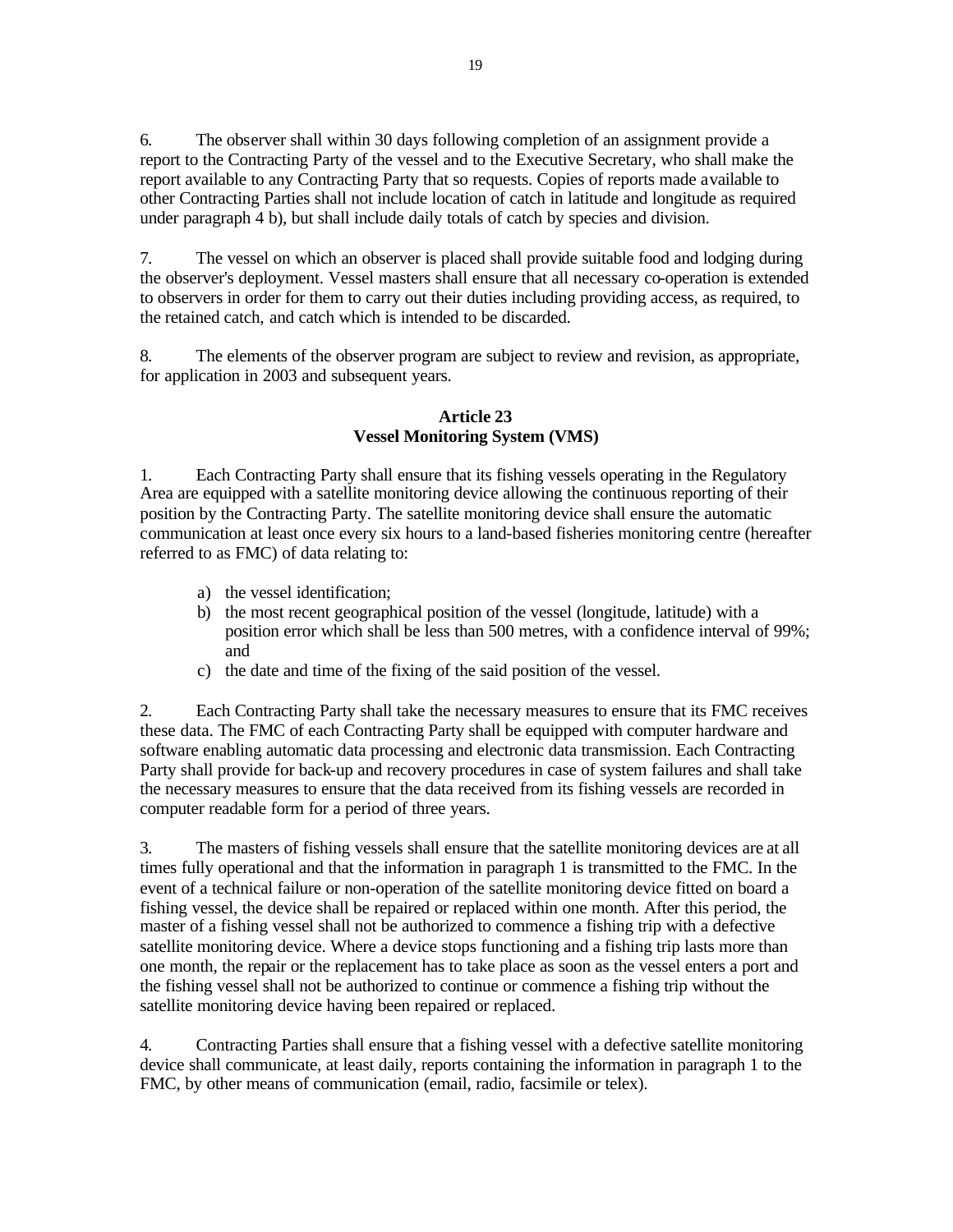6. The observer shall within 30 days following completion of an assignment provide a report to the Contracting Party of the vessel and to the Executive Secretary, who shall make the report available to any Contracting Party that so requests. Copies of reports made available to other Contracting Parties shall not include location of catch in latitude and longitude as required under paragraph 4 b), but shall include daily totals of catch by species and division.

7. The vessel on which an observer is placed shall provide suitable food and lodging during the observer's deployment. Vessel masters shall ensure that all necessary co-operation is extended to observers in order for them to carry out their duties including providing access, as required, to the retained catch, and catch which is intended to be discarded.

8. The elements of the observer program are subject to review and revision, as appropriate, for application in 2003 and subsequent years.

## Article 23
## Vessel Monitoring System (VMS)

1. Each Contracting Party shall ensure that its fishing vessels operating in the Regulatory Area are equipped with a satellite monitoring device allowing the continuous reporting of their position by the Contracting Party. The satellite monitoring device shall ensure the automatic communication at least once every six hours to a land-based fisheries monitoring centre (hereafter referred to as FMC) of data relating to:

   a) the vessel identification;
   b) the most recent geographical position of the vessel (longitude, latitude) with a position error which shall be less than 500 metres, with a confidence interval of 99%; and
   c) the date and time of the fixing of the said position of the vessel.

2. Each Contracting Party shall take the necessary measures to ensure that its FMC receives these data. The FMC of each Contracting Party shall be equipped with computer hardware and software enabling automatic data processing and electronic data transmission. Each Contracting Party shall provide for back-up and recovery procedures in case of system failures and shall take the necessary measures to ensure that the data received from its fishing vessels are recorded in computer readable form for a period of three years.

3. The masters of fishing vessels shall ensure that the satellite monitoring devices are at all times fully operational and that the information in paragraph 1 is transmitted to the FMC. In the event of a technical failure or non-operation of the satellite monitoring device fitted on board a fishing vessel, the device shall be repaired or replaced within one month. After this period, the master of a fishing vessel shall not be authorized to commence a fishing trip with a defective satellite monitoring device. Where a device stops functioning and a fishing trip lasts more than one month, the repair or the replacement has to take place as soon as the vessel enters a port and the fishing vessel shall not be authorized to continue or commence a fishing trip without the satellite monitoring device having been repaired or replaced.

4. Contracting Parties shall ensure that a fishing vessel with a defective satellite monitoring device shall communicate, at least daily, reports containing the information in paragraph 1 to the FMC, by other means of communication (email, radio, facsimile or telex).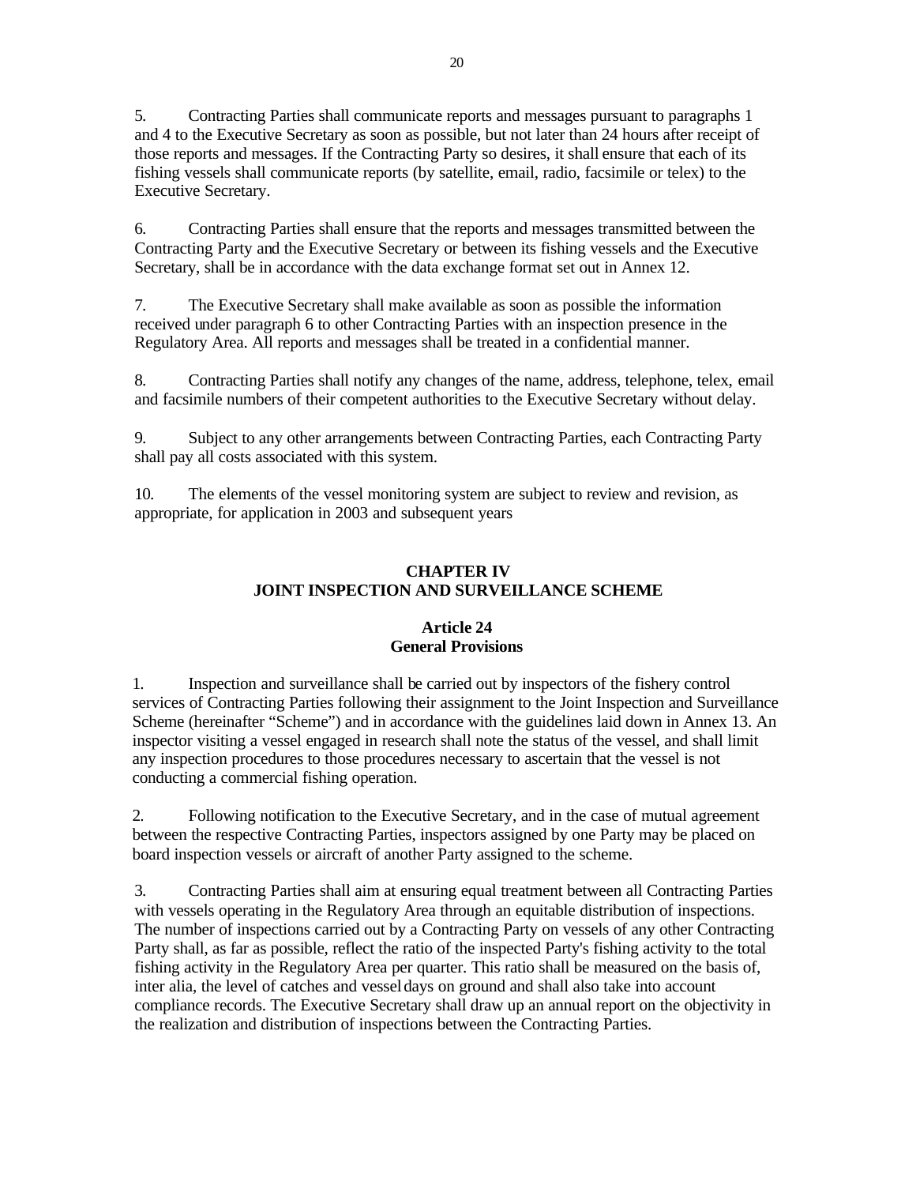5. Contracting Parties shall communicate reports and messages pursuant to paragraphs 1 and 4 to the Executive Secretary as soon as possible, but not later than 24 hours after receipt of those reports and messages. If the Contracting Party so desires, it shall ensure that each of its fishing vessels shall communicate reports (by satellite, email, radio, facsimile or telex) to the Executive Secretary.

6. Contracting Parties shall ensure that the reports and messages transmitted between the Contracting Party and the Executive Secretary or between its fishing vessels and the Executive Secretary, shall be in accordance with the data exchange format set out in Annex 12.

7. The Executive Secretary shall make available as soon as possible the information received under paragraph 6 to other Contracting Parties with an inspection presence in the Regulatory Area. All reports and messages shall be treated in a confidential manner.

8. Contracting Parties shall notify any changes of the name, address, telephone, telex, email and facsimile numbers of their competent authorities to the Executive Secretary without delay.

9. Subject to any other arrangements between Contracting Parties, each Contracting Party shall pay all costs associated with this system.

10. The elements of the vessel monitoring system are subject to review and revision, as appropriate, for application in 2003 and subsequent years

## CHAPTER IV
## JOINT INSPECTION AND SURVEILLANCE SCHEME

### Article 24
### General Provisions

1. Inspection and surveillance shall be carried out by inspectors of the fishery control services of Contracting Parties following their assignment to the Joint Inspection and Surveillance Scheme (hereinafter "Scheme") and in accordance with the guidelines laid down in Annex 13. An inspector visiting a vessel engaged in research shall note the status of the vessel, and shall limit any inspection procedures to those procedures necessary to ascertain that the vessel is not conducting a commercial fishing operation.

2. Following notification to the Executive Secretary, and in the case of mutual agreement between the respective Contracting Parties, inspectors assigned by one Party may be placed on board inspection vessels or aircraft of another Party assigned to the scheme.

3. Contracting Parties shall aim at ensuring equal treatment between all Contracting Parties with vessels operating in the Regulatory Area through an equitable distribution of inspections. The number of inspections carried out by a Contracting Party on vessels of any other Contracting Party shall, as far as possible, reflect the ratio of the inspected Party's fishing activity to the total fishing activity in the Regulatory Area per quarter. This ratio shall be measured on the basis of, inter alia, the level of catches and vessel days on ground and shall also take into account compliance records. The Executive Secretary shall draw up an annual report on the objectivity in the realization and distribution of inspections between the Contracting Parties.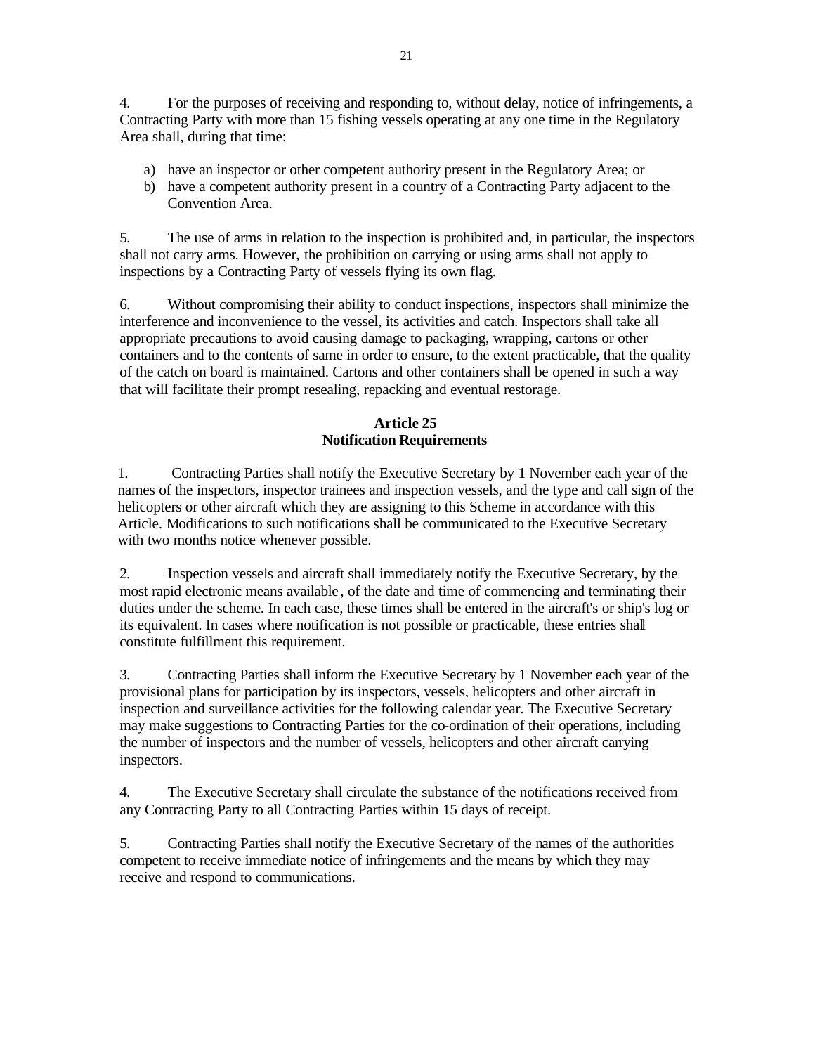4. For the purposes of receiving and responding to, without delay, notice of infringements, a Contracting Party with more than 15 fishing vessels operating at any one time in the Regulatory Area shall, during that time:

a) have an inspector or other competent authority present in the Regulatory Area; or
b) have a competent authority present in a country of a Contracting Party adjacent to the Convention Area.

5. The use of arms in relation to the inspection is prohibited and, in particular, the inspectors shall not carry arms. However, the prohibition on carrying or using arms shall not apply to inspections by a Contracting Party of vessels flying its own flag.

6. Without compromising their ability to conduct inspections, inspectors shall minimize the interference and inconvenience to the vessel, its activities and catch. Inspectors shall take all appropriate precautions to avoid causing damage to packaging, wrapping, cartons or other containers and to the contents of same in order to ensure, to the extent practicable, that the quality of the catch on board is maintained. Cartons and other containers shall be opened in such a way that will facilitate their prompt resealing, repacking and eventual restorage.

## Article 25
## Notification Requirements

1. Contracting Parties shall notify the Executive Secretary by 1 November each year of the names of the inspectors, inspector trainees and inspection vessels, and the type and call sign of the helicopters or other aircraft which they are assigning to this Scheme in accordance with this Article. Modifications to such notifications shall be communicated to the Executive Secretary with two months notice whenever possible.

2. Inspection vessels and aircraft shall immediately notify the Executive Secretary, by the most rapid electronic means available, of the date and time of commencing and terminating their duties under the scheme. In each case, these times shall be entered in the aircraft's or ship's log or its equivalent. In cases where notification is not possible or practicable, these entries shall constitute fulfillment this requirement.

3. Contracting Parties shall inform the Executive Secretary by 1 November each year of the provisional plans for participation by its inspectors, vessels, helicopters and other aircraft in inspection and surveillance activities for the following calendar year. The Executive Secretary may make suggestions to Contracting Parties for the co-ordination of their operations, including the number of inspectors and the number of vessels, helicopters and other aircraft carrying inspectors.

4. The Executive Secretary shall circulate the substance of the notifications received from any Contracting Party to all Contracting Parties within 15 days of receipt.

5. Contracting Parties shall notify the Executive Secretary of the names of the authorities competent to receive immediate notice of infringements and the means by which they may receive and respond to communications.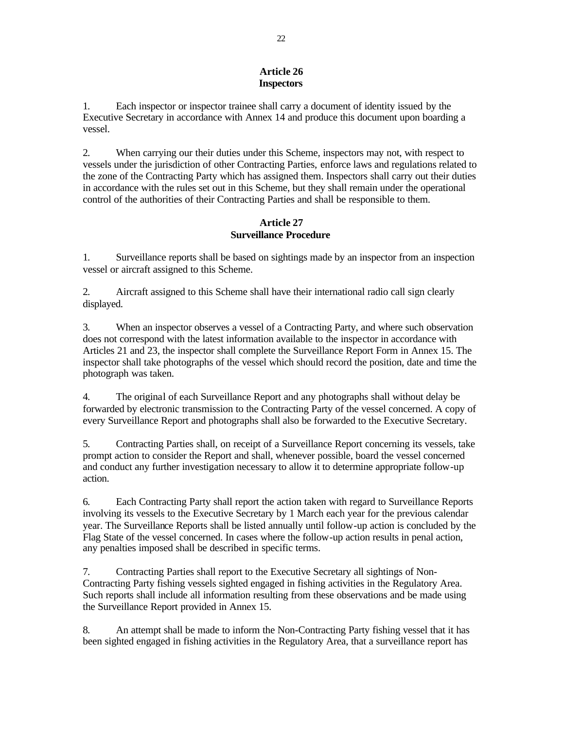## Article 26
## Inspectors

1. Each inspector or inspector trainee shall carry a document of identity issued by the Executive Secretary in accordance with Annex 14 and produce this document upon boarding a vessel.

2. When carrying our their duties under this Scheme, inspectors may not, with respect to vessels under the jurisdiction of other Contracting Parties, enforce laws and regulations related to the zone of the Contracting Party which has assigned them. Inspectors shall carry out their duties in accordance with the rules set out in this Scheme, but they shall remain under the operational control of the authorities of their Contracting Parties and shall be responsible to them.

## Article 27
## Surveillance Procedure

1. Surveillance reports shall be based on sightings made by an inspector from an inspection vessel or aircraft assigned to this Scheme.

2. Aircraft assigned to this Scheme shall have their international radio call sign clearly displayed.

3. When an inspector observes a vessel of a Contracting Party, and where such observation does not correspond with the latest information available to the inspector in accordance with Articles 21 and 23, the inspector shall complete the Surveillance Report Form in Annex 15. The inspector shall take photographs of the vessel which should record the position, date and time the photograph was taken.

4. The original of each Surveillance Report and any photographs shall without delay be forwarded by electronic transmission to the Contracting Party of the vessel concerned. A copy of every Surveillance Report and photographs shall also be forwarded to the Executive Secretary.

5. Contracting Parties shall, on receipt of a Surveillance Report concerning its vessels, take prompt action to consider the Report and shall, whenever possible, board the vessel concerned and conduct any further investigation necessary to allow it to determine appropriate follow-up action.

6. Each Contracting Party shall report the action taken with regard to Surveillance Reports involving its vessels to the Executive Secretary by 1 March each year for the previous calendar year. The Surveillance Reports shall be listed annually until follow-up action is concluded by the Flag State of the vessel concerned. In cases where the follow-up action results in penal action, any penalties imposed shall be described in specific terms.

7. Contracting Parties shall report to the Executive Secretary all sightings of Non-Contracting Party fishing vessels sighted engaged in fishing activities in the Regulatory Area. Such reports shall include all information resulting from these observations and be made using the Surveillance Report provided in Annex 15.

8. An attempt shall be made to inform the Non-Contracting Party fishing vessel that it has been sighted engaged in fishing activities in the Regulatory Area, that a surveillance report has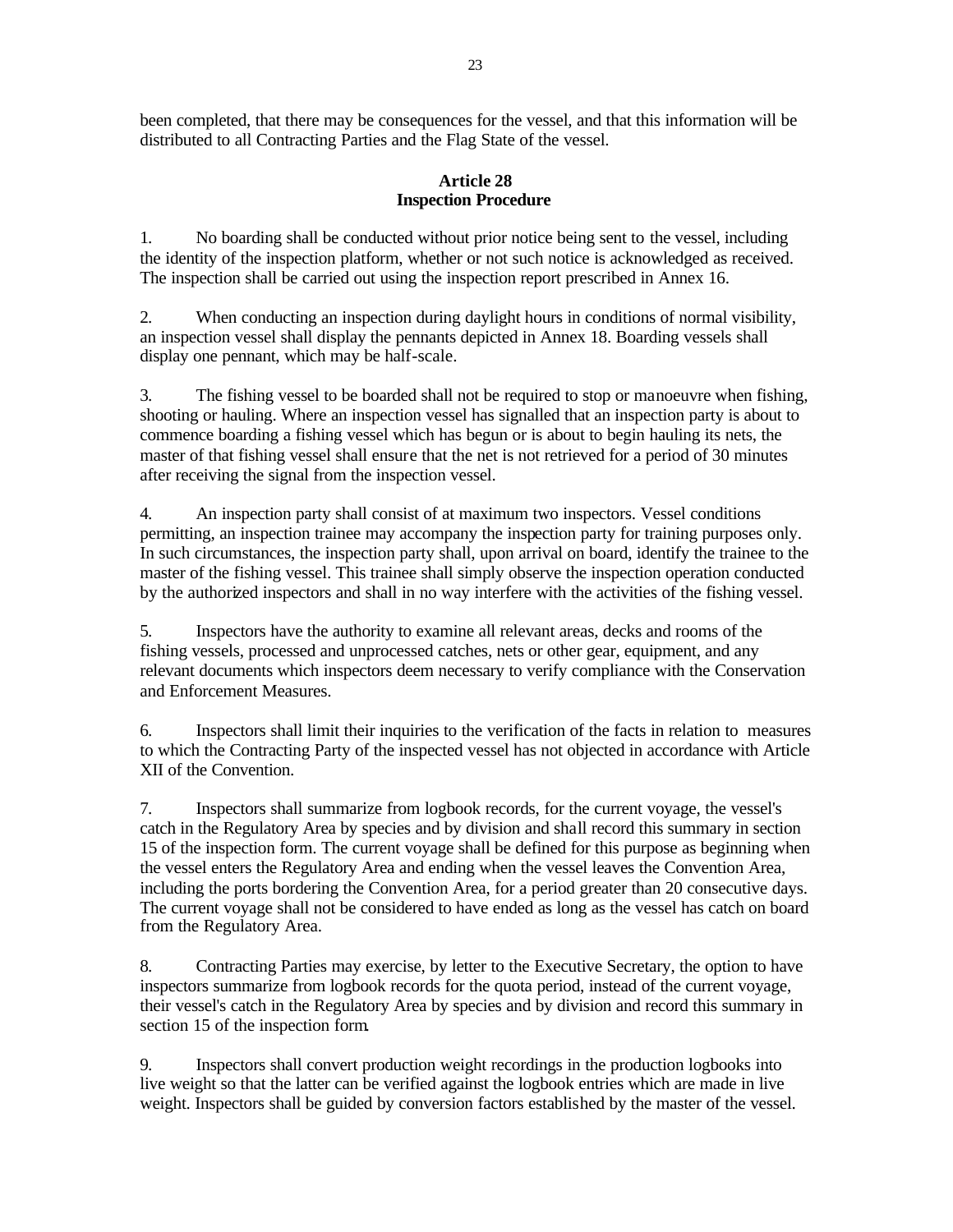been completed, that there may be consequences for the vessel, and that this information will be distributed to all Contracting Parties and the Flag State of the vessel.

## Article 28
## Inspection Procedure

1. No boarding shall be conducted without prior notice being sent to the vessel, including the identity of the inspection platform, whether or not such notice is acknowledged as received. The inspection shall be carried out using the inspection report prescribed in Annex 16.

2. When conducting an inspection during daylight hours in conditions of normal visibility, an inspection vessel shall display the pennants depicted in Annex 18. Boarding vessels shall display one pennant, which may be half-scale.

3. The fishing vessel to be boarded shall not be required to stop or manoeuvre when fishing, shooting or hauling. Where an inspection vessel has signalled that an inspection party is about to commence boarding a fishing vessel which has begun or is about to begin hauling its nets, the master of that fishing vessel shall ensure that the net is not retrieved for a period of 30 minutes after receiving the signal from the inspection vessel.

4. An inspection party shall consist of at maximum two inspectors. Vessel conditions permitting, an inspection trainee may accompany the inspection party for training purposes only. In such circumstances, the inspection party shall, upon arrival on board, identify the trainee to the master of the fishing vessel. This trainee shall simply observe the inspection operation conducted by the authorized inspectors and shall in no way interfere with the activities of the fishing vessel.

5. Inspectors have the authority to examine all relevant areas, decks and rooms of the fishing vessels, processed and unprocessed catches, nets or other gear, equipment, and any relevant documents which inspectors deem necessary to verify compliance with the Conservation and Enforcement Measures.

6. Inspectors shall limit their inquiries to the verification of the facts in relation to measures to which the Contracting Party of the inspected vessel has not objected in accordance with Article XII of the Convention.

7. Inspectors shall summarize from logbook records, for the current voyage, the vessel's catch in the Regulatory Area by species and by division and shall record this summary in section 15 of the inspection form. The current voyage shall be defined for this purpose as beginning when the vessel enters the Regulatory Area and ending when the vessel leaves the Convention Area, including the ports bordering the Convention Area, for a period greater than 20 consecutive days. The current voyage shall not be considered to have ended as long as the vessel has catch on board from the Regulatory Area.

8. Contracting Parties may exercise, by letter to the Executive Secretary, the option to have inspectors summarize from logbook records for the quota period, instead of the current voyage, their vessel's catch in the Regulatory Area by species and by division and record this summary in section 15 of the inspection form.

9. Inspectors shall convert production weight recordings in the production logbooks into live weight so that the latter can be verified against the logbook entries which are made in live weight. Inspectors shall be guided by conversion factors established by the master of the vessel.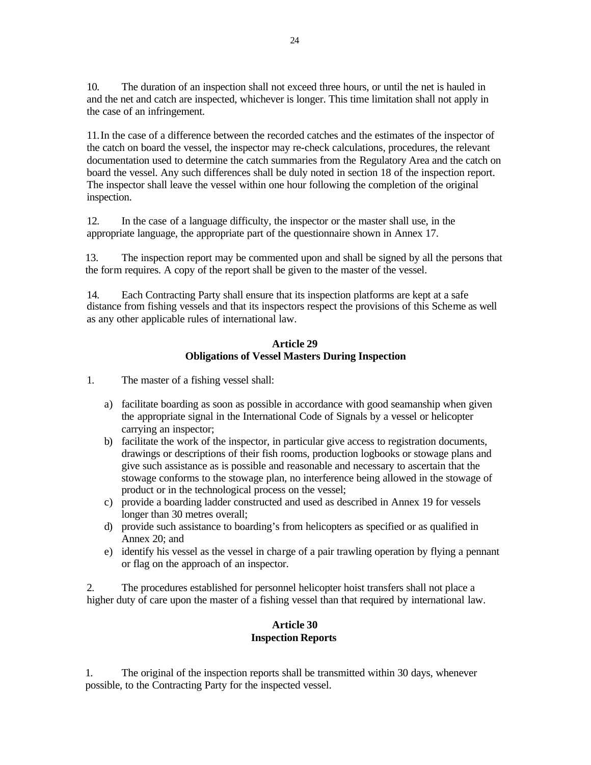10. The duration of an inspection shall not exceed three hours, or until the net is hauled in and the net and catch are inspected, whichever is longer. This time limitation shall not apply in the case of an infringement.

11. In the case of a difference between the recorded catches and the estimates of the inspector of the catch on board the vessel, the inspector may re-check calculations, procedures, the relevant documentation used to determine the catch summaries from the Regulatory Area and the catch on board the vessel. Any such differences shall be duly noted in section 18 of the inspection report. The inspector shall leave the vessel within one hour following the completion of the original inspection.

12. In the case of a language difficulty, the inspector or the master shall use, in the appropriate language, the appropriate part of the questionnaire shown in Annex 17.

13. The inspection report may be commented upon and shall be signed by all the persons that the form requires. A copy of the report shall be given to the master of the vessel.

14. Each Contracting Party shall ensure that its inspection platforms are kept at a safe distance from fishing vessels and that its inspectors respect the provisions of this Scheme as well as any other applicable rules of international law.

## Article 29
## Obligations of Vessel Masters During Inspection

1. The master of a fishing vessel shall:

   a) facilitate boarding as soon as possible in accordance with good seamanship when given the appropriate signal in the International Code of Signals by a vessel or helicopter carrying an inspector;
   b) facilitate the work of the inspector, in particular give access to registration documents, drawings or descriptions of their fish rooms, production logbooks or stowage plans and give such assistance as is possible and reasonable and necessary to ascertain that the stowage conforms to the stowage plan, no interference being allowed in the stowage of product or in the technological process on the vessel;
   c) provide a boarding ladder constructed and used as described in Annex 19 for vessels longer than 30 metres overall;
   d) provide such assistance to boarding's from helicopters as specified or as qualified in Annex 20; and
   e) identify his vessel as the vessel in charge of a pair trawling operation by flying a pennant or flag on the approach of an inspector.

2. The procedures established for personnel helicopter hoist transfers shall not place a higher duty of care upon the master of a fishing vessel than that required by international law.

## Article 30
## Inspection Reports

1. The original of the inspection reports shall be transmitted within 30 days, whenever possible, to the Contracting Party for the inspected vessel.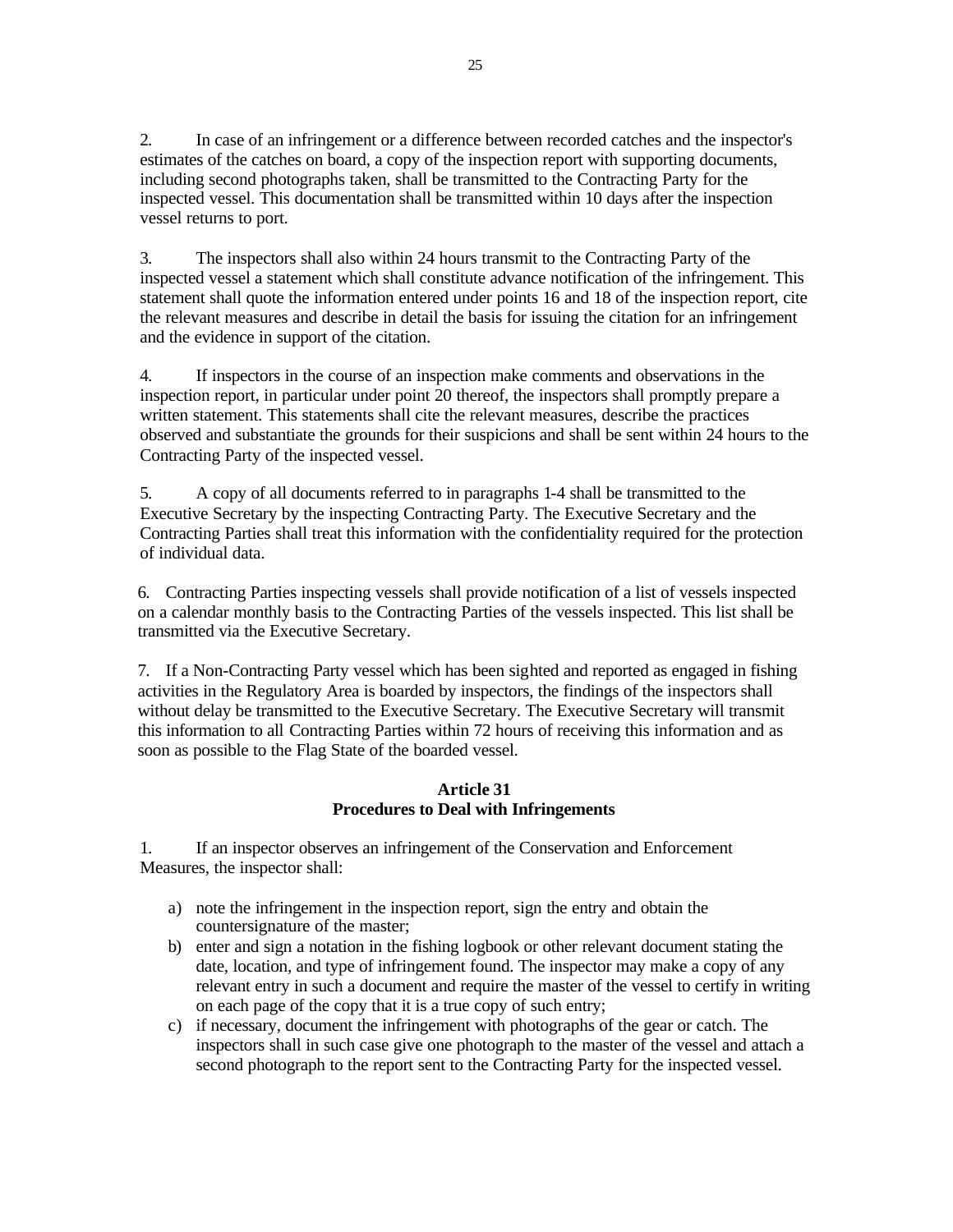2. In case of an infringement or a difference between recorded catches and the inspector's estimates of the catches on board, a copy of the inspection report with supporting documents, including second photographs taken, shall be transmitted to the Contracting Party for the inspected vessel. This documentation shall be transmitted within 10 days after the inspection vessel returns to port.

3. The inspectors shall also within 24 hours transmit to the Contracting Party of the inspected vessel a statement which shall constitute advance notification of the infringement. This statement shall quote the information entered under points 16 and 18 of the inspection report, cite the relevant measures and describe in detail the basis for issuing the citation for an infringement and the evidence in support of the citation.

4. If inspectors in the course of an inspection make comments and observations in the inspection report, in particular under point 20 thereof, the inspectors shall promptly prepare a written statement. This statements shall cite the relevant measures, describe the practices observed and substantiate the grounds for their suspicions and shall be sent within 24 hours to the Contracting Party of the inspected vessel.

5. A copy of all documents referred to in paragraphs 1-4 shall be transmitted to the Executive Secretary by the inspecting Contracting Party. The Executive Secretary and the Contracting Parties shall treat this information with the confidentiality required for the protection of individual data.

6. Contracting Parties inspecting vessels shall provide notification of a list of vessels inspected on a calendar monthly basis to the Contracting Parties of the vessels inspected. This list shall be transmitted via the Executive Secretary.

7. If a Non-Contracting Party vessel which has been sighted and reported as engaged in fishing activities in the Regulatory Area is boarded by inspectors, the findings of the inspectors shall without delay be transmitted to the Executive Secretary. The Executive Secretary will transmit this information to all Contracting Parties within 72 hours of receiving this information and as soon as possible to the Flag State of the boarded vessel.

## Article 31
## Procedures to Deal with Infringements

1. If an inspector observes an infringement of the Conservation and Enforcement Measures, the inspector shall:

a) note the infringement in the inspection report, sign the entry and obtain the countersignature of the master;
b) enter and sign a notation in the fishing logbook or other relevant document stating the date, location, and type of infringement found. The inspector may make a copy of any relevant entry in such a document and require the master of the vessel to certify in writing on each page of the copy that it is a true copy of such entry;
c) if necessary, document the infringement with photographs of the gear or catch. The inspectors shall in such case give one photograph to the master of the vessel and attach a second photograph to the report sent to the Contracting Party for the inspected vessel.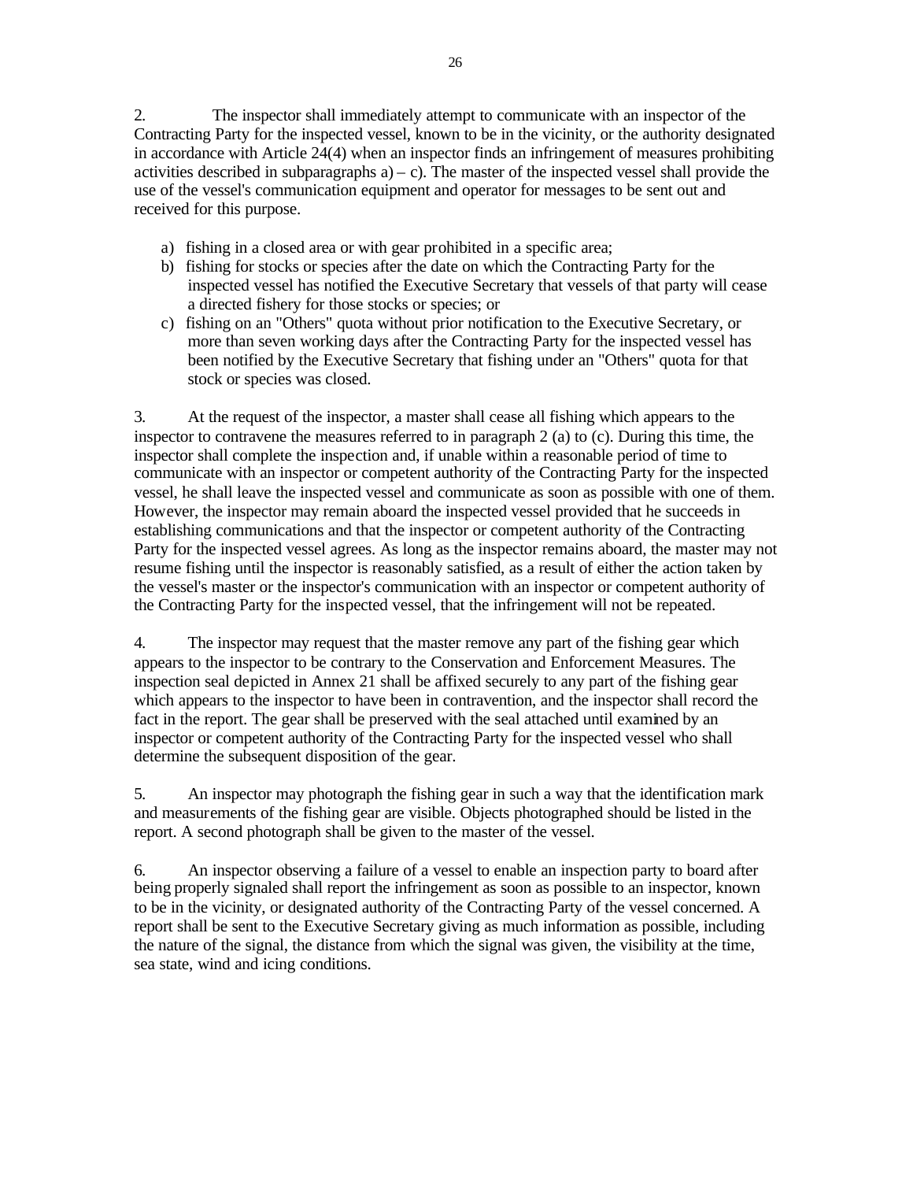2. The inspector shall immediately attempt to communicate with an inspector of the Contracting Party for the inspected vessel, known to be in the vicinity, or the authority designated in accordance with Article 24(4) when an inspector finds an infringement of measures prohibiting activities described in subparagraphs a) – c). The master of the inspected vessel shall provide the use of the vessel's communication equipment and operator for messages to be sent out and received for this purpose.

a) fishing in a closed area or with gear prohibited in a specific area;
b) fishing for stocks or species after the date on which the Contracting Party for the inspected vessel has notified the Executive Secretary that vessels of that party will cease a directed fishery for those stocks or species; or
c) fishing on an "Others" quota without prior notification to the Executive Secretary, or more than seven working days after the Contracting Party for the inspected vessel has been notified by the Executive Secretary that fishing under an "Others" quota for that stock or species was closed.

3. At the request of the inspector, a master shall cease all fishing which appears to the inspector to contravene the measures referred to in paragraph 2 (a) to (c). During this time, the inspector shall complete the inspection and, if unable within a reasonable period of time to communicate with an inspector or competent authority of the Contracting Party for the inspected vessel, he shall leave the inspected vessel and communicate as soon as possible with one of them. However, the inspector may remain aboard the inspected vessel provided that he succeeds in establishing communications and that the inspector or competent authority of the Contracting Party for the inspected vessel agrees. As long as the inspector remains aboard, the master may not resume fishing until the inspector is reasonably satisfied, as a result of either the action taken by the vessel's master or the inspector's communication with an inspector or competent authority of the Contracting Party for the inspected vessel, that the infringement will not be repeated.

4. The inspector may request that the master remove any part of the fishing gear which appears to the inspector to be contrary to the Conservation and Enforcement Measures. The inspection seal depicted in Annex 21 shall be affixed securely to any part of the fishing gear which appears to the inspector to have been in contravention, and the inspector shall record the fact in the report. The gear shall be preserved with the seal attached until examined by an inspector or competent authority of the Contracting Party for the inspected vessel who shall determine the subsequent disposition of the gear.

5. An inspector may photograph the fishing gear in such a way that the identification mark and measurements of the fishing gear are visible. Objects photographed should be listed in the report. A second photograph shall be given to the master of the vessel.

6. An inspector observing a failure of a vessel to enable an inspection party to board after being properly signaled shall report the infringement as soon as possible to an inspector, known to be in the vicinity, or designated authority of the Contracting Party of the vessel concerned. A report shall be sent to the Executive Secretary giving as much information as possible, including the nature of the signal, the distance from which the signal was given, the visibility at the time, sea state, wind and icing conditions.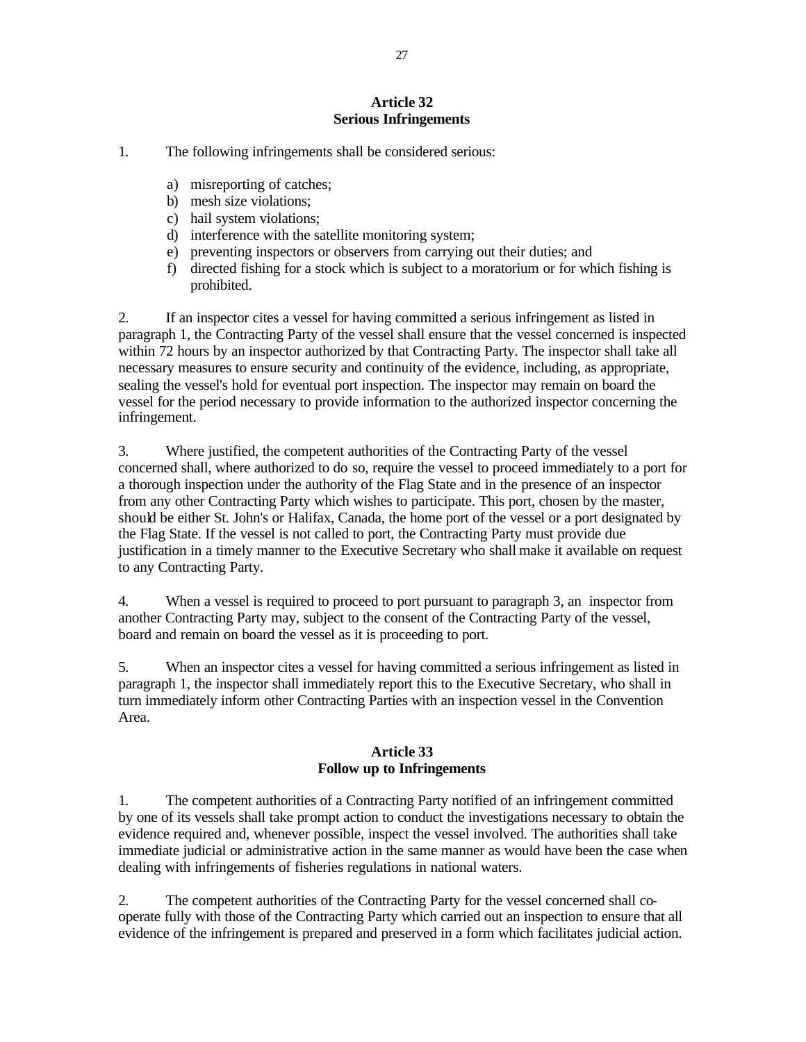## Article 32
## Serious Infringements

1. The following infringements shall be considered serious:

   a) misreporting of catches;
   b) mesh size violations;
   c) hail system violations;
   d) interference with the satellite monitoring system;
   e) preventing inspectors or observers from carrying out their duties; and
   f) directed fishing for a stock which is subject to a moratorium or for which fishing is prohibited.

2. If an inspector cites a vessel for having committed a serious infringement as listed in paragraph 1, the Contracting Party of the vessel shall ensure that the vessel concerned is inspected within 72 hours by an inspector authorized by that Contracting Party. The inspector shall take all necessary measures to ensure security and continuity of the evidence, including, as appropriate, sealing the vessel's hold for eventual port inspection. The inspector may remain on board the vessel for the period necessary to provide information to the authorized inspector concerning the infringement.

3. Where justified, the competent authorities of the Contracting Party of the vessel concerned shall, where authorized to do so, require the vessel to proceed immediately to a port for a thorough inspection under the authority of the Flag State and in the presence of an inspector from any other Contracting Party which wishes to participate. This port, chosen by the master, should be either St. John's or Halifax, Canada, the home port of the vessel or a port designated by the Flag State. If the vessel is not called to port, the Contracting Party must provide due justification in a timely manner to the Executive Secretary who shall make it available on request to any Contracting Party.

4. When a vessel is required to proceed to port pursuant to paragraph 3, an inspector from another Contracting Party may, subject to the consent of the Contracting Party of the vessel, board and remain on board the vessel as it is proceeding to port.

5. When an inspector cites a vessel for having committed a serious infringement as listed in paragraph 1, the inspector shall immediately report this to the Executive Secretary, who shall in turn immediately inform other Contracting Parties with an inspection vessel in the Convention Area.

## Article 33
## Follow up to Infringements

1. The competent authorities of a Contracting Party notified of an infringement committed by one of its vessels shall take prompt action to conduct the investigations necessary to obtain the evidence required and, whenever possible, inspect the vessel involved. The authorities shall take immediate judicial or administrative action in the same manner as would have been the case when dealing with infringements of fisheries regulations in national waters.

2. The competent authorities of the Contracting Party for the vessel concerned shall co-operate fully with those of the Contracting Party which carried out an inspection to ensure that all evidence of the infringement is prepared and preserved in a form which facilitates judicial action.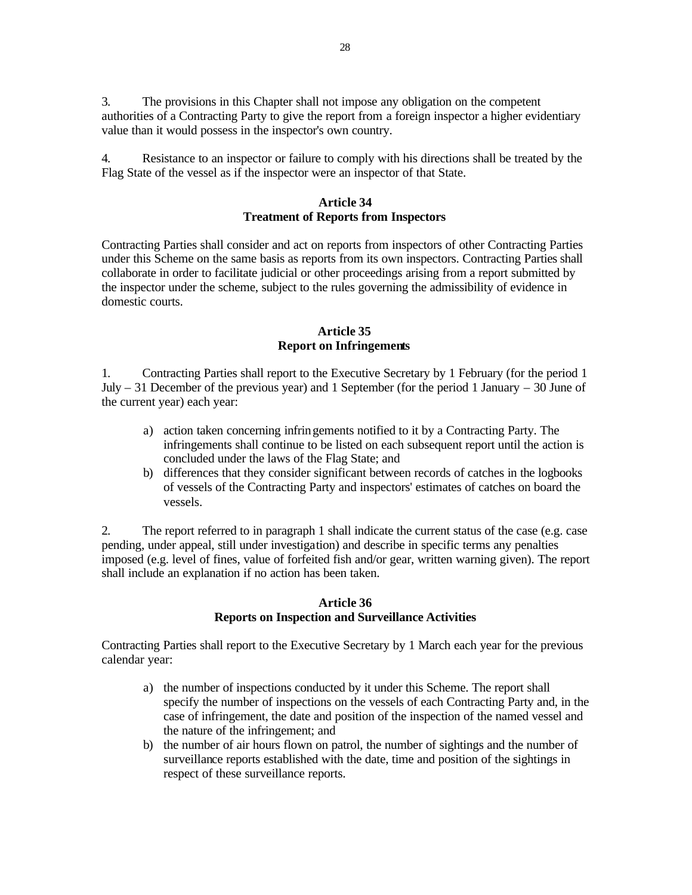3. The provisions in this Chapter shall not impose any obligation on the competent authorities of a Contracting Party to give the report from a foreign inspector a higher evidentiary value than it would possess in the inspector's own country.

4. Resistance to an inspector or failure to comply with his directions shall be treated by the Flag State of the vessel as if the inspector were an inspector of that State.

## Article 34
## Treatment of Reports from Inspectors

Contracting Parties shall consider and act on reports from inspectors of other Contracting Parties under this Scheme on the same basis as reports from its own inspectors. Contracting Parties shall collaborate in order to facilitate judicial or other proceedings arising from a report submitted by the inspector under the scheme, subject to the rules governing the admissibility of evidence in domestic courts.

## Article 35
## Report on Infringements

1. Contracting Parties shall report to the Executive Secretary by 1 February (for the period 1 July – 31 December of the previous year) and 1 September (for the period 1 January – 30 June of the current year) each year:

   a) action taken concerning infringements notified to it by a Contracting Party. The infringements shall continue to be listed on each subsequent report until the action is concluded under the laws of the Flag State; and
   b) differences that they consider significant between records of catches in the logbooks of vessels of the Contracting Party and inspectors' estimates of catches on board the vessels.

2. The report referred to in paragraph 1 shall indicate the current status of the case (e.g. case pending, under appeal, still under investigation) and describe in specific terms any penalties imposed (e.g. level of fines, value of forfeited fish and/or gear, written warning given). The report shall include an explanation if no action has been taken.

## Article 36
## Reports on Inspection and Surveillance Activities

Contracting Parties shall report to the Executive Secretary by 1 March each year for the previous calendar year:

   a) the number of inspections conducted by it under this Scheme. The report shall specify the number of inspections on the vessels of each Contracting Party and, in the case of infringement, the date and position of the inspection of the named vessel and the nature of the infringement; and
   b) the number of air hours flown on patrol, the number of sightings and the number of surveillance reports established with the date, time and position of the sightings in respect of these surveillance reports.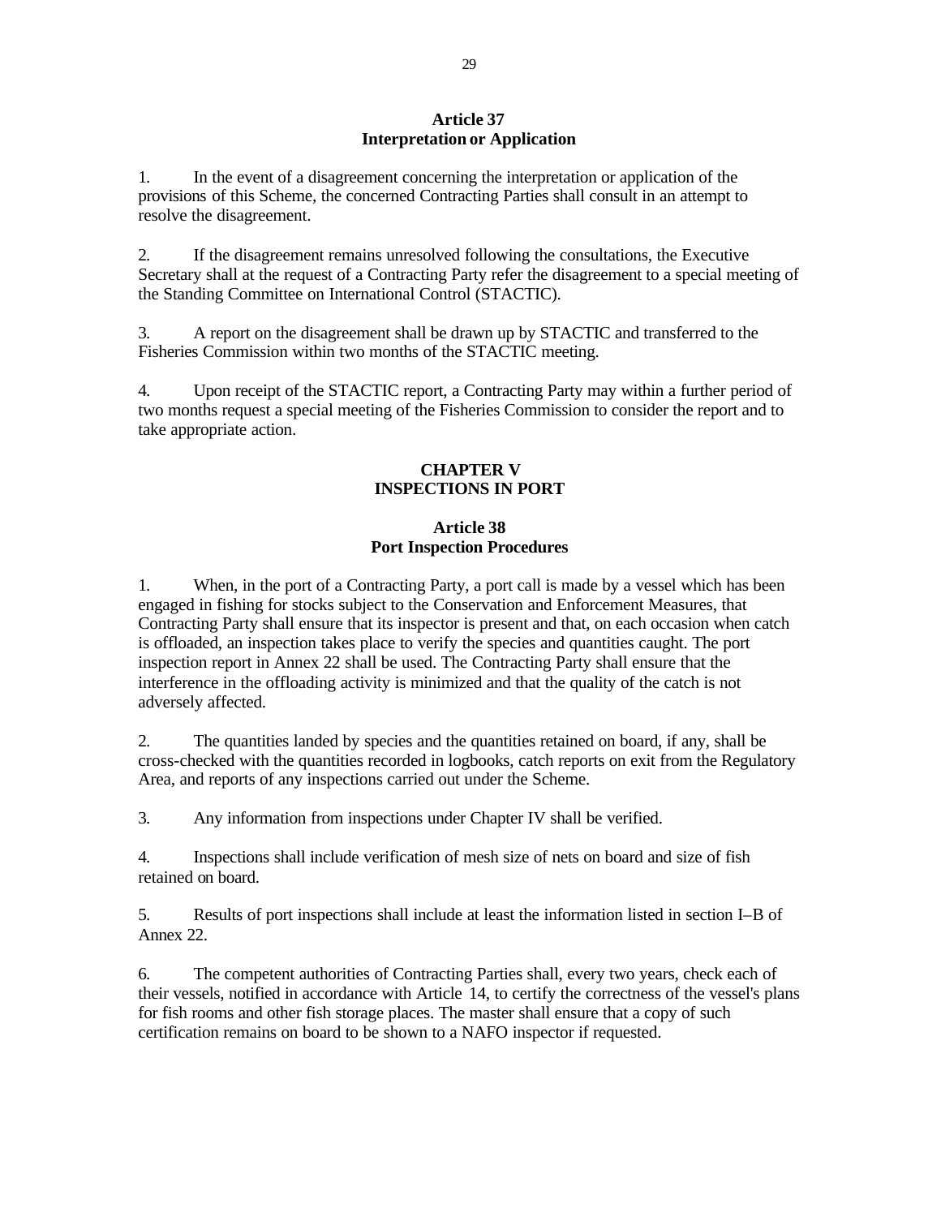### Article 37
### Interpretation or Application

1. In the event of a disagreement concerning the interpretation or application of the provisions of this Scheme, the concerned Contracting Parties shall consult in an attempt to resolve the disagreement.

2. If the disagreement remains unresolved following the consultations, the Executive Secretary shall at the request of a Contracting Party refer the disagreement to a special meeting of the Standing Committee on International Control (STACTIC).

3. A report on the disagreement shall be drawn up by STACTIC and transferred to the Fisheries Commission within two months of the STACTIC meeting.

4. Upon receipt of the STACTIC report, a Contracting Party may within a further period of two months request a special meeting of the Fisheries Commission to consider the report and to take appropriate action.

## CHAPTER V
## INSPECTIONS IN PORT

### Article 38
### Port Inspection Procedures

1. When, in the port of a Contracting Party, a port call is made by a vessel which has been engaged in fishing for stocks subject to the Conservation and Enforcement Measures, that Contracting Party shall ensure that its inspector is present and that, on each occasion when catch is offloaded, an inspection takes place to verify the species and quantities caught. The port inspection report in Annex 22 shall be used. The Contracting Party shall ensure that the interference in the offloading activity is minimized and that the quality of the catch is not adversely affected.

2. The quantities landed by species and the quantities retained on board, if any, shall be cross-checked with the quantities recorded in logbooks, catch reports on exit from the Regulatory Area, and reports of any inspections carried out under the Scheme.

3. Any information from inspections under Chapter IV shall be verified.

4. Inspections shall include verification of mesh size of nets on board and size of fish retained on board.

5. Results of port inspections shall include at least the information listed in section I–B of Annex 22.

6. The competent authorities of Contracting Parties shall, every two years, check each of their vessels, notified in accordance with Article 14, to certify the correctness of the vessel's plans for fish rooms and other fish storage places. The master shall ensure that a copy of such certification remains on board to be shown to a NAFO inspector if requested.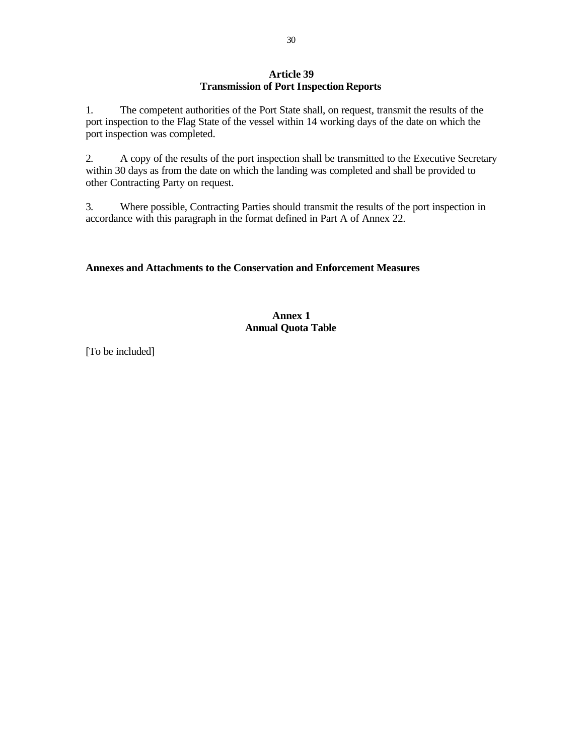## Article 39
## Transmission of Port Inspection Reports

1. The competent authorities of the Port State shall, on request, transmit the results of the port inspection to the Flag State of the vessel within 14 working days of the date on which the port inspection was completed.

2. A copy of the results of the port inspection shall be transmitted to the Executive Secretary within 30 days as from the date on which the landing was completed and shall be provided to other Contracting Party on request.

3. Where possible, Contracting Parties should transmit the results of the port inspection in accordance with this paragraph in the format defined in Part A of Annex 22.

**Annexes and Attachments to the Conservation and Enforcement Measures**

## Annex 1
## Annual Quota Table

[To be included]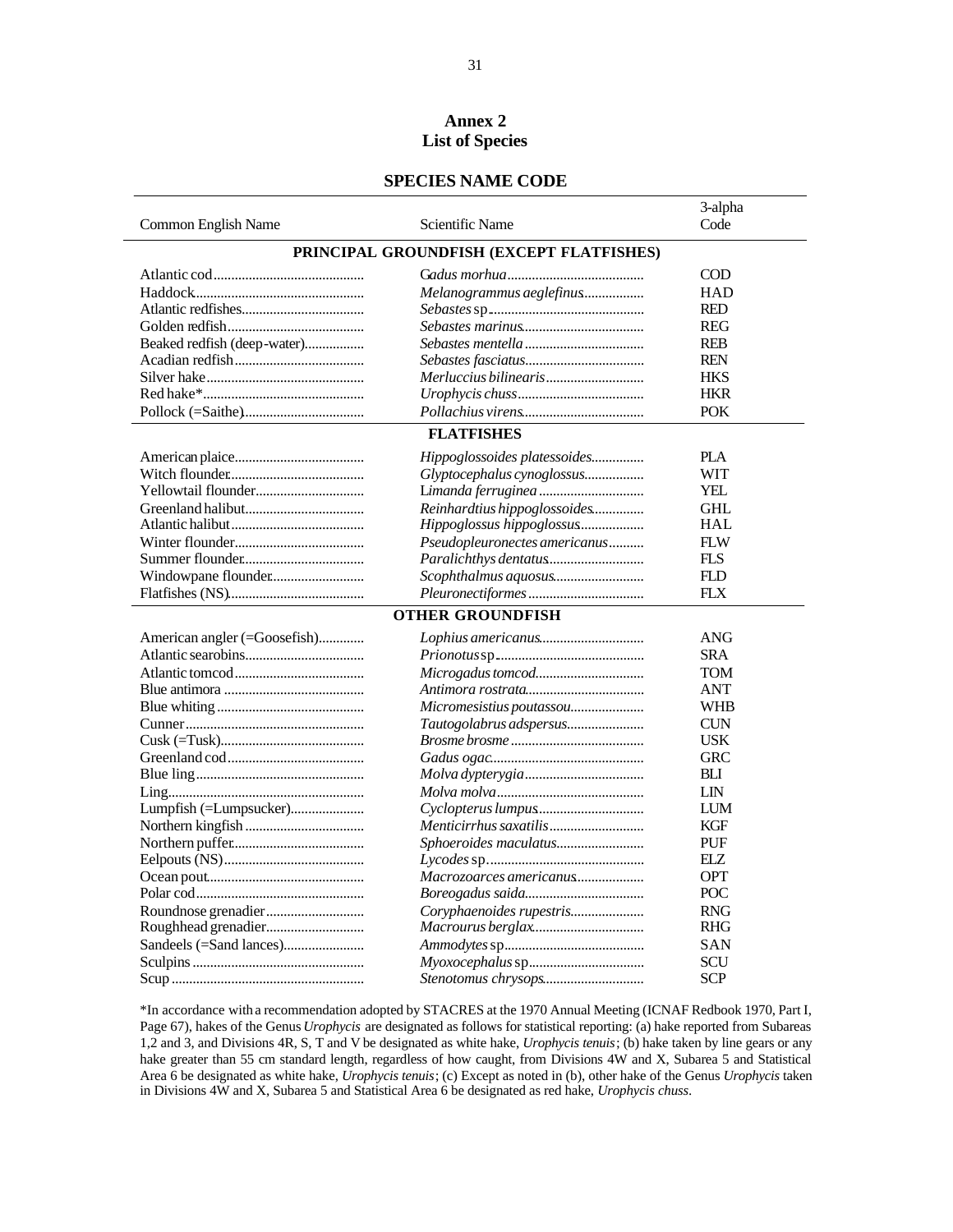# Annex 2
## List of Species

### SPECIES NAME CODE

| Common English Name | Scientific Name | 3-alpha Code |
|---|---|---|
| **PRINCIPAL GROUNDFISH (EXCEPT FLATFISHES)** | | |
| Atlantic cod | *Gadus morhua* | COD |
| Haddock | *Melanogrammus aeglefinus* | HAD |
| Atlantic redfishes | *Sebastes* sp. | RED |
| Golden redfish | *Sebastes marinus* | REG |
| Beaked redfish (deep-water) | *Sebastes mentella* | REB |
| Acadian redfish | *Sebastes fasciatus* | REN |
| Silver hake | *Merluccius bilinearis* | HKS |
| Red hake* | *Urophycis chuss* | HKR |
| Pollock (=Saithe) | *Pollachius virens* | POK |
| **FLATFISHES** | | |
| American plaice | *Hippoglossoides platessoides* | PLA |
| Witch flounder | *Glyptocephalus cynoglossus* | WIT |
| Yellowtail flounder | *Limanda ferruginea* | YEL |
| Greenland halibut | *Reinhardtius hippoglossoides* | GHL |
| Atlantic halibut | *Hippoglossus hippoglossus* | HAL |
| Winter flounder | *Pseudopleuronectes americanus* | FLW |
| Summer flounder | *Paralichthys dentatus* | FLS |
| Windowpane flounder | *Scophthalmus aquosus* | FLD |
| Flatfishes (NS) | *Pleuronectiformes* | FLX |
| **OTHER GROUNDFISH** | | |
| American angler (=Goosefish) | *Lophius americanus* | ANG |
| Atlantic searobins | *Prionotus* sp. | SRA |
| Atlantic tomcod | *Microgadus tomcod* | TOM |
| Blue antimora | *Antimora rostrata* | ANT |
| Blue whiting | *Micromesistius poutassou* | WHB |
| Cunner | *Tautogolabrus adspersus* | CUN |
| Cusk (=Tusk) | *Brosme brosme* | USK |
| Greenland cod | *Gadus ogac* | GRC |
| Blue ling | *Molva dypterygia* | BLI |
| Ling | *Molva molva* | LIN |
| Lumpfish (=Lumpsucker) | *Cyclopterus lumpus* | LUM |
| Northern kingfish | *Menticirrhus saxatilis* | KGF |
| Northern puffer | *Sphoeroides maculatus* | PUF |
| Eelpouts (NS) | *Lycodes* sp. | ELZ |
| Ocean pout | *Macrozoarces americanus* | OPT |
| Polar cod | *Boreogadus saida* | POC |
| Roundnose grenadier | *Coryphaenoides rupestris* | RNG |
| Roughhead grenadier | *Macrourus berglax* | RHG |
| Sandeels (=Sand lances) | *Ammodytes* sp. | SAN |
| Sculpins | *Myoxocephalus* sp. | SCU |
| Scup | *Stenotomus chrysops* | SCP |

*In accordance with a recommendation adopted by STACRES at the 1970 Annual Meeting (ICNAF Redbook 1970, Part I, Page 67), hakes of the Genus *Urophycis* are designated as follows for statistical reporting: (a) hake reported from Subareas 1,2 and 3, and Divisions 4R, S, T and V be designated as white hake, *Urophycis tenuis*; (b) hake taken by line gears or any hake greater than 55 cm standard length, regardless of how caught, from Divisions 4W and X, Subarea 5 and Statistical Area 6 be designated as white hake, *Urophycis tenuis*; (c) Except as noted in (b), other hake of the Genus *Urophycis* taken in Divisions 4W and X, Subarea 5 and Statistical Area 6 be designated as red hake, *Urophycis chuss*.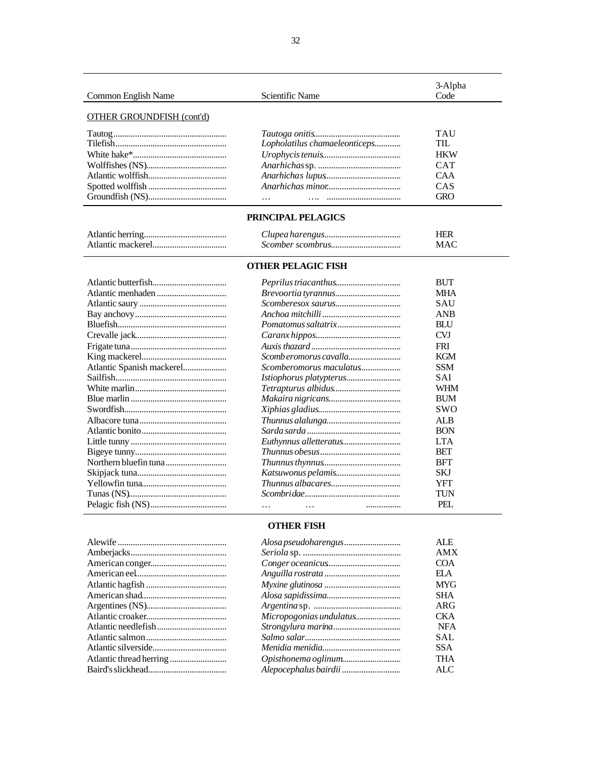| Common English Name | Scientific Name | 3-Alpha Code |
|---|---|---|
| OTHER GROUNDFISH (cont'd) | | |
| Tautog | *Tautoga onitis* | TAU |
| Tilefish | *Lopholatilus chamaeleonticeps* | TIL |
| White hake* | *Urophycis tenuis* | HKW |
| Wolffishes (NS) | *Anarhichas* sp. | CAT |
| Atlantic wolffish | *Anarhichas lupus* | CAA |
| Spotted wolffish | *Anarhichas minor* | CAS |
| Groundfish (NS) | … …. | GRO |
| | **PRINCIPAL PELAGICS** | |
| Atlantic herring | *Clupea harengus* | HER |
| Atlantic mackerel | *Scomber scombrus* | MAC |
| | **OTHER PELAGIC FISH** | |
| Atlantic butterfish | *Peprilus triacanthus* | BUT |
| Atlantic menhaden | *Brevoortia tyrannus* | MHA |
| Atlantic saury | *Scomberesox saurus* | SAU |
| Bay anchovy | *Anchoa mitchilli* | ANB |
| Bluefish | *Pomatomus saltatrix* | BLU |
| Crevalle jack | *Caranx hippos* | CVJ |
| Frigate tuna | *Auxis thazard* | FRI |
| King mackerel | *Scomberomorus cavalla* | KGM |
| Atlantic Spanish mackerel | *Scomberomorus maculatus* | SSM |
| Sailfish | *Istiophorus platypterus* | SAI |
| White marlin | *Tetrapturus albidus* | WHM |
| Blue marlin | *Makaira nigricans* | BUM |
| Swordfish | *Xiphias gladius* | SWO |
| Albacore tuna | *Thunnus alalunga* | ALB |
| Atlantic bonito | *Sarda sarda* | BON |
| Little tunny | *Euthynnus alletteratus* | LTA |
| Bigeye tunny | *Thunnus obesus* | BET |
| Northern bluefin tuna | *Thunnus thynnus* | BFT |
| Skipjack tuna | *Katsuwonus pelamis* | SKJ |
| Yellowfin tuna | *Thunnus albacares* | YFT |
| Tunas (NS) | *Scombridae* | TUN |
| Pelagic fish (NS) | … … | PEL |
| | **OTHER FISH** | |
| Alewife | *Alosa pseudoharengus* | ALE |
| Amberjacks | *Seriola* sp. | AMX |
| American conger | *Conger oceanicus* | COA |
| American eel | *Anguilla rostrata* | ELA |
| Atlantic hagfish | *Myxine glutinosa* | MYG |
| American shad | *Alosa sapidissima* | SHA |
| Argentines (NS) | *Argentina* sp. | ARG |
| Atlantic croaker | *Micropogonias undulatus* | CKA |
| Atlantic needlefish | *Strongylura marina* | NFA |
| Atlantic salmon | *Salmo salar* | SAL |
| Atlantic silverside | *Menidia menidia* | SSA |
| Atlantic thread herring | *Opisthonema oglinum* | THA |
| Baird's slickhead | *Alepocephalus bairdii* | ALC |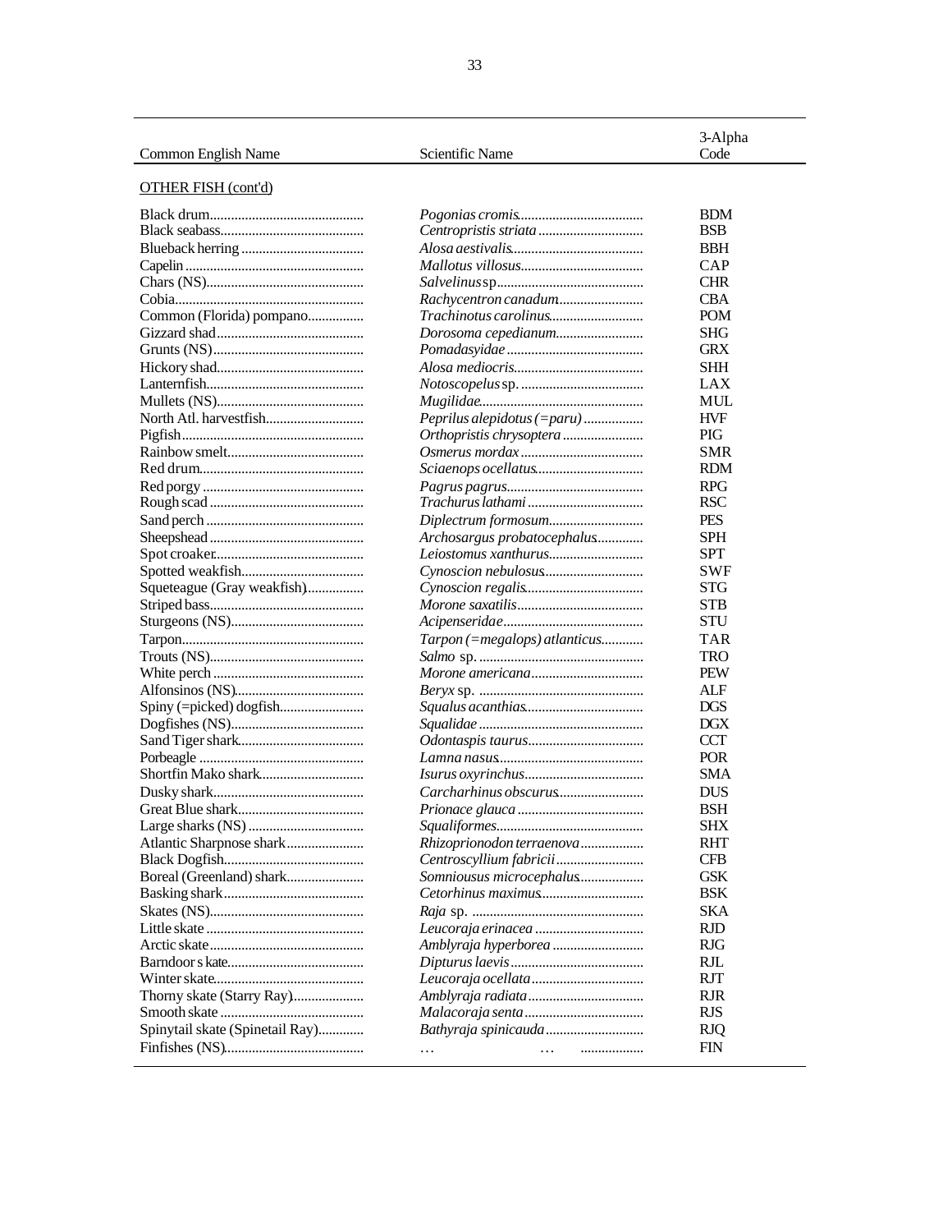| Common English Name | Scientific Name | 3-Alpha Code |
|---|---|---|
| OTHER FISH (cont'd) | | |
| Black drum | *Pogonias cromis* | BDM |
| Black seabass | *Centropristis striata* | BSB |
| Blueback herring | *Alosa aestivalis* | BBH |
| Capelin | *Mallotus villosus* | CAP |
| Chars (NS) | *Salvelinus* sp | CHR |
| Cobia | *Rachycentron canadum* | CBA |
| Common (Florida) pompano | *Trachinotus carolinus* | POM |
| Gizzard shad | *Dorosoma cepedianum* | SHG |
| Grunts (NS) | *Pomadasyidae* | GRX |
| Hickory shad | *Alosa mediocris* | SHH |
| Lanternfish | *Notoscopelus* sp. | LAX |
| Mullets (NS) | *Mugilidae* | MUL |
| North Atl. harvestfish | *Peprilus alepidotus (=paru)* | HVF |
| Pigfish | *Orthopristis chrysoptera* | PIG |
| Rainbow smelt | *Osmerus mordax* | SMR |
| Red drum | *Sciaenops ocellatus* | RDM |
| Red porgy | *Pagrus pagrus* | RPG |
| Rough scad | *Trachurus lathami* | RSC |
| Sand perch | *Diplectrum formosum* | PES |
| Sheepshead | *Archosargus probatocephalus* | SPH |
| Spot croaker | *Leiostomus xanthurus* | SPT |
| Spotted weakfish | *Cynoscion nebulosus* | SWF |
| Squeteague (Gray weakfish) | *Cynoscion regalis* | STG |
| Striped bass | *Morone saxatilis* | STB |
| Sturgeons (NS) | *Acipenseridae* | STU |
| Tarpon | *Tarpon (=megalops) atlanticus* | TAR |
| Trouts (NS) | *Salmo* sp. | TRO |
| White perch | *Morone americana* | PEW |
| Alfonsinos (NS) | *Beryx* sp. | ALF |
| Spiny (=picked) dogfish | *Squalus acanthias* | DGS |
| Dogfishes (NS) | *Squalidae* | DGX |
| Sand Tiger shark | *Odontaspis taurus* | CCT |
| Porbeagle | *Lamna nasus* | POR |
| Shortfin Mako shark | *Isurus oxyrinchus* | SMA |
| Dusky shark | *Carcharhinus obscurus* | DUS |
| Great Blue shark | *Prionace glauca* | BSH |
| Large sharks (NS) | *Squaliformes* | SHX |
| Atlantic Sharpnose shark | *Rhizoprionodon terraenova* | RHT |
| Black Dogfish | *Centroscyllium fabricii* | CFB |
| Boreal (Greenland) shark | *Somniousus microcephalus* | GSK |
| Basking shark | *Cetorhinus maximus* | BSK |
| Skates (NS) | *Raja* sp. | SKA |
| Little skate | *Leucoraja erinacea* | RJD |
| Arctic skate | *Amblyraja hyperborea* | RJG |
| Barndoor s kate | *Dipturus laevis* | RJL |
| Winter skate | *Leucoraja ocellata* | RJT |
| Thorny skate (Starry Ray) | *Amblyraja radiata* | RJR |
| Smooth skate | *Malacoraja senta* | RJS |
| Spinytail skate (Spinetail Ray) | *Bathyraja spinicauda* | RJQ |
| Finfishes (NS) | … … | FIN |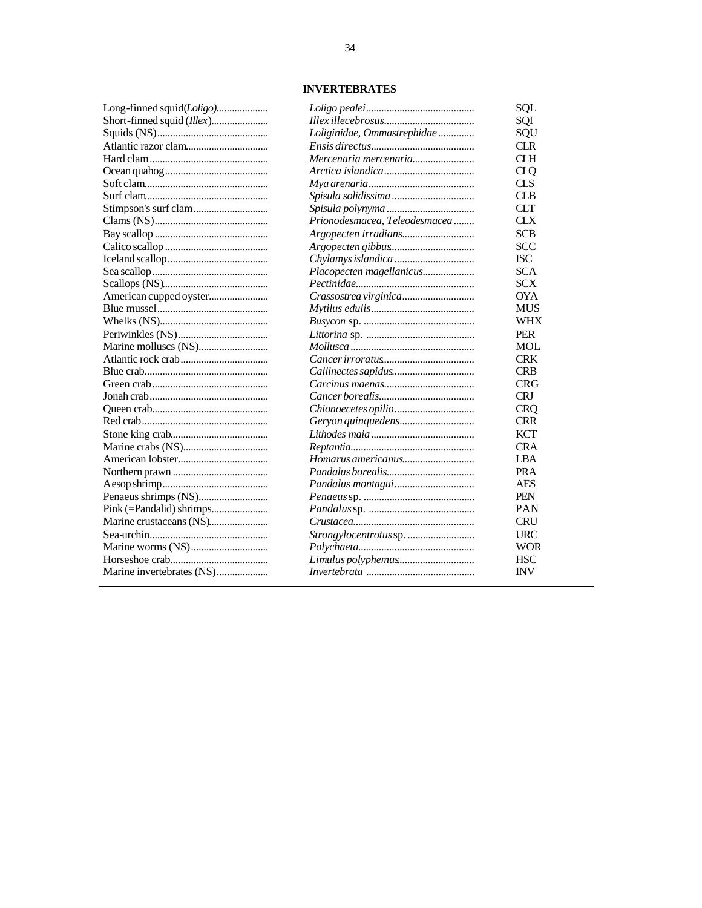## INVERTEBRATES

| | | |
|---|---|---|
| Long-finned squid (*Loligo*) | *Loligo pealei* | SQL |
| Short-finned squid (*Illex*) | *Illex illecebrosus* | SQI |
| Squids (NS) | *Loliginidae, Ommastrephidae* | SQU |
| Atlantic razor clam | *Ensis directus* | CLR |
| Hard clam | *Mercenaria mercenaria* | CLH |
| Ocean quahog | *Arctica islandica* | CLQ |
| Soft clam | *Mya arenaria* | CLS |
| Surf clam | *Spisula solidissima* | CLB |
| Stimpson's surf clam | *Spisula polynyma* | CLT |
| Clams (NS) | *Prionodesmacea, Teleodesmacea* | CLX |
| Bay scallop | *Argopecten irradians* | SCB |
| Calico scallop | *Argopecten gibbus* | SCC |
| Iceland scallop | *Chylamys islandica* | ISC |
| Sea scallop | *Placopecten magellanicus* | SCA |
| Scallops (NS) | *Pectinidae* | SCX |
| American cupped oyster | *Crassostrea virginica* | OYA |
| Blue mussel | *Mytilus edulis* | MUS |
| Whelks (NS) | *Busycon* sp. | WHX |
| Periwinkles (NS) | *Littorina* sp. | PER |
| Marine molluscs (NS) | *Mollusca* | MOL |
| Atlantic rock crab | *Cancer irroratus* | CRK |
| Blue crab | *Callinectes sapidus* | CRB |
| Green crab | *Carcinus maenas* | CRG |
| Jonah crab | *Cancer borealis* | CRJ |
| Queen crab | *Chionoecetes opilio* | CRQ |
| Red crab | *Geryon quinquedens* | CRR |
| Stone king crab | *Lithodes maia* | KCT |
| Marine crabs (NS) | *Reptantia* | CRA |
| American lobster | *Homarus americanus* | LBA |
| Northern prawn | *Pandalus borealis* | PRA |
| Aesop shrimp | *Pandalus montagui* | AES |
| Penaeus shrimps (NS) | *Penaeus* sp. | PEN |
| Pink (=Pandalid) shrimps | *Pandalus* sp. | PAN |
| Marine crustaceans (NS) | *Crustacea* | CRU |
| Sea-urchin | *Strongylocentrotus* sp. | URC |
| Marine worms (NS) | *Polychaeta* | WOR |
| Horseshoe crab | *Limulus polyphemus* | HSC |
| Marine invertebrates (NS) | *Invertebrata* | INV |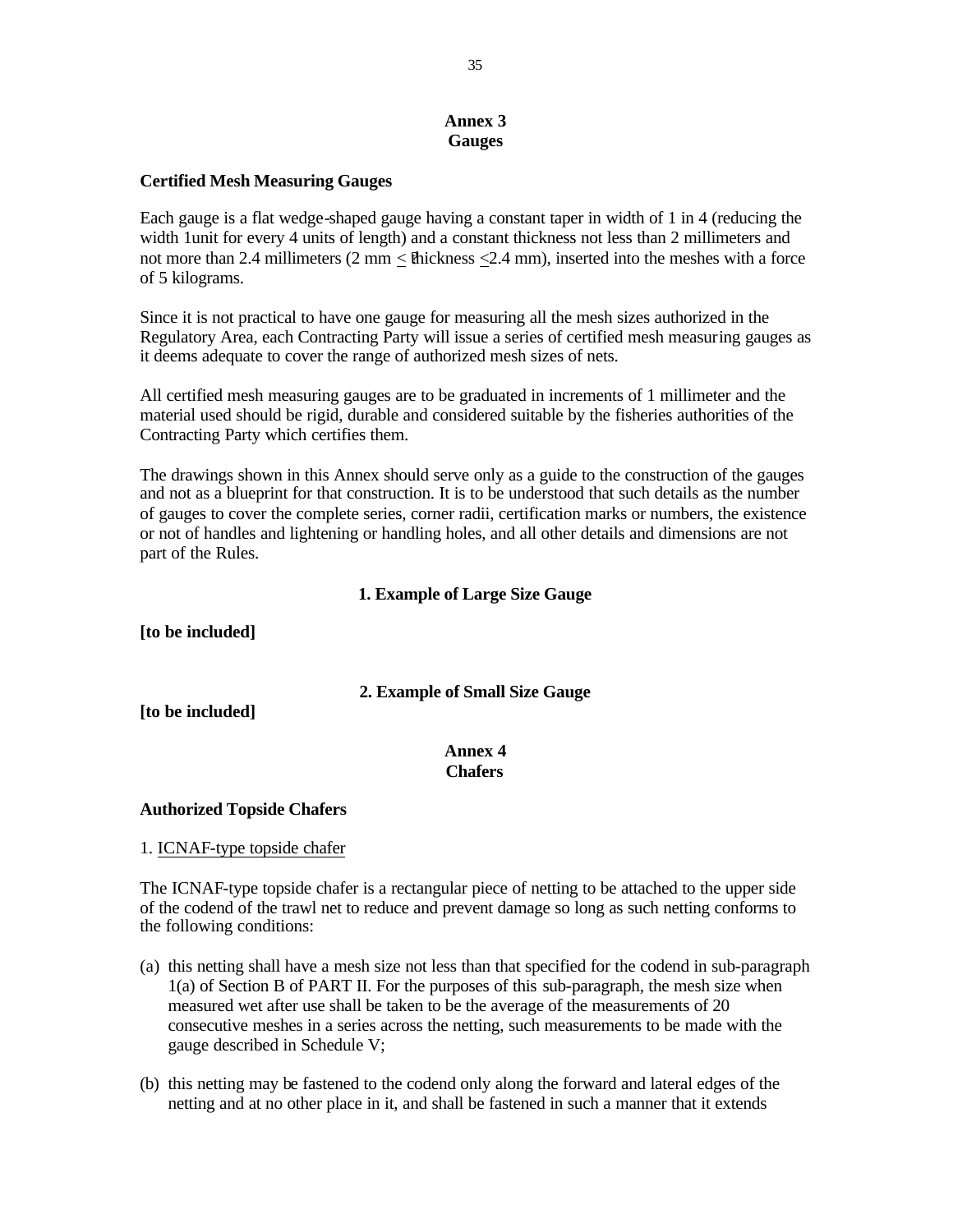# Annex 3
# Gauges

### Certified Mesh Measuring Gauges

Each gauge is a flat wedge-shaped gauge having a constant taper in width of 1 in 4 (reducing the width 1unit for every 4 units of length) and a constant thickness not less than 2 millimeters and not more than 2.4 millimeters (2 mm $\leq$ thickness $\leq$ 2.4 mm), inserted into the meshes with a force of 5 kilograms.

Since it is not practical to have one gauge for measuring all the mesh sizes authorized in the Regulatory Area, each Contracting Party will issue a series of certified mesh measuring gauges as it deems adequate to cover the range of authorized mesh sizes of nets.

All certified mesh measuring gauges are to be graduated in increments of 1 millimeter and the material used should be rigid, durable and considered suitable by the fisheries authorities of the Contracting Party which certifies them.

The drawings shown in this Annex should serve only as a guide to the construction of the gauges and not as a blueprint for that construction. It is to be understood that such details as the number of gauges to cover the complete series, corner radii, certification marks or numbers, the existence or not of handles and lightening or handling holes, and all other details and dimensions are not part of the Rules.

### 1. Example of Large Size Gauge

**[to be included]**

### 2. Example of Small Size Gauge

**[to be included]**

# Annex 4
# Chafers

### Authorized Topside Chafers

1. ICNAF-type topside chafer

The ICNAF-type topside chafer is a rectangular piece of netting to be attached to the upper side of the codend of the trawl net to reduce and prevent damage so long as such netting conforms to the following conditions:

(a) this netting shall have a mesh size not less than that specified for the codend in sub-paragraph 1(a) of Section B of PART II. For the purposes of this sub-paragraph, the mesh size when measured wet after use shall be taken to be the average of the measurements of 20 consecutive meshes in a series across the netting, such measurements to be made with the gauge described in Schedule V;

(b) this netting may be fastened to the codend only along the forward and lateral edges of the netting and at no other place in it, and shall be fastened in such a manner that it extends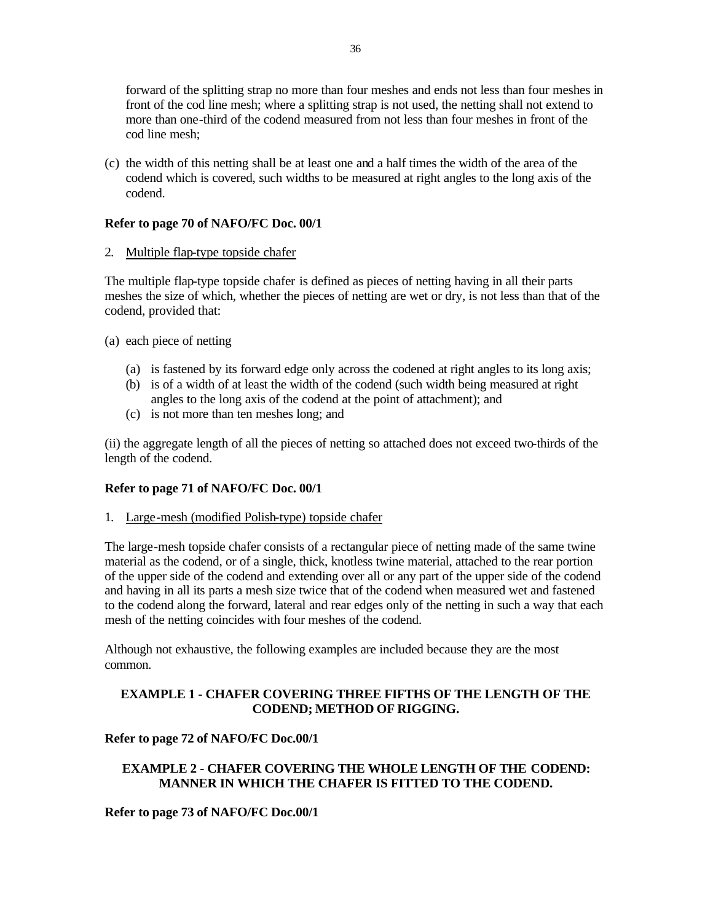forward of the splitting strap no more than four meshes and ends not less than four meshes in front of the cod line mesh; where a splitting strap is not used, the netting shall not extend to more than one-third of the codend measured from not less than four meshes in front of the cod line mesh;

(c) the width of this netting shall be at least one and a half times the width of the area of the codend which is covered, such widths to be measured at right angles to the long axis of the codend.

**Refer to page 70 of NAFO/FC Doc. 00/1**

2. Multiple flap-type topside chafer

The multiple flap-type topside chafer is defined as pieces of netting having in all their parts meshes the size of which, whether the pieces of netting are wet or dry, is not less than that of the codend, provided that:

(a) each piece of netting

   (a) is fastened by its forward edge only across the codened at right angles to its long axis;
   (b) is of a width of at least the width of the codend (such width being measured at right angles to the long axis of the codend at the point of attachment); and
   (c) is not more than ten meshes long; and

(ii) the aggregate length of all the pieces of netting so attached does not exceed two-thirds of the length of the codend.

**Refer to page 71 of NAFO/FC Doc. 00/1**

1. Large-mesh (modified Polish-type) topside chafer

The large-mesh topside chafer consists of a rectangular piece of netting made of the same twine material as the codend, or of a single, thick, knotless twine material, attached to the rear portion of the upper side of the codend and extending over all or any part of the upper side of the codend and having in all its parts a mesh size twice that of the codend when measured wet and fastened to the codend along the forward, lateral and rear edges only of the netting in such a way that each mesh of the netting coincides with four meshes of the codend.

Although not exhaustive, the following examples are included because they are the most common.

**EXAMPLE 1 - CHAFER COVERING THREE FIFTHS OF THE LENGTH OF THE CODEND; METHOD OF RIGGING.**

**Refer to page 72 of NAFO/FC Doc.00/1**

**EXAMPLE 2 - CHAFER COVERING THE WHOLE LENGTH OF THE CODEND: MANNER IN WHICH THE CHAFER IS FITTED TO THE CODEND.**

**Refer to page 73 of NAFO/FC Doc.00/1**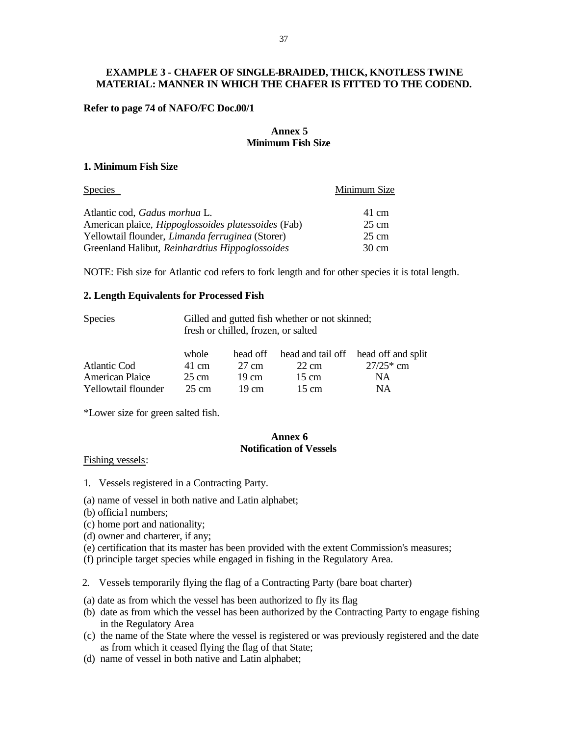**EXAMPLE 3 - CHAFER OF SINGLE-BRAIDED, THICK, KNOTLESS TWINE MATERIAL: MANNER IN WHICH THE CHAFER IS FITTED TO THE CODEND.**

**Refer to page 74 of NAFO/FC Doc.00/1**

## Annex 5
## Minimum Fish Size

### 1. Minimum Fish Size

| Species | Minimum Size |
|---|---|
| Atlantic cod, *Gadus morhua* L. | 41 cm |
| American plaice, *Hippoglossoides platessoides* (Fab) | 25 cm |
| Yellowtail flounder, *Limanda ferruginea* (Storer) | 25 cm |
| Greenland Halibut, *Reinhardtius Hippoglossoides* | 30 cm |

NOTE: Fish size for Atlantic cod refers to fork length and for other species it is total length.

### 2. Length Equivalents for Processed Fish

| Species | Gilled and gutted fish whether or not skinned; fresh or chilled, frozen, or salted | | | |
|---|---|---|---|---|
| | whole | head off | head and tail off | head off and split |
| Atlantic Cod | 41 cm | 27 cm | 22 cm | 27/25* cm |
| American Plaice | 25 cm | 19 cm | 15 cm | NA |
| Yellowtail flounder | 25 cm | 19 cm | 15 cm | NA |

*Lower size for green salted fish.

## Annex 6
## Notification of Vessels

Fishing vessels:

1. Vessels registered in a Contracting Party.

(a) name of vessel in both native and Latin alphabet;
(b) official numbers;
(c) home port and nationality;
(d) owner and charterer, if any;
(e) certification that its master has been provided with the extent Commission's measures;
(f) principle target species while engaged in fishing in the Regulatory Area.

2. Vessels temporarily flying the flag of a Contracting Party (bare boat charter)

(a) date as from which the vessel has been authorized to fly its flag
(b) date as from which the vessel has been authorized by the Contracting Party to engage fishing in the Regulatory Area
(c) the name of the State where the vessel is registered or was previously registered and the date as from which it ceased flying the flag of that State;
(d) name of vessel in both native and Latin alphabet;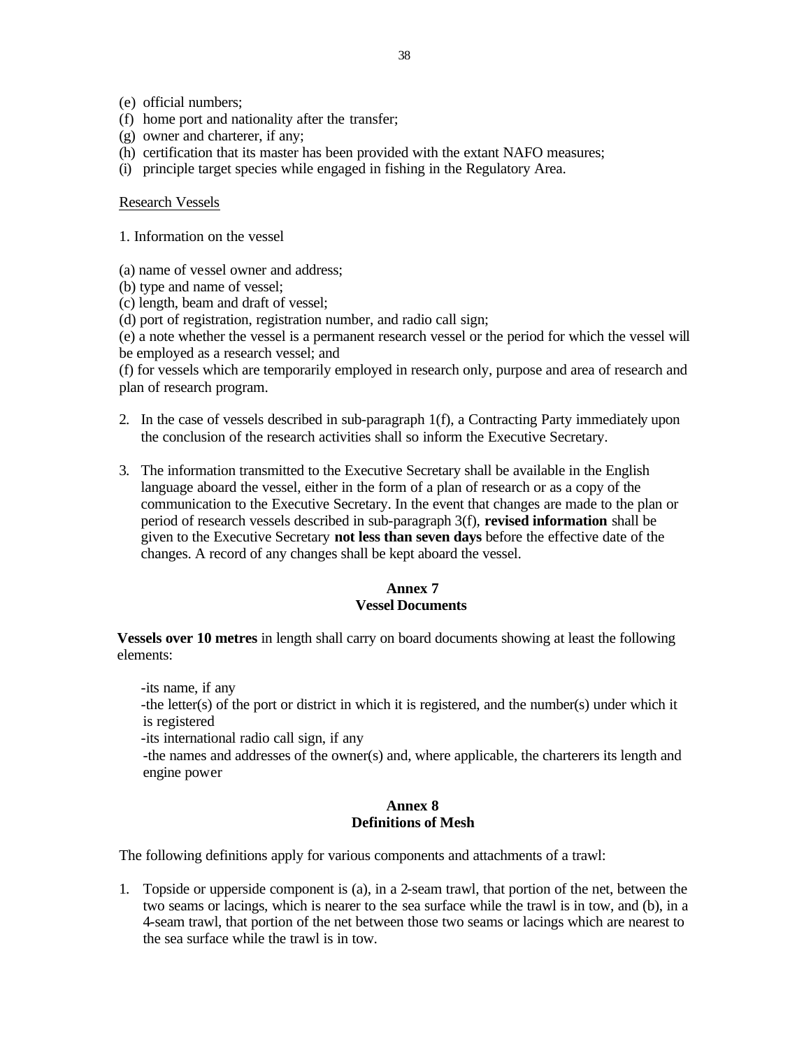(e) official numbers;
(f) home port and nationality after the transfer;
(g) owner and charterer, if any;
(h) certification that its master has been provided with the extant NAFO measures;
(i) principle target species while engaged in fishing in the Regulatory Area.

Research Vessels

1. Information on the vessel

(a) name of vessel owner and address;
(b) type and name of vessel;
(c) length, beam and draft of vessel;
(d) port of registration, registration number, and radio call sign;
(e) a note whether the vessel is a permanent research vessel or the period for which the vessel will be employed as a research vessel; and
(f) for vessels which are temporarily employed in research only, purpose and area of research and plan of research program.

2. In the case of vessels described in sub-paragraph 1(f), a Contracting Party immediately upon the conclusion of the research activities shall so inform the Executive Secretary.

3. The information transmitted to the Executive Secretary shall be available in the English language aboard the vessel, either in the form of a plan of research or as a copy of the communication to the Executive Secretary. In the event that changes are made to the plan or period of research vessels described in sub-paragraph 3(f), **revised information** shall be given to the Executive Secretary **not less than seven days** before the effective date of the changes. A record of any changes shall be kept aboard the vessel.

## Annex 7
## Vessel Documents

**Vessels over 10 metres** in length shall carry on board documents showing at least the following elements:

- its name, if any
- the letter(s) of the port or district in which it is registered, and the number(s) under which it is registered
- its international radio call sign, if any
- the names and addresses of the owner(s) and, where applicable, the charterers its length and engine power

## Annex 8
## Definitions of Mesh

The following definitions apply for various components and attachments of a trawl:

1. Topside or upperside component is (a), in a 2-seam trawl, that portion of the net, between the two seams or lacings, which is nearer to the sea surface while the trawl is in tow, and (b), in a 4-seam trawl, that portion of the net between those two seams or lacings which are nearest to the sea surface while the trawl is in tow.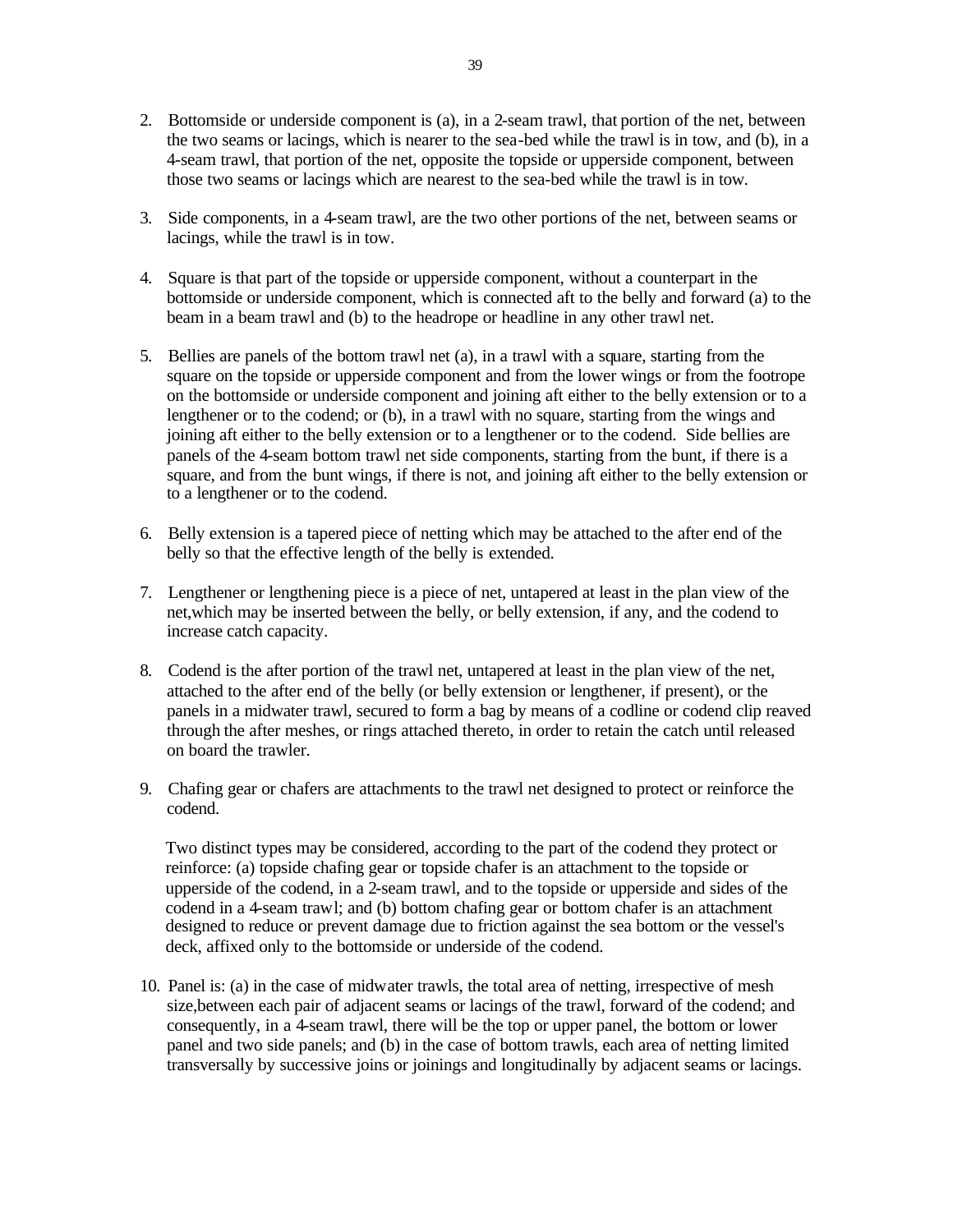2. Bottomside or underside component is (a), in a 2-seam trawl, that portion of the net, between the two seams or lacings, which is nearer to the sea-bed while the trawl is in tow, and (b), in a 4-seam trawl, that portion of the net, opposite the topside or upperside component, between those two seams or lacings which are nearest to the sea-bed while the trawl is in tow.

3. Side components, in a 4-seam trawl, are the two other portions of the net, between seams or lacings, while the trawl is in tow.

4. Square is that part of the topside or upperside component, without a counterpart in the bottomside or underside component, which is connected aft to the belly and forward (a) to the beam in a beam trawl and (b) to the headrope or headline in any other trawl net.

5. Bellies are panels of the bottom trawl net (a), in a trawl with a square, starting from the square on the topside or upperside component and from the lower wings or from the footrope on the bottomside or underside component and joining aft either to the belly extension or to a lengthener or to the codend; or (b), in a trawl with no square, starting from the wings and joining aft either to the belly extension or to a lengthener or to the codend. Side bellies are panels of the 4-seam bottom trawl net side components, starting from the bunt, if there is a square, and from the bunt wings, if there is not, and joining aft either to the belly extension or to a lengthener or to the codend.

6. Belly extension is a tapered piece of netting which may be attached to the after end of the belly so that the effective length of the belly is extended.

7. Lengthener or lengthening piece is a piece of net, untapered at least in the plan view of the net,which may be inserted between the belly, or belly extension, if any, and the codend to increase catch capacity.

8. Codend is the after portion of the trawl net, untapered at least in the plan view of the net, attached to the after end of the belly (or belly extension or lengthener, if present), or the panels in a midwater trawl, secured to form a bag by means of a codline or codend clip reaved through the after meshes, or rings attached thereto, in order to retain the catch until released on board the trawler.

9. Chafing gear or chafers are attachments to the trawl net designed to protect or reinforce the codend.

   Two distinct types may be considered, according to the part of the codend they protect or reinforce: (a) topside chafing gear or topside chafer is an attachment to the topside or upperside of the codend, in a 2-seam trawl, and to the topside or upperside and sides of the codend in a 4-seam trawl; and (b) bottom chafing gear or bottom chafer is an attachment designed to reduce or prevent damage due to friction against the sea bottom or the vessel's deck, affixed only to the bottomside or underside of the codend.

10. Panel is: (a) in the case of midwater trawls, the total area of netting, irrespective of mesh size,between each pair of adjacent seams or lacings of the trawl, forward of the codend; and consequently, in a 4-seam trawl, there will be the top or upper panel, the bottom or lower panel and two side panels; and (b) in the case of bottom trawls, each area of netting limited transversally by successive joins or joinings and longitudinally by adjacent seams or lacings.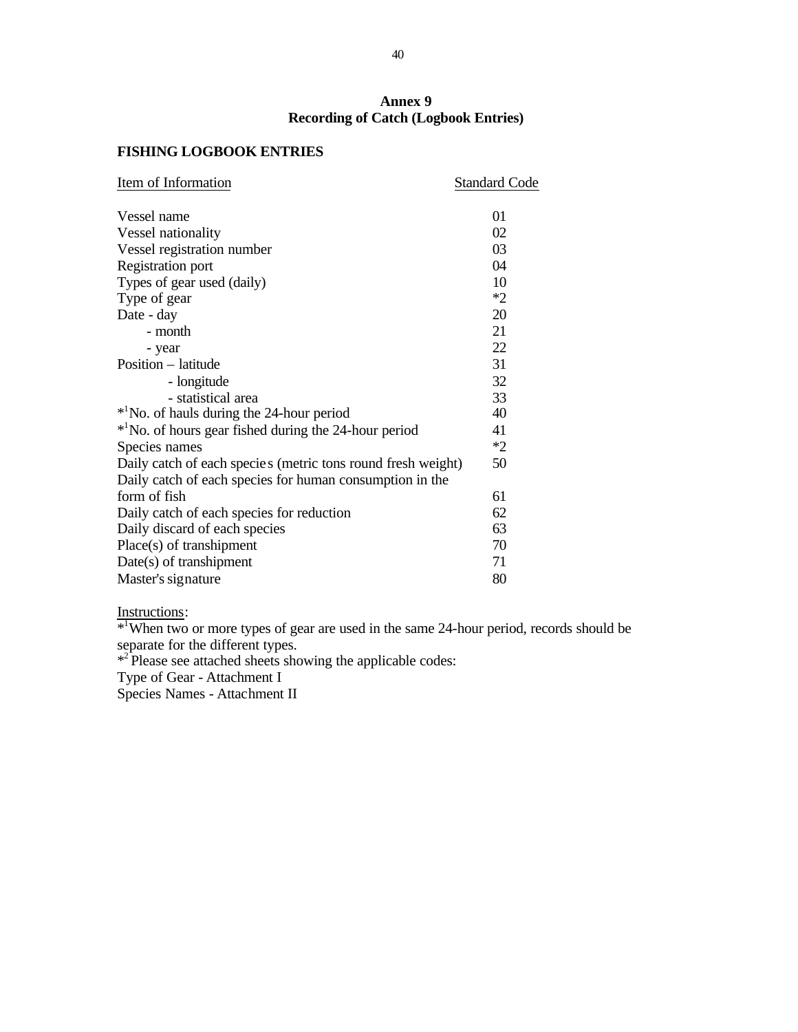## Annex 9
## Recording of Catch (Logbook Entries)

### FISHING LOGBOOK ENTRIES

| Item of Information | Standard Code |
|---|---|
| Vessel name | 01 |
| Vessel nationality | 02 |
| Vessel registration number | 03 |
| Registration port | 04 |
| Types of gear used (daily) | 10 |
| Type of gear | *2 |
| Date - day | 20 |
| - month | 21 |
| - year | 22 |
| Position – latitude | 31 |
| - longitude | 32 |
| - statistical area | 33 |
| *[1]No. of hauls during the 24-hour period | 40 |
| *[1]No. of hours gear fished during the 24-hour period | 41 |
| Species names | *2 |
| Daily catch of each species (metric tons round fresh weight) | 50 |
| Daily catch of each species for human consumption in the form of fish | 61 |
| Daily catch of each species for reduction | 62 |
| Daily discard of each species | 63 |
| Place(s) of transhipment | 70 |
| Date(s) of transhipment | 71 |
| Master's signature | 80 |

Instructions:

*[1]When two or more types of gear are used in the same 24-hour period, records should be separate for the different types.

*[2] Please see attached sheets showing the applicable codes:

Type of Gear - Attachment I

Species Names - Attachment II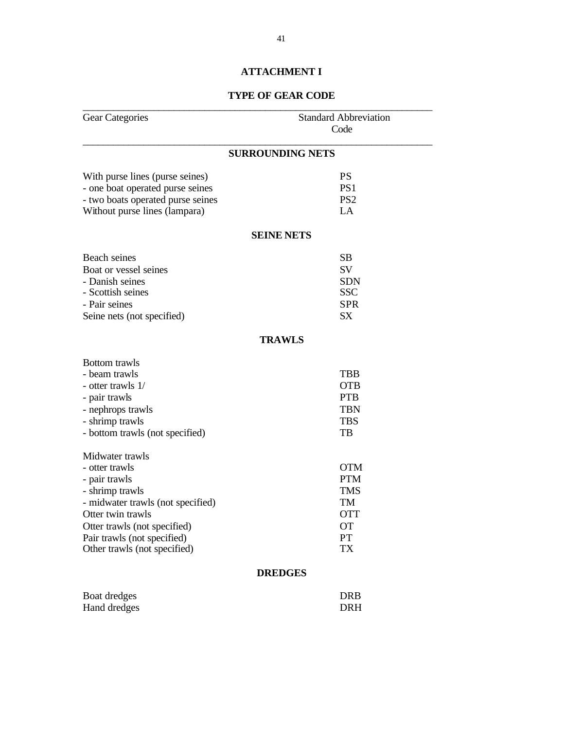# ATTACHMENT I

## TYPE OF GEAR CODE

| Gear Categories | Standard Abbreviation Code |
|---|---|
| **SURROUNDING NETS** | |
| With purse lines (purse seines) | PS |
| - one boat operated purse seines | PS1 |
| - two boats operated purse seines | PS2 |
| Without purse lines (lampara) | LA |
| **SEINE NETS** | |
| Beach seines | SB |
| Boat or vessel seines | SV |
| - Danish seines | SDN |
| - Scottish seines | SSC |
| - Pair seines | SPR |
| Seine nets (not specified) | SX |
| **TRAWLS** | |
| Bottom trawls | |
| - beam trawls | TBB |
| - otter trawls 1/ | OTB |
| - pair trawls | PTB |
| - nephrops trawls | TBN |
| - shrimp trawls | TBS |
| - bottom trawls (not specified) | TB |
| Midwater trawls | |
| - otter trawls | OTM |
| - pair trawls | PTM |
| - shrimp trawls | TMS |
| - midwater trawls (not specified) | TM |
| Otter twin trawls | OTT |
| Otter trawls (not specified) | OT |
| Pair trawls (not specified) | PT |
| Other trawls (not specified) | TX |
| **DREDGES** | |
| Boat dredges | DRB |
| Hand dredges | DRH |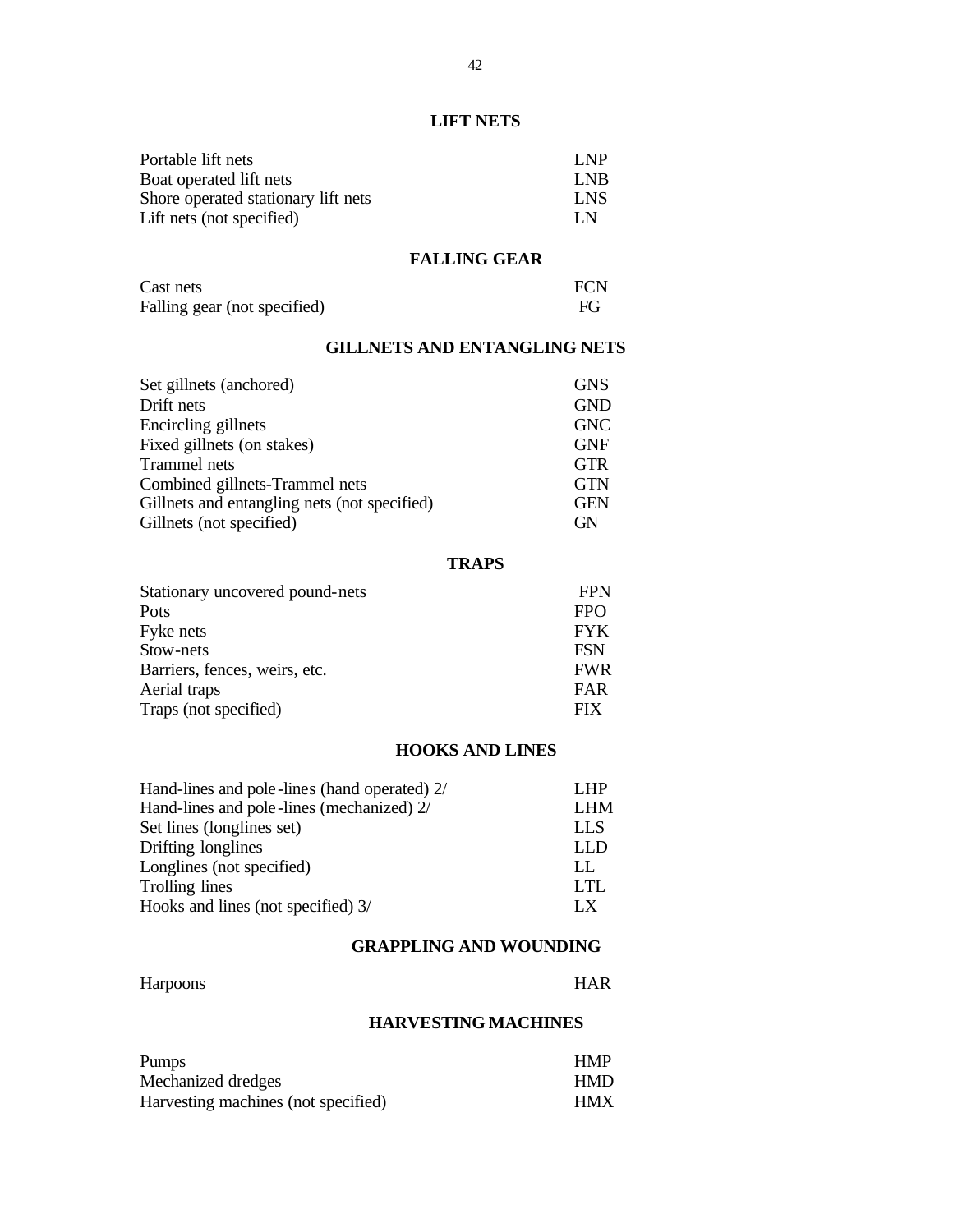## LIFT NETS

| | |
|---|---|
| Portable lift nets | LNP |
| Boat operated lift nets | LNB |
| Shore operated stationary lift nets | LNS |
| Lift nets (not specified) | LN |

## FALLING GEAR

| | |
|---|---|
| Cast nets | FCN |
| Falling gear (not specified) | FG |

## GILLNETS AND ENTANGLING NETS

| | |
|---|---|
| Set gillnets (anchored) | GNS |
| Drift nets | GND |
| Encircling gillnets | GNC |
| Fixed gillnets (on stakes) | GNF |
| Trammel nets | GTR |
| Combined gillnets-Trammel nets | GTN |
| Gillnets and entangling nets (not specified) | GEN |
| Gillnets (not specified) | GN |

## TRAPS

| | |
|---|---|
| Stationary uncovered pound-nets | FPN |
| Pots | FPO |
| Fyke nets | FYK |
| Stow-nets | FSN |
| Barriers, fences, weirs, etc. | FWR |
| Aerial traps | FAR |
| Traps (not specified) | FIX |

## HOOKS AND LINES

| | |
|---|---|
| Hand-lines and pole-lines (hand operated) 2/ | LHP |
| Hand-lines and pole-lines (mechanized) 2/ | LHM |
| Set lines (longlines set) | LLS |
| Drifting longlines | LLD |
| Longlines (not specified) | LL |
| Trolling lines | LTL |
| Hooks and lines (not specified) 3/ | LX |

## GRAPPLING AND WOUNDING

| | |
|---|---|
| Harpoons | HAR |

## HARVESTING MACHINES

| | |
|---|---|
| Pumps | HMP |
| Mechanized dredges | HMD |
| Harvesting machines (not specified) | HMX |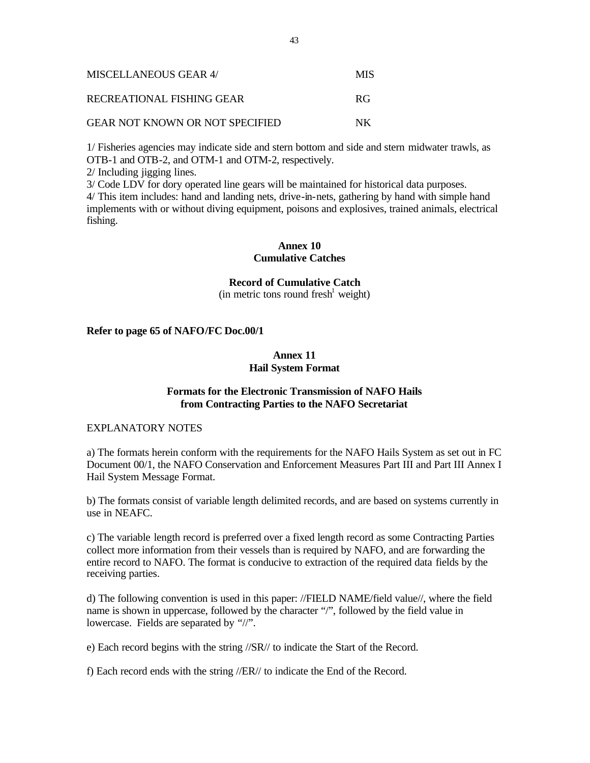| | |
|---|---|
| MISCELLANEOUS GEAR 4/ | MIS |
| RECREATIONAL FISHING GEAR | RG |
| GEAR NOT KNOWN OR NOT SPECIFIED | NK |

1/ Fisheries agencies may indicate side and stern bottom and side and stern midwater trawls, as OTB-1 and OTB-2, and OTM-1 and OTM-2, respectively.
2/ Including jigging lines.
3/ Code LDV for dory operated line gears will be maintained for historical data purposes.
4/ This item includes: hand and landing nets, drive-in-nets, gathering by hand with simple hand implements with or without diving equipment, poisons and explosives, trained animals, electrical fishing.

## Annex 10
## Cumulative Catches

**Record of Cumulative Catch**
(in metric tons round fresh[1] weight)

**Refer to page 65 of NAFO/FC Doc.00/1**

## Annex 11
## Hail System Format

### Formats for the Electronic Transmission of NAFO Hails from Contracting Parties to the NAFO Secretariat

EXPLANATORY NOTES

a) The formats herein conform with the requirements for the NAFO Hails System as set out in FC Document 00/1, the NAFO Conservation and Enforcement Measures Part III and Part III Annex I Hail System Message Format.

b) The formats consist of variable length delimited records, and are based on systems currently in use in NEAFC.

c) The variable length record is preferred over a fixed length record as some Contracting Parties collect more information from their vessels than is required by NAFO, and are forwarding the entire record to NAFO. The format is conducive to extraction of the required data fields by the receiving parties.

d) The following convention is used in this paper: //FIELD NAME/field value//, where the field name is shown in uppercase, followed by the character "/", followed by the field value in lowercase. Fields are separated by "//".

e) Each record begins with the string //SR// to indicate the Start of the Record.

f) Each record ends with the string //ER// to indicate the End of the Record.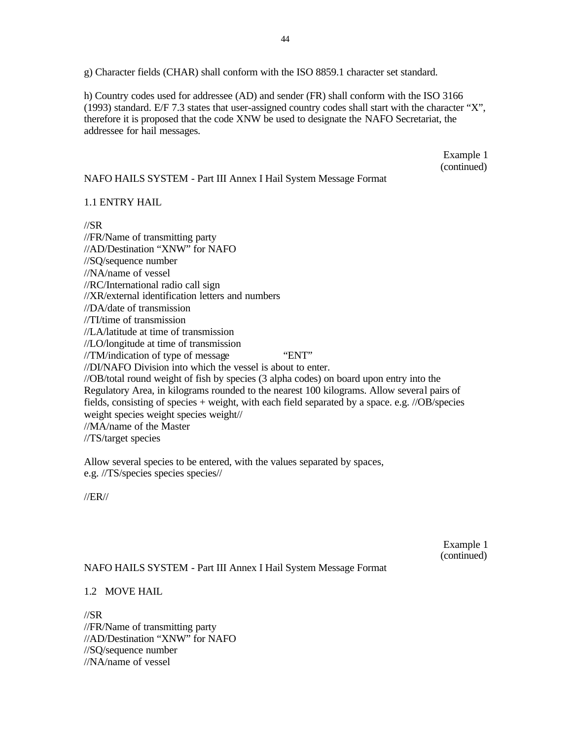g) Character fields (CHAR) shall conform with the ISO 8859.1 character set standard.

h) Country codes used for addressee (AD) and sender (FR) shall conform with the ISO 3166 (1993) standard. E/F 7.3 states that user-assigned country codes shall start with the character "X", therefore it is proposed that the code XNW be used to designate the NAFO Secretariat, the addressee for hail messages.

Example 1
(continued)

NAFO HAILS SYSTEM - Part III Annex I Hail System Message Format

1.1 ENTRY HAIL

//SR
//FR/Name of transmitting party
//AD/Destination "XNW" for NAFO
//SQ/sequence number
//NA/name of vessel
//RC/International radio call sign
//XR/external identification letters and numbers
//DA/date of transmission
//TI/time of transmission
//LA/latitude at time of transmission
//LO/longitude at time of transmission
//TM/indication of type of message "ENT"
//DI/NAFO Division into which the vessel is about to enter.
//OB/total round weight of fish by species (3 alpha codes) on board upon entry into the Regulatory Area, in kilograms rounded to the nearest 100 kilograms. Allow several pairs of fields, consisting of species + weight, with each field separated by a space. e.g. //OB/species weight species weight species weight//
//MA/name of the Master
//TS/target species

Allow several species to be entered, with the values separated by spaces,
e.g. //TS/species species species//

//ER//

Example 1
(continued)

NAFO HAILS SYSTEM - Part III Annex I Hail System Message Format

1.2 MOVE HAIL

//SR
//FR/Name of transmitting party
//AD/Destination "XNW" for NAFO
//SQ/sequence number
//NA/name of vessel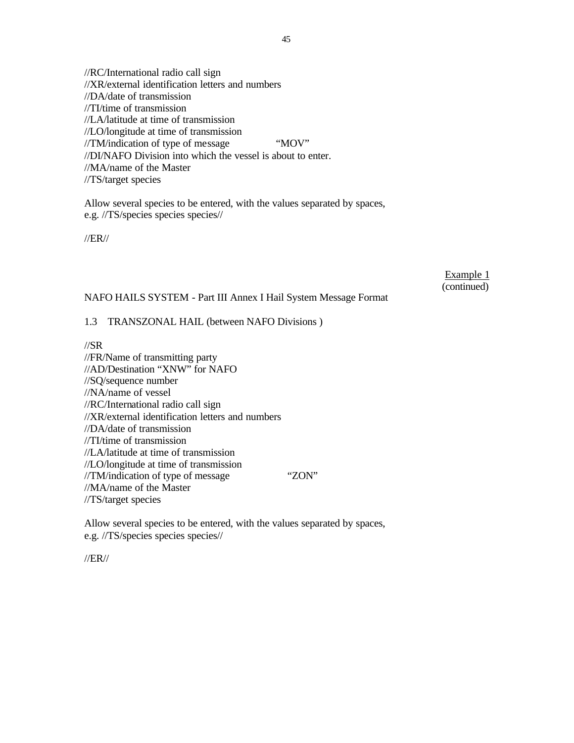//RC/International radio call sign
//XR/external identification letters and numbers
//DA/date of transmission
//TI/time of transmission
//LA/latitude at time of transmission
//LO/longitude at time of transmission
//TM/indication of type of message "MOV"
//DI/NAFO Division into which the vessel is about to enter.
//MA/name of the Master
//TS/target species

Allow several species to be entered, with the values separated by spaces, e.g. //TS/species species species//

//ER//

Example 1
(continued)

NAFO HAILS SYSTEM - Part III Annex I Hail System Message Format

1.3 TRANSZONAL HAIL (between NAFO Divisions )

//SR
//FR/Name of transmitting party
//AD/Destination "XNW" for NAFO
//SQ/sequence number
//NA/name of vessel
//RC/International radio call sign
//XR/external identification letters and numbers
//DA/date of transmission
//TI/time of transmission
//LA/latitude at time of transmission
//LO/longitude at time of transmission
//TM/indication of type of message "ZON"
//MA/name of the Master
//TS/target species

Allow several species to be entered, with the values separated by spaces, e.g. //TS/species species species//

//ER//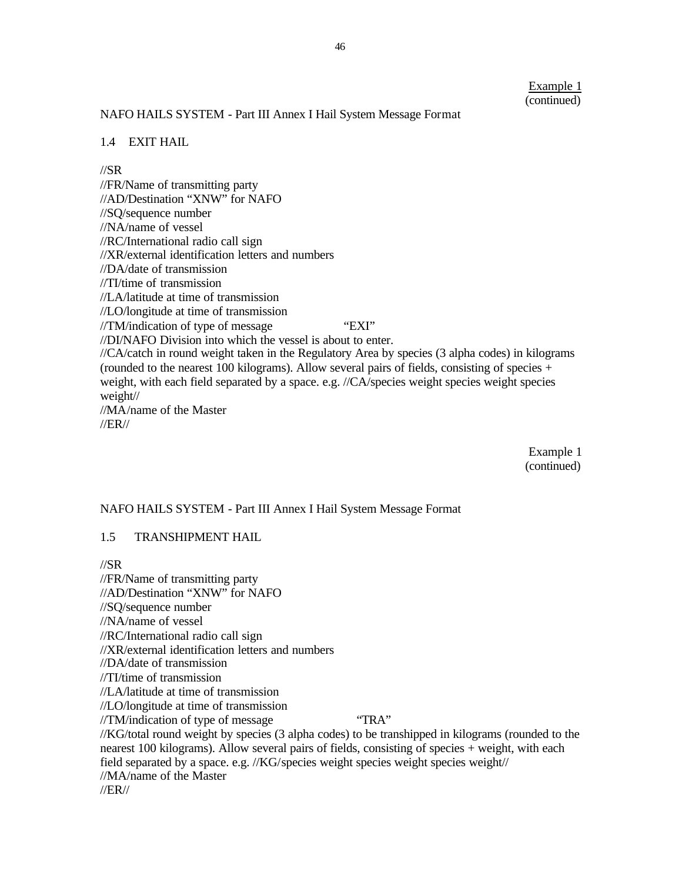<u>Example 1</u>
(continued)

NAFO HAILS SYSTEM - Part III Annex I Hail System Message Format

1.4 EXIT HAIL

//SR
//FR/Name of transmitting party
//AD/Destination “XNW” for NAFO
//SQ/sequence number
//NA/name of vessel
//RC/International radio call sign
//XR/external identification letters and numbers
//DA/date of transmission
//TI/time of transmission
//LA/latitude at time of transmission
//LO/longitude at time of transmission
//TM/indication of type of message “EXI”
//DI/NAFO Division into which the vessel is about to enter.
//CA/catch in round weight taken in the Regulatory Area by species (3 alpha codes) in kilograms (rounded to the nearest 100 kilograms). Allow several pairs of fields, consisting of species + weight, with each field separated by a space. e.g. //CA/species weight species weight species weight//
//MA/name of the Master
//ER//

Example 1
(continued)

NAFO HAILS SYSTEM - Part III Annex I Hail System Message Format

1.5 TRANSHIPMENT HAIL

//SR
//FR/Name of transmitting party
//AD/Destination “XNW” for NAFO
//SQ/sequence number
//NA/name of vessel
//RC/International radio call sign
//XR/external identification letters and numbers
//DA/date of transmission
//TI/time of transmission
//LA/latitude at time of transmission
//LO/longitude at time of transmission
//TM/indication of type of message “TRA”
//KG/total round weight by species (3 alpha codes) to be transhipped in kilograms (rounded to the nearest 100 kilograms). Allow several pairs of fields, consisting of species + weight, with each field separated by a space. e.g. //KG/species weight species weight species weight//
//MA/name of the Master
//ER//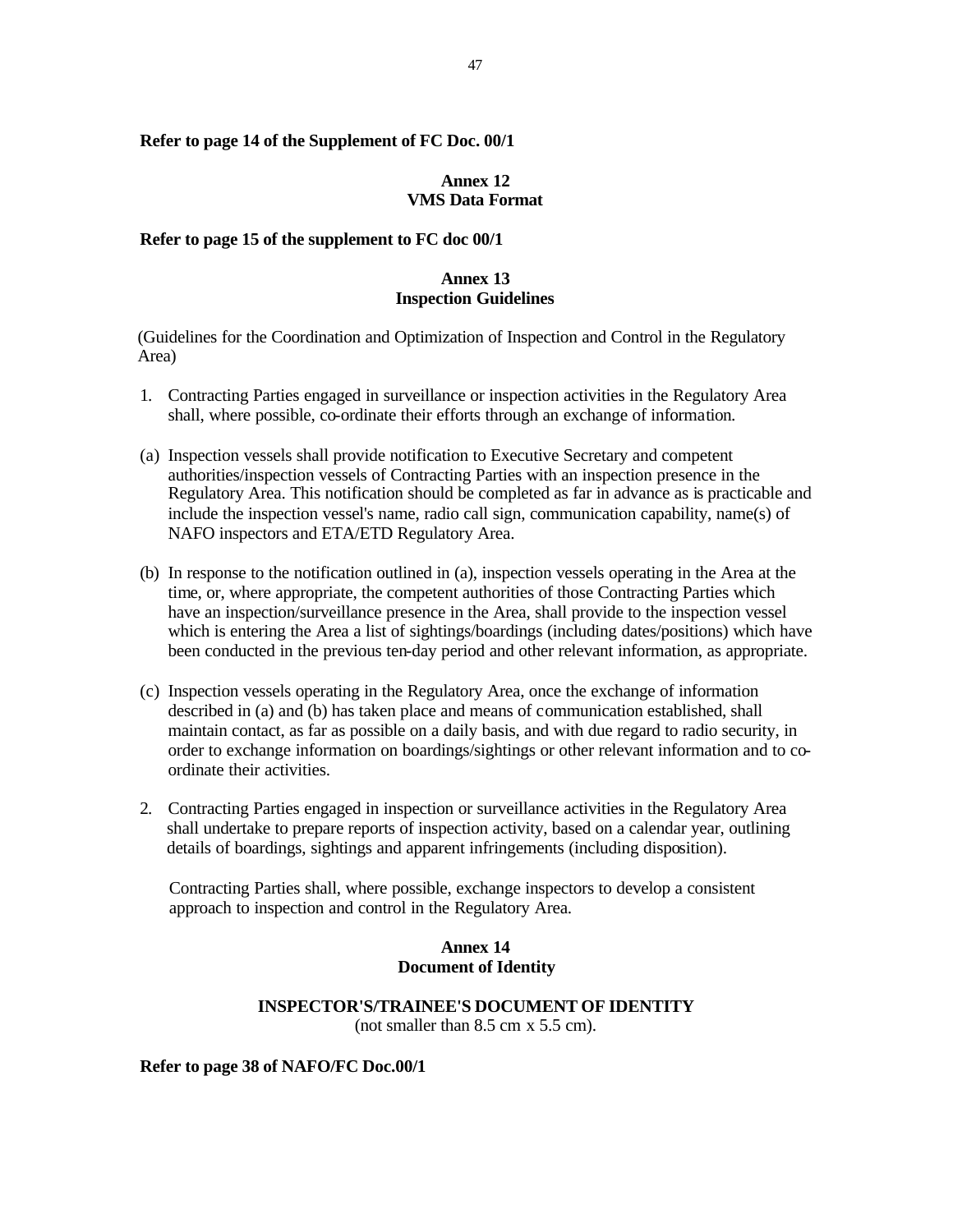**Refer to page 14 of the Supplement of FC Doc. 00/1**

## Annex 12
## VMS Data Format

**Refer to page 15 of the supplement to FC doc 00/1**

## Annex 13
## Inspection Guidelines

(Guidelines for the Coordination and Optimization of Inspection and Control in the Regulatory Area)

1. Contracting Parties engaged in surveillance or inspection activities in the Regulatory Area shall, where possible, co-ordinate their efforts through an exchange of information.

(a) Inspection vessels shall provide notification to Executive Secretary and competent authorities/inspection vessels of Contracting Parties with an inspection presence in the Regulatory Area. This notification should be completed as far in advance as is practicable and include the inspection vessel's name, radio call sign, communication capability, name(s) of NAFO inspectors and ETA/ETD Regulatory Area.

(b) In response to the notification outlined in (a), inspection vessels operating in the Area at the time, or, where appropriate, the competent authorities of those Contracting Parties which have an inspection/surveillance presence in the Area, shall provide to the inspection vessel which is entering the Area a list of sightings/boardings (including dates/positions) which have been conducted in the previous ten-day period and other relevant information, as appropriate.

(c) Inspection vessels operating in the Regulatory Area, once the exchange of information described in (a) and (b) has taken place and means of communication established, shall maintain contact, as far as possible on a daily basis, and with due regard to radio security, in order to exchange information on boardings/sightings or other relevant information and to co-ordinate their activities.

2. Contracting Parties engaged in inspection or surveillance activities in the Regulatory Area shall undertake to prepare reports of inspection activity, based on a calendar year, outlining details of boardings, sightings and apparent infringements (including disposition).

   Contracting Parties shall, where possible, exchange inspectors to develop a consistent approach to inspection and control in the Regulatory Area.

## Annex 14
## Document of Identity

**INSPECTOR'S/TRAINEE'S DOCUMENT OF IDENTITY**
(not smaller than 8.5 cm x 5.5 cm).

**Refer to page 38 of NAFO/FC Doc.00/1**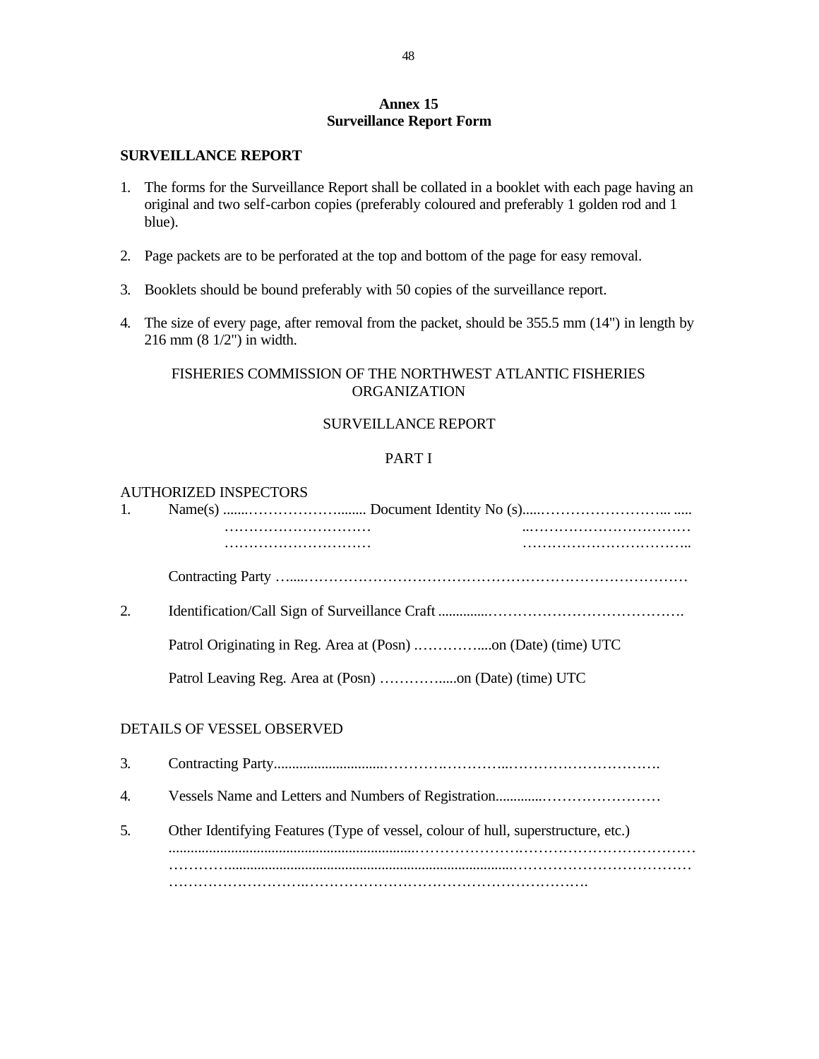## Annex 15
## Surveillance Report Form

**SURVEILLANCE REPORT**

1. The forms for the Surveillance Report shall be collated in a booklet with each page having an original and two self-carbon copies (preferably coloured and preferably 1 golden rod and 1 blue).

2. Page packets are to be perforated at the top and bottom of the page for easy removal.

3. Booklets should be bound preferably with 50 copies of the surveillance report.

4. The size of every page, after removal from the packet, should be 355.5 mm (14") in length by 216 mm (8 1/2") in width.

FISHERIES COMMISSION OF THE NORTHWEST ATLANTIC FISHERIES ORGANIZATION

SURVEILLANCE REPORT

PART I

AUTHORIZED INSPECTORS

1. Name(s) ........…………………........ Document Identity No (s).....……………………... .....
   …………………………     ..……………………………
   …………………………     ……………………………..

   Contracting Party …....…………………………………………………………………

2. Identification/Call Sign of Surveillance Craft ..............………………………………….

   Patrol Originating in Reg. Area at (Posn) .……………....on (Date) (time) UTC

   Patrol Leaving Reg. Area at (Posn) …………......on (Date) (time) UTC

DETAILS OF VESSEL OBSERVED

3. Contracting Party..............................…………….…………..………………………….

4. Vessels Name and Letters and Numbers of Registration.............……………………

5. Other Identifying Features (Type of vessel, colour of hull, superstructure, etc.)
   ...................................................................…………………….………………………………
   …………...............................................................................………………………………
   ……………………….………………………………………………….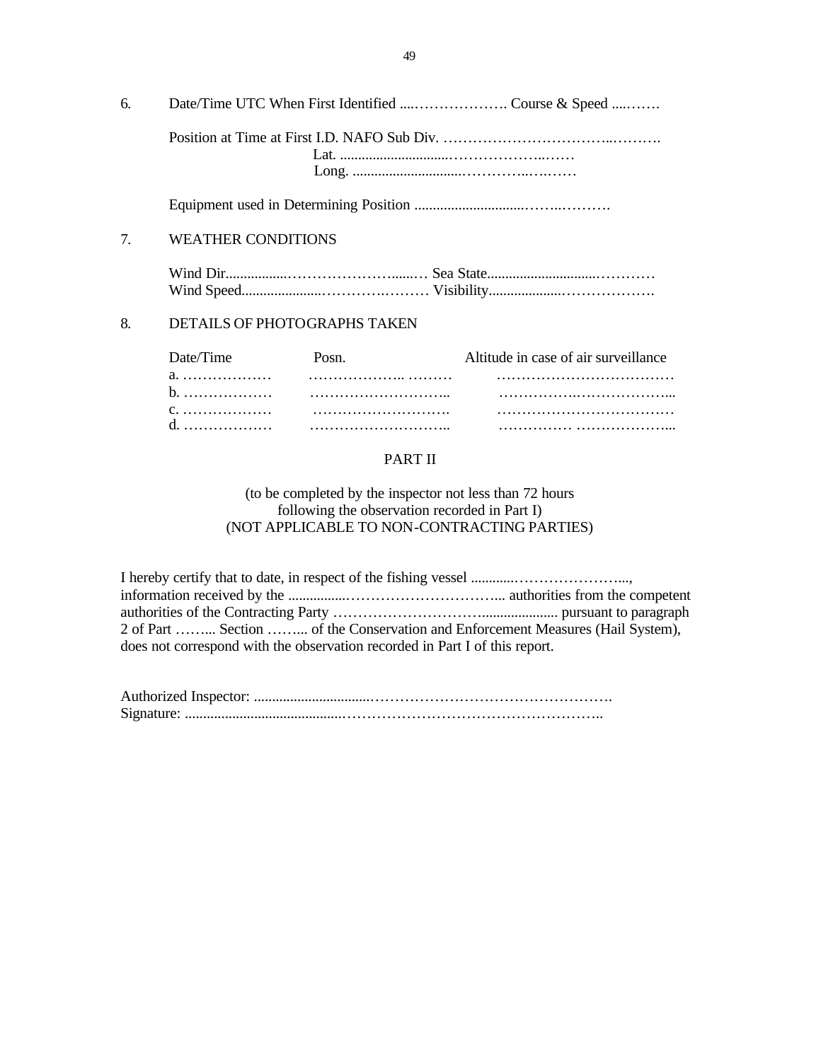6. Date/Time UTC When First Identified ....………………. Course & Speed ....…….

   Position at Time at First I.D. NAFO Sub Div. ……………………………..……….
   Lat. ...............................……………….……
   Long. ...............................…………..….……

   Equipment used in Determining Position ...............................……..……….

7. WEATHER CONDITIONS

   Wind Dir..................……………………......… Sea State.............................…………
   Wind Speed.......................…………….……… Visibility....................……………….

8. DETAILS OF PHOTOGRAPHS TAKEN

| Date/Time | Posn. | Altitude in case of air surveillance |
|---|---|---|
| a. ……………… | ……………….. ……… | ……………………………… |
| b. ……………… | ……………………….. | ……………..……………... |
| c. ……………… | ………………………. | ……………………………… |
| d. ……………… | ……………………….. | …………… ………………... |

## PART II

(to be completed by the inspector not less than 72 hours following the observation recorded in Part I)
(NOT APPLICABLE TO NON-CONTRACTING PARTIES)

I hereby certify that to date, in respect of the fishing vessel ............………………….., information received by the .................………………………... authorities from the competent authorities of the Contracting Party ………………………….................... pursuant to paragraph 2 of Part ……... Section ……... of the Conservation and Enforcement Measures (Hail System), does not correspond with the observation recorded in Part I of this report.

Authorized Inspector: .................................……………………………………….
Signature: ...........................................…………………………………………..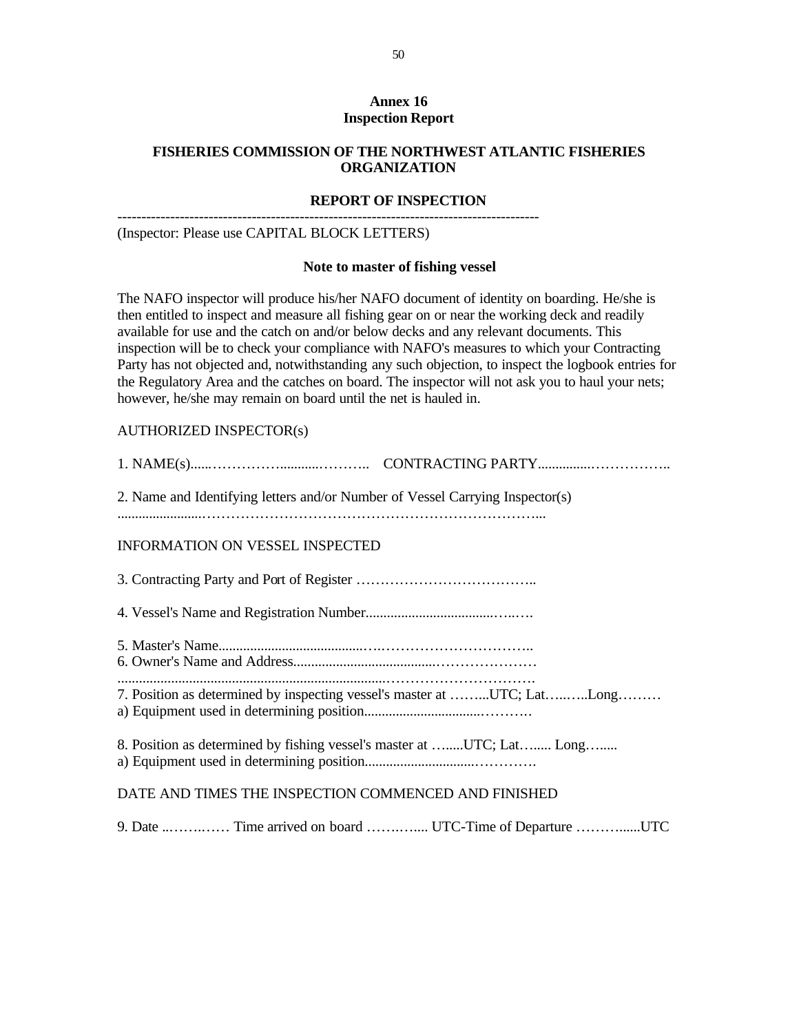**Annex 16**
**Inspection Report**

**FISHERIES COMMISSION OF THE NORTHWEST ATLANTIC FISHERIES ORGANIZATION**

**REPORT OF INSPECTION**

---------------------------------------------------------------------------------------

(Inspector: Please use CAPITAL BLOCK LETTERS)

**Note to master of fishing vessel**

The NAFO inspector will produce his/her NAFO document of identity on boarding. He/she is then entitled to inspect and measure all fishing gear on or near the working deck and readily available for use and the catch on and/or below decks and any relevant documents. This inspection will be to check your compliance with NAFO's measures to which your Contracting Party has not objected and, notwithstanding any such objection, to inspect the logbook entries for the Regulatory Area and the catches on board. The inspector will not ask you to haul your nets; however, he/she may remain on board until the net is hauled in.

AUTHORIZED INSPECTOR(s)

1. NAME(s)......……………...........……….. CONTRACTING PARTY...............……………..

2. Name and Identifying letters and/or Number of Vessel Carrying Inspector(s)
.......................……………………………………………………………...

INFORMATION ON VESSEL INSPECTED

3. Contracting Party and Port of Register ………………………………..

4. Vessel's Name and Registration Number...................................…..….

5. Master's Name.........................................…………………………….
6. Owner's Name and Address.......................................…………………
.........................................................................….……………………….
7. Position as determined by inspecting vessel's master at ……...UTC; Lat…..…..Long………
a) Equipment used in determining position................................……….

8. Position as determined by fishing vessel's master at …......UTC; Lat…..... Long….....
a) Equipment used in determining position..............................………….

DATE AND TIMES THE INSPECTION COMMENCED AND FINISHED

9. Date ..…….…… Time arrived on board …….….... UTC-Time of Departure ……….......UTC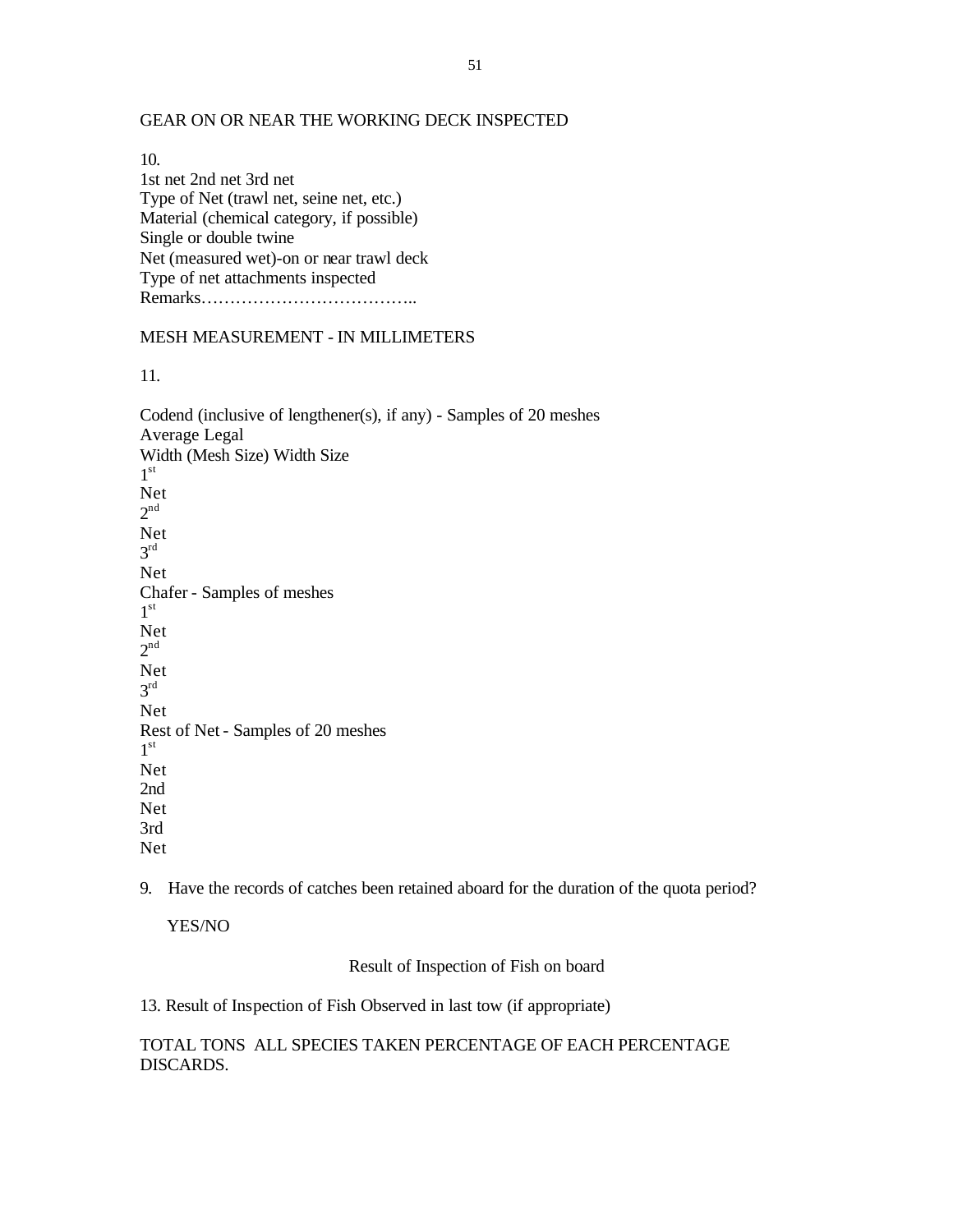GEAR ON OR NEAR THE WORKING DECK INSPECTED

10.

1st net 2nd net 3rd net
Type of Net (trawl net, seine net, etc.)
Material (chemical category, if possible)
Single or double twine
Net (measured wet)-on or near trawl deck
Type of net attachments inspected
Remarks……………………………..

MESH MEASUREMENT - IN MILLIMETERS

11.

Codend (inclusive of lengthener(s), if any) - Samples of 20 meshes
Average Legal
Width (Mesh Size) Width Size
1st
Net
2nd
Net
3rd
Net
Chafer - Samples of meshes
1st
Net
2nd
Net
3rd
Net
Rest of Net - Samples of 20 meshes
1st
Net
2nd
Net
3rd
Net

9. Have the records of catches been retained aboard for the duration of the quota period?

   YES/NO

Result of Inspection of Fish on board

13. Result of Inspection of Fish Observed in last tow (if appropriate)

TOTAL TONS ALL SPECIES TAKEN PERCENTAGE OF EACH PERCENTAGE DISCARDS.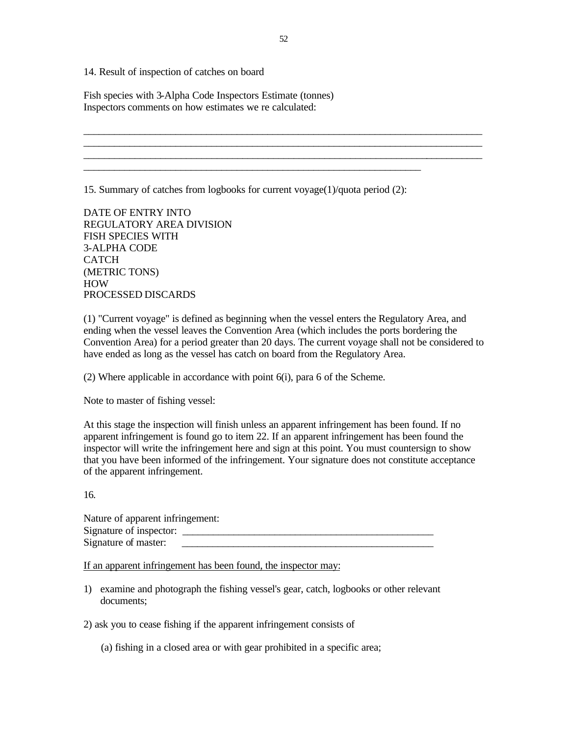14. Result of inspection of catches on board

Fish species with 3-Alpha Code Inspectors Estimate (tonnes)
Inspectors comments on how estimates we re calculated:

______________________________________________________________________________
______________________________________________________________________________
______________________________________________________________________________
_________________________________________________________________

15. Summary of catches from logbooks for current voyage(1)/quota period (2):

DATE OF ENTRY INTO
REGULATORY AREA DIVISION
FISH SPECIES WITH
3-ALPHA CODE
CATCH
(METRIC TONS)
HOW
PROCESSED DISCARDS

(1) "Current voyage" is defined as beginning when the vessel enters the Regulatory Area, and ending when the vessel leaves the Convention Area (which includes the ports bordering the Convention Area) for a period greater than 20 days. The current voyage shall not be considered to have ended as long as the vessel has catch on board from the Regulatory Area.

(2) Where applicable in accordance with point 6(i), para 6 of the Scheme.

Note to master of fishing vessel:

At this stage the inspection will finish unless an apparent infringement has been found. If no apparent infringement is found go to item 22. If an apparent infringement has been found the inspector will write the infringement here and sign at this point. You must countersign to show that you have been informed of the infringement. Your signature does not constitute acceptance of the apparent infringement.

16.

Nature of apparent infringement:
Signature of inspector: ________________________________________________
Signature of master: ________________________________________________

<u>If an apparent infringement has been found, the inspector may:</u>

1) examine and photograph the fishing vessel's gear, catch, logbooks or other relevant documents;

2) ask you to cease fishing if the apparent infringement consists of

   (a) fishing in a closed area or with gear prohibited in a specific area;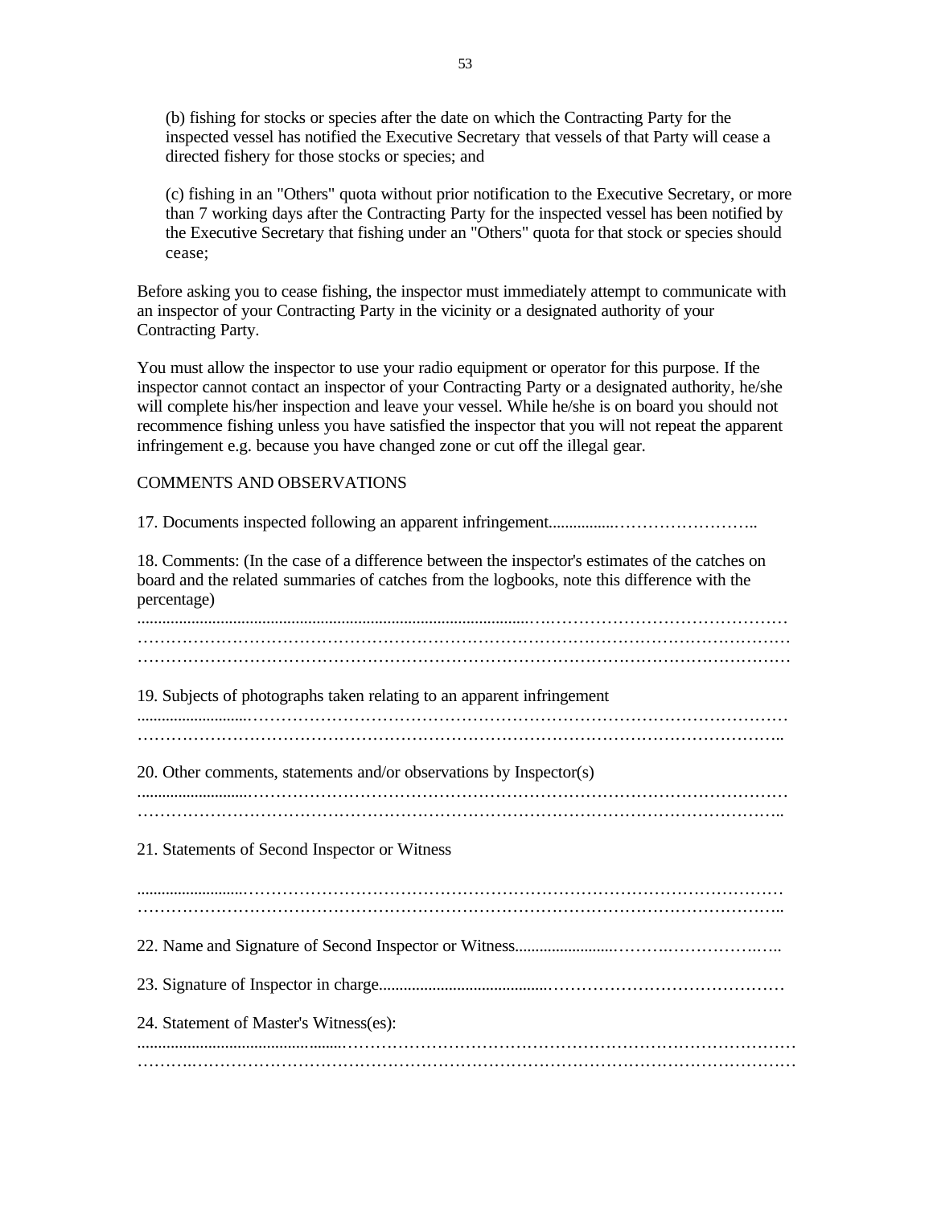(b) fishing for stocks or species after the date on which the Contracting Party for the inspected vessel has notified the Executive Secretary that vessels of that Party will cease a directed fishery for those stocks or species; and

(c) fishing in an "Others" quota without prior notification to the Executive Secretary, or more than 7 working days after the Contracting Party for the inspected vessel has been notified by the Executive Secretary that fishing under an "Others" quota for that stock or species should cease;

Before asking you to cease fishing, the inspector must immediately attempt to communicate with an inspector of your Contracting Party in the vicinity or a designated authority of your Contracting Party.

You must allow the inspector to use your radio equipment or operator for this purpose. If the inspector cannot contact an inspector of your Contracting Party or a designated authority, he/she will complete his/her inspection and leave your vessel. While he/she is on board you should not recommence fishing unless you have satisfied the inspector that you will not repeat the apparent infringement e.g. because you have changed zone or cut off the illegal gear.

COMMENTS AND OBSERVATIONS

17. Documents inspected following an apparent infringement.......................................

18. Comments: (In the case of a difference between the inspector's estimates of the catches on board and the related summaries of catches from the logbooks, note this difference with the percentage)
..........................................................................................................................................
..........................................................................................................................................
..........................................................................................................................................

19. Subjects of photographs taken relating to an apparent infringement
..........................................................................................................................................
..........................................................................................................................................

20. Other comments, statements and/or observations by Inspector(s)
..........................................................................................................................................
..........................................................................................................................................

21. Statements of Second Inspector or Witness

..........................................................................................................................................
..........................................................................................................................................

22. Name and Signature of Second Inspector or Witness.......................................................

23. Signature of Inspector in charge..........................................................................................

24. Statement of Master's Witness(es):
..........................................................................................................................................
..........................................................................................................................................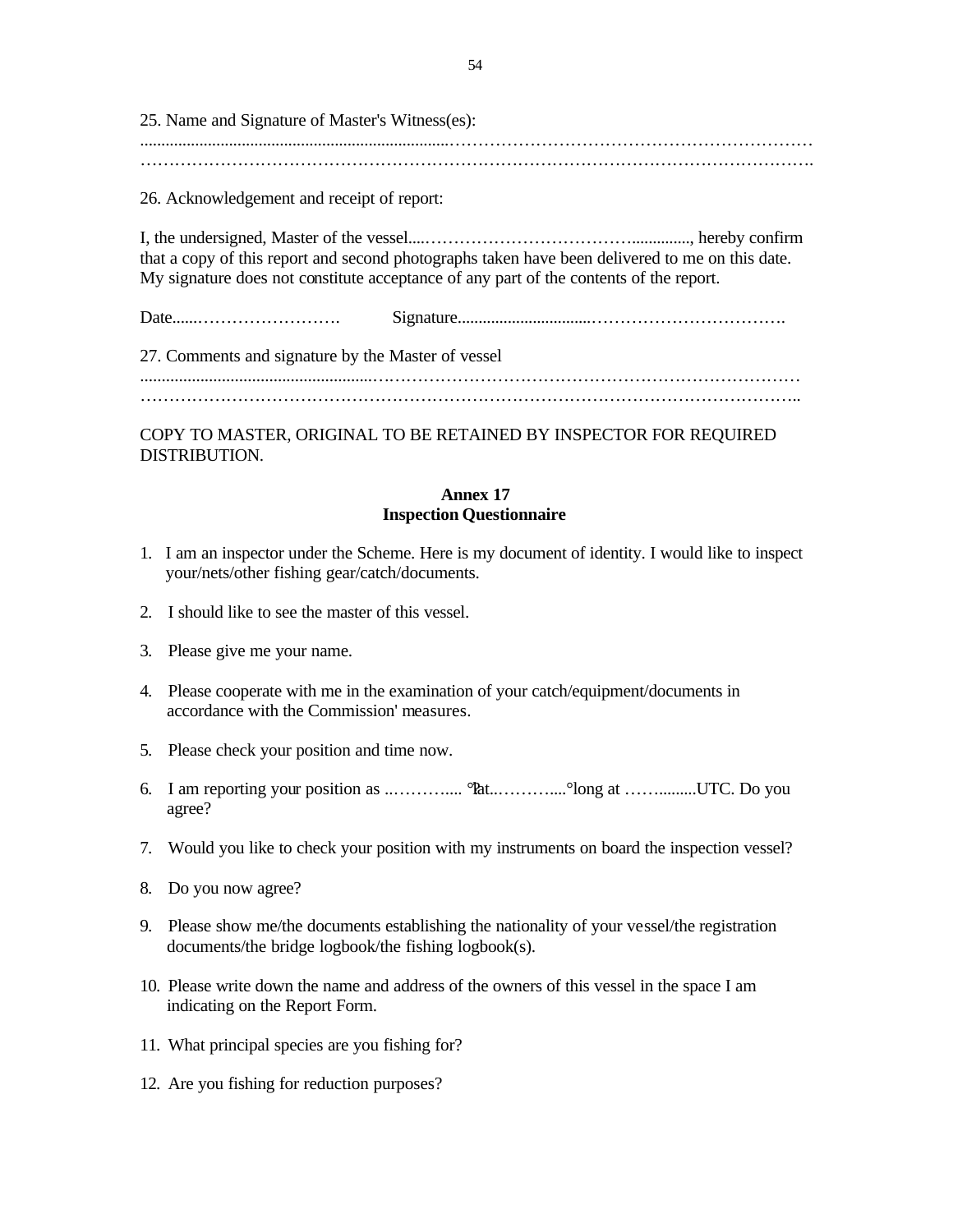25. Name and Signature of Master's Witness(es):
............................................................................……………………………………………………
…………………………………………………………………………………………………….

26. Acknowledgement and receipt of report:

I, the undersigned, Master of the vessel....…………………………….............., hereby confirm that a copy of this report and second photographs taken have been delivered to me on this date. My signature does not constitute acceptance of any part of the contents of the report.

Date......……………………. Signature...............................…………………………….

27. Comments and signature by the Master of vessel
......................................................…………………………………………………………
……………………………………………………………………………………………………..

COPY TO MASTER, ORIGINAL TO BE RETAINED BY INSPECTOR FOR REQUIRED DISTRIBUTION.

## Annex 17
## Inspection Questionnaire

1. I am an inspector under the Scheme. Here is my document of identity. I would like to inspect your/nets/other fishing gear/catch/documents.

2. I should like to see the master of this vessel.

3. Please give me your name.

4. Please cooperate with me in the examination of your catch/equipment/documents in accordance with the Commission' measures.

5. Please check your position and time now.

6. I am reporting your position as ..……….... °lat..………....°long at ……........UTC. Do you agree?

7. Would you like to check your position with my instruments on board the inspection vessel?

8. Do you now agree?

9. Please show me/the documents establishing the nationality of your vessel/the registration documents/the bridge logbook/the fishing logbook(s).

10. Please write down the name and address of the owners of this vessel in the space I am indicating on the Report Form.

11. What principal species are you fishing for?

12. Are you fishing for reduction purposes?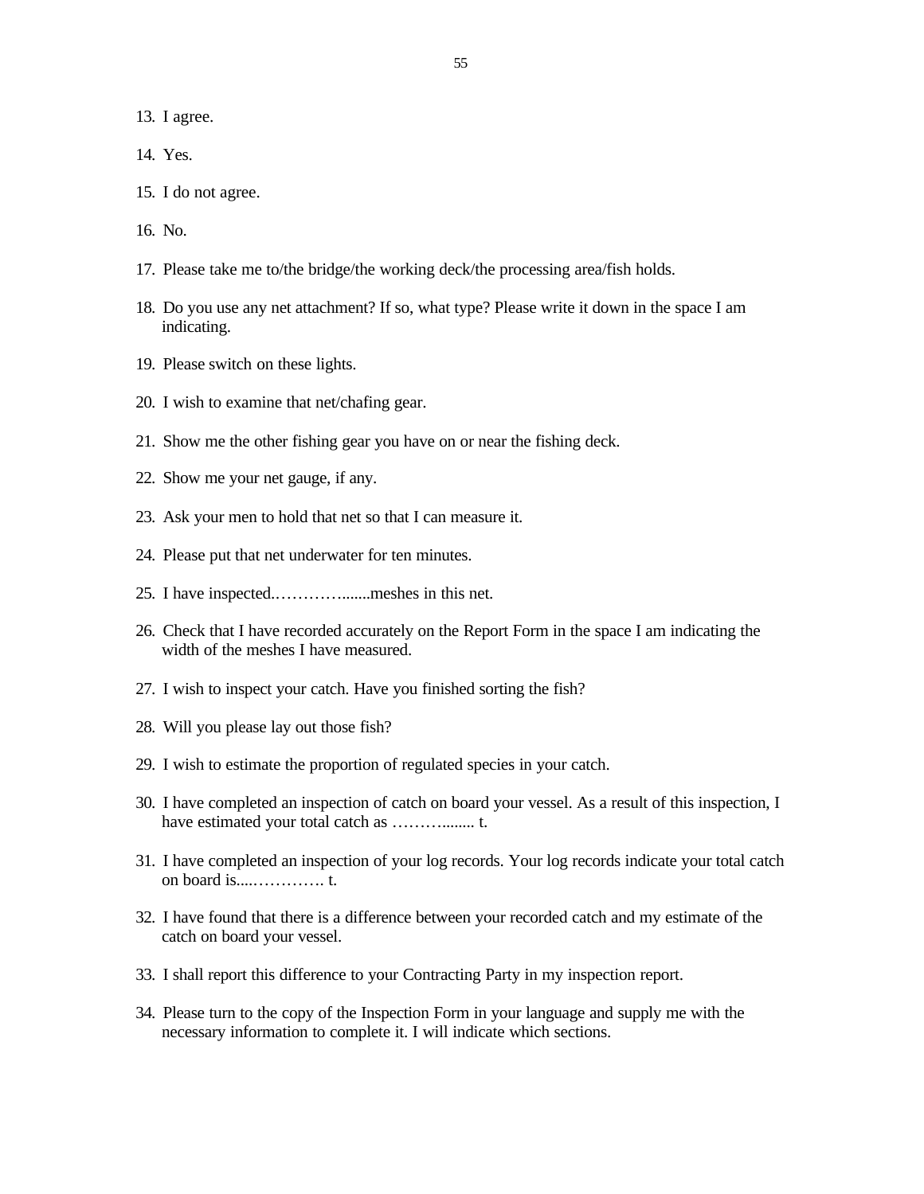13. I agree.

14. Yes.

15. I do not agree.

16. No.

17. Please take me to/the bridge/the working deck/the processing area/fish holds.

18. Do you use any net attachment? If so, what type? Please write it down in the space I am indicating.

19. Please switch on these lights.

20. I wish to examine that net/chafing gear.

21. Show me the other fishing gear you have on or near the fishing deck.

22. Show me your net gauge, if any.

23. Ask your men to hold that net so that I can measure it.

24. Please put that net underwater for ten minutes.

25. I have inspected.…………........meshes in this net.

26. Check that I have recorded accurately on the Report Form in the space I am indicating the width of the meshes I have measured.

27. I wish to inspect your catch. Have you finished sorting the fish?

28. Will you please lay out those fish?

29. I wish to estimate the proportion of regulated species in your catch.

30. I have completed an inspection of catch on board your vessel. As a result of this inspection, I have estimated your total catch as ……….….... t.

31. I have completed an inspection of your log records. Your log records indicate your total catch on board is....…………. t.

32. I have found that there is a difference between your recorded catch and my estimate of the catch on board your vessel.

33. I shall report this difference to your Contracting Party in my inspection report.

34. Please turn to the copy of the Inspection Form in your language and supply me with the necessary information to complete it. I will indicate which sections.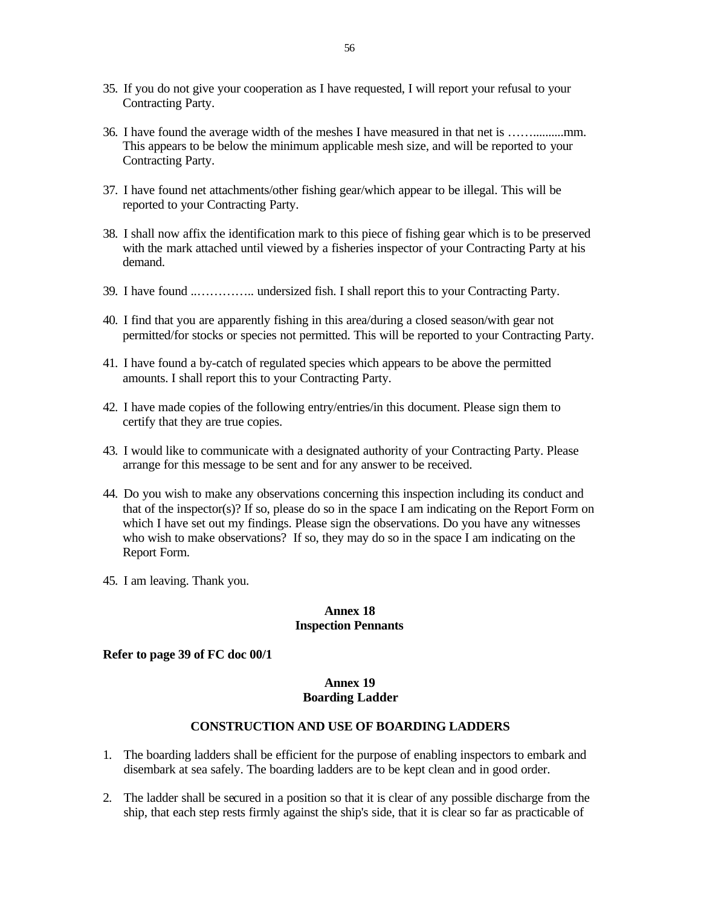35. If you do not give your cooperation as I have requested, I will report your refusal to your Contracting Party.

36. I have found the average width of the meshes I have measured in that net is ……..........mm. This appears to be below the minimum applicable mesh size, and will be reported to your Contracting Party.

37. I have found net attachments/other fishing gear/which appear to be illegal. This will be reported to your Contracting Party.

38. I shall now affix the identification mark to this piece of fishing gear which is to be preserved with the mark attached until viewed by a fisheries inspector of your Contracting Party at his demand.

39. I have found ..………….. undersized fish. I shall report this to your Contracting Party.

40. I find that you are apparently fishing in this area/during a closed season/with gear not permitted/for stocks or species not permitted. This will be reported to your Contracting Party.

41. I have found a by-catch of regulated species which appears to be above the permitted amounts. I shall report this to your Contracting Party.

42. I have made copies of the following entry/entries/in this document. Please sign them to certify that they are true copies.

43. I would like to communicate with a designated authority of your Contracting Party. Please arrange for this message to be sent and for any answer to be received.

44. Do you wish to make any observations concerning this inspection including its conduct and that of the inspector(s)? If so, please do so in the space I am indicating on the Report Form on which I have set out my findings. Please sign the observations. Do you have any witnesses who wish to make observations? If so, they may do so in the space I am indicating on the Report Form.

45. I am leaving. Thank you.

## Annex 18
## Inspection Pennants

**Refer to page 39 of FC doc 00/1**

## Annex 19
## Boarding Ladder

### CONSTRUCTION AND USE OF BOARDING LADDERS

1. The boarding ladders shall be efficient for the purpose of enabling inspectors to embark and disembark at sea safely. The boarding ladders are to be kept clean and in good order.

2. The ladder shall be secured in a position so that it is clear of any possible discharge from the ship, that each step rests firmly against the ship's side, that it is clear so far as practicable of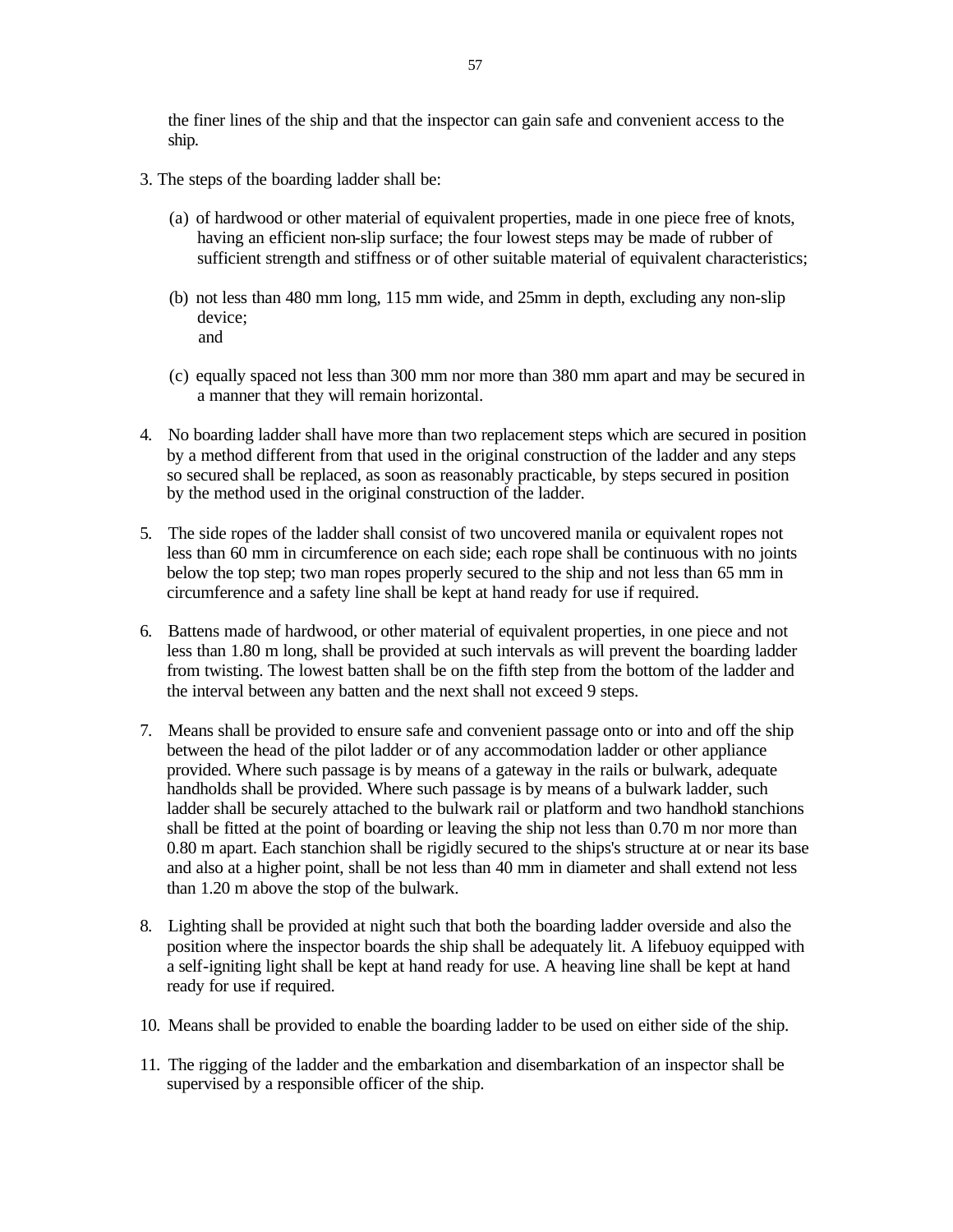the finer lines of the ship and that the inspector can gain safe and convenient access to the ship.

3. The steps of the boarding ladder shall be:

   (a) of hardwood or other material of equivalent properties, made in one piece free of knots, having an efficient non-slip surface; the four lowest steps may be made of rubber of sufficient strength and stiffness or of other suitable material of equivalent characteristics;

   (b) not less than 480 mm long, 115 mm wide, and 25mm in depth, excluding any non-slip device;
   and

   (c) equally spaced not less than 300 mm nor more than 380 mm apart and may be secured in a manner that they will remain horizontal.

4. No boarding ladder shall have more than two replacement steps which are secured in position by a method different from that used in the original construction of the ladder and any steps so secured shall be replaced, as soon as reasonably practicable, by steps secured in position by the method used in the original construction of the ladder.

5. The side ropes of the ladder shall consist of two uncovered manila or equivalent ropes not less than 60 mm in circumference on each side; each rope shall be continuous with no joints below the top step; two man ropes properly secured to the ship and not less than 65 mm in circumference and a safety line shall be kept at hand ready for use if required.

6. Battens made of hardwood, or other material of equivalent properties, in one piece and not less than 1.80 m long, shall be provided at such intervals as will prevent the boarding ladder from twisting. The lowest batten shall be on the fifth step from the bottom of the ladder and the interval between any batten and the next shall not exceed 9 steps.

7. Means shall be provided to ensure safe and convenient passage onto or into and off the ship between the head of the pilot ladder or of any accommodation ladder or other appliance provided. Where such passage is by means of a gateway in the rails or bulwark, adequate handholds shall be provided. Where such passage is by means of a bulwark ladder, such ladder shall be securely attached to the bulwark rail or platform and two handhold stanchions shall be fitted at the point of boarding or leaving the ship not less than 0.70 m nor more than 0.80 m apart. Each stanchion shall be rigidly secured to the ships's structure at or near its base and also at a higher point, shall be not less than 40 mm in diameter and shall extend not less than 1.20 m above the stop of the bulwark.

8. Lighting shall be provided at night such that both the boarding ladder overside and also the position where the inspector boards the ship shall be adequately lit. A lifebuoy equipped with a self-igniting light shall be kept at hand ready for use. A heaving line shall be kept at hand ready for use if required.

10. Means shall be provided to enable the boarding ladder to be used on either side of the ship.

11. The rigging of the ladder and the embarkation and disembarkation of an inspector shall be supervised by a responsible officer of the ship.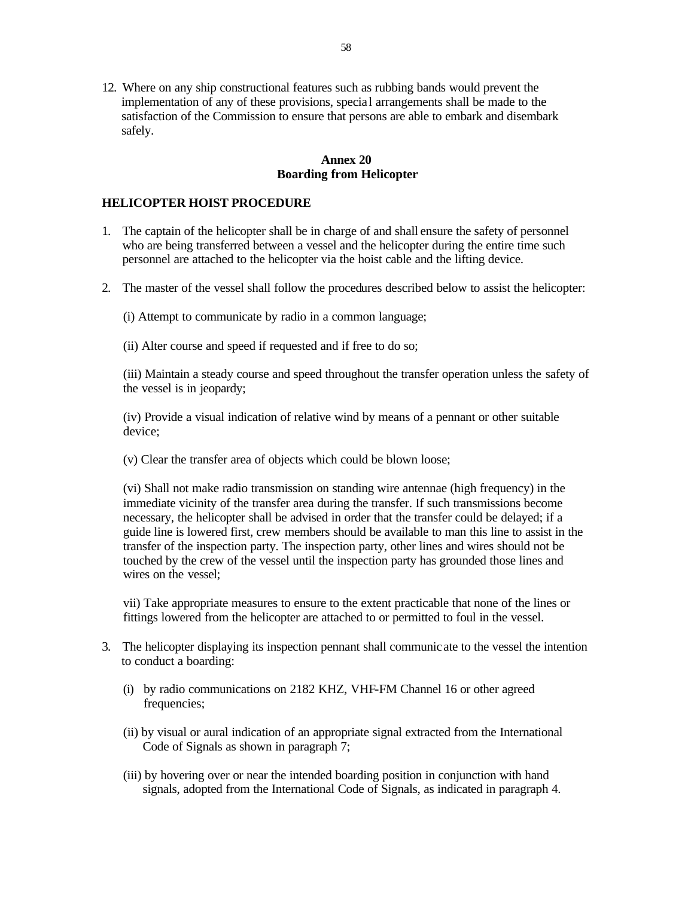12. Where on any ship constructional features such as rubbing bands would prevent the implementation of any of these provisions, special arrangements shall be made to the satisfaction of the Commission to ensure that persons are able to embark and disembark safely.

## Annex 20
## Boarding from Helicopter

### HELICOPTER HOIST PROCEDURE

1. The captain of the helicopter shall be in charge of and shall ensure the safety of personnel who are being transferred between a vessel and the helicopter during the entire time such personnel are attached to the helicopter via the hoist cable and the lifting device.

2. The master of the vessel shall follow the procedures described below to assist the helicopter:

   (i) Attempt to communicate by radio in a common language;

   (ii) Alter course and speed if requested and if free to do so;

   (iii) Maintain a steady course and speed throughout the transfer operation unless the safety of the vessel is in jeopardy;

   (iv) Provide a visual indication of relative wind by means of a pennant or other suitable device;

   (v) Clear the transfer area of objects which could be blown loose;

   (vi) Shall not make radio transmission on standing wire antennae (high frequency) in the immediate vicinity of the transfer area during the transfer. If such transmissions become necessary, the helicopter shall be advised in order that the transfer could be delayed; if a guide line is lowered first, crew members should be available to man this line to assist in the transfer of the inspection party. The inspection party, other lines and wires should not be touched by the crew of the vessel until the inspection party has grounded those lines and wires on the vessel;

   vii) Take appropriate measures to ensure to the extent practicable that none of the lines or fittings lowered from the helicopter are attached to or permitted to foul in the vessel.

3. The helicopter displaying its inspection pennant shall communicate to the vessel the intention to conduct a boarding:

   (i) by radio communications on 2182 KHZ, VHF-FM Channel 16 or other agreed frequencies;

   (ii) by visual or aural indication of an appropriate signal extracted from the International Code of Signals as shown in paragraph 7;

   (iii) by hovering over or near the intended boarding position in conjunction with hand signals, adopted from the International Code of Signals, as indicated in paragraph 4.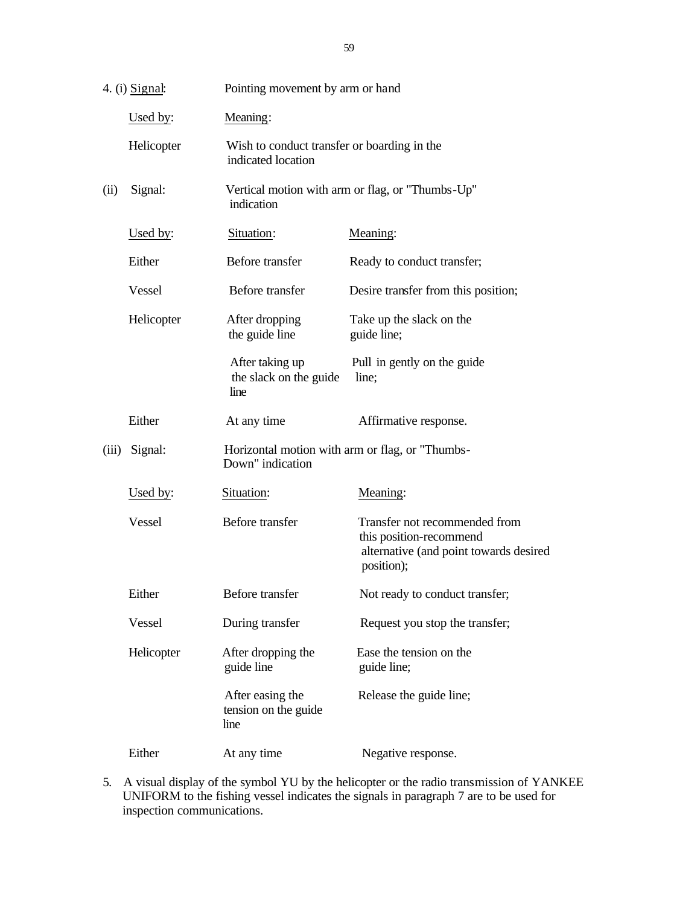4. (i) Signal: Pointing movement by arm or hand

| Used by: | Meaning: |
|---|---|
| Helicopter | Wish to conduct transfer or boarding in the indicated location |

(ii) Signal: Vertical motion with arm or flag, or "Thumbs-Up" indication

| Used by: | Situation: | Meaning: |
|---|---|---|
| Either | Before transfer | Ready to conduct transfer; |
| Vessel | Before transfer | Desire transfer from this position; |
| Helicopter | After dropping the guide line | Take up the slack on the guide line; |
| | After taking up the slack on the guide line | Pull in gently on the guide line; |
| Either | At any time | Affirmative response. |

(iii) Signal: Horizontal motion with arm or flag, or "Thumbs-Down" indication

| Used by: | Situation: | Meaning: |
|---|---|---|
| Vessel | Before transfer | Transfer not recommended from this position-recommend alternative (and point towards desired position); |
| Either | Before transfer | Not ready to conduct transfer; |
| Vessel | During transfer | Request you stop the transfer; |
| Helicopter | After dropping the guide line | Ease the tension on the guide line; |
| | After easing the tension on the guide line | Release the guide line; |
| Either | At any time | Negative response. |

5. A visual display of the symbol YU by the helicopter or the radio transmission of YANKEE UNIFORM to the fishing vessel indicates the signals in paragraph 7 are to be used for inspection communications.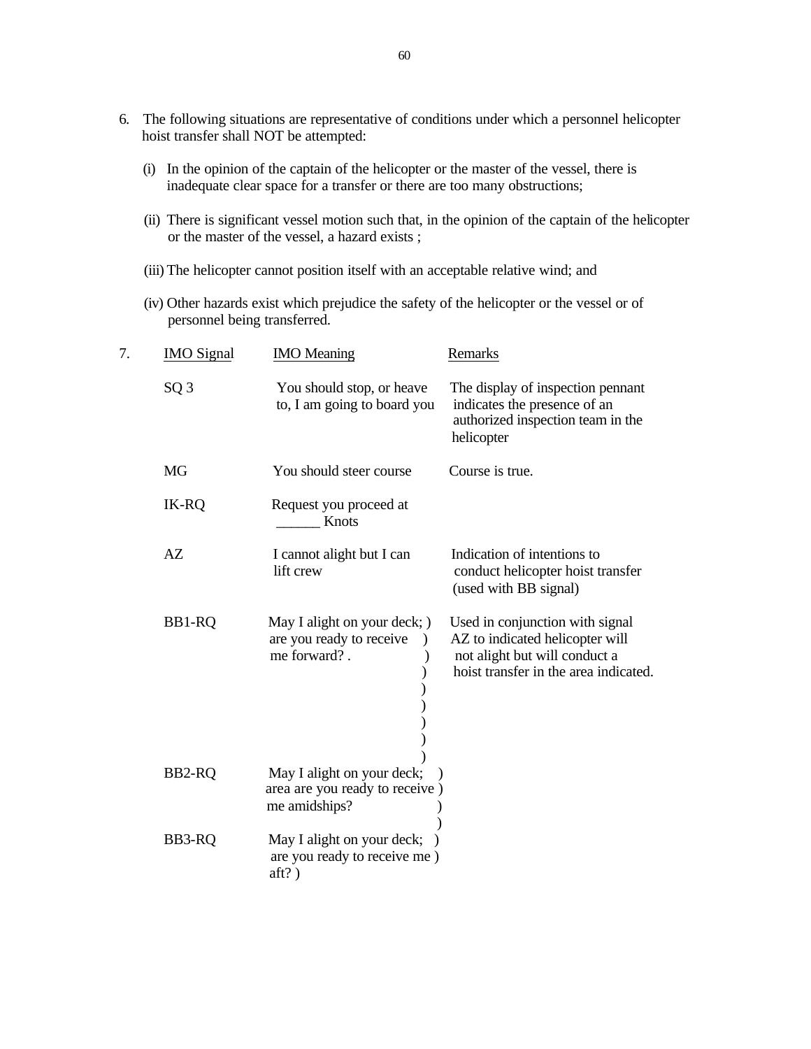6. The following situations are representative of conditions under which a personnel helicopter hoist transfer shall NOT be attempted:

   (i) In the opinion of the captain of the helicopter or the master of the vessel, there is inadequate clear space for a transfer or there are too many obstructions;

   (ii) There is significant vessel motion such that, in the opinion of the captain of the helicopter or the master of the vessel, a hazard exists ;

   (iii) The helicopter cannot position itself with an acceptable relative wind; and

   (iv) Other hazards exist which prejudice the safety of the helicopter or the vessel or of personnel being transferred.

7.

| IMO Signal | IMO Meaning | Remarks |
|---|---|---|
| SQ 3 | You should stop, or heave to, I am going to board you | The display of inspection pennant indicates the presence of an authorized inspection team in the helicopter |
| MG | You should steer course | Course is true. |
| IK-RQ | Request you proceed at ______ Knots | |
| AZ | I cannot alight but I can lift crew | Indication of intentions to conduct helicopter hoist transfer (used with BB signal) |
| BB1-RQ | May I alight on your deck; are you ready to receive me forward? . | Used in conjunction with signal AZ to indicated helicopter will not alight but will conduct a hoist transfer in the area indicated. |
| BB2-RQ | May I alight on your deck; area are you ready to receive me amidships? | |
| BB3-RQ | May I alight on your deck; are you ready to receive me aft? ) | |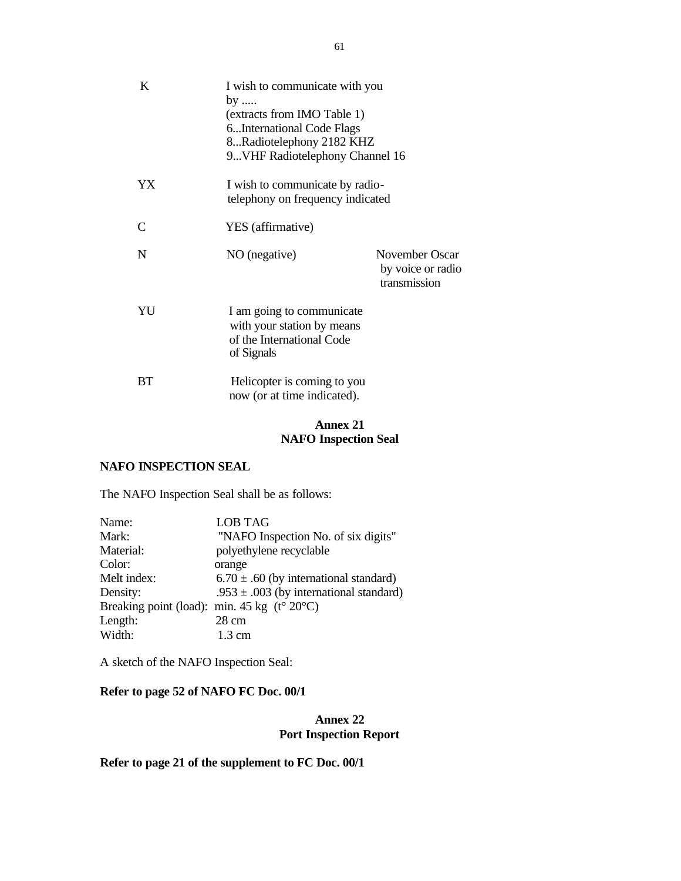| | | |
|---|---|---|
| K | I wish to communicate with you by .....<br>(extracts from IMO Table 1)<br>6...International Code Flags<br>8...Radiotelephony 2182 KHZ<br>9...VHF Radiotelephony Channel 16 | |
| YX | I wish to communicate by radio-telephony on frequency indicated | |
| C | YES (affirmative) | |
| N | NO (negative) | November Oscar by voice or radio transmission |
| YU | I am going to communicate with your station by means of the International Code of Signals | |
| BT | Helicopter is coming to you now (or at time indicated). | |

## Annex 21
## NAFO Inspection Seal

**NAFO INSPECTION SEAL**

The NAFO Inspection Seal shall be as follows:

| | |
|---|---|
| Name: | LOB TAG |
| Mark: | "NAFO Inspection No. of six digits" |
| Material: | polyethylene recyclable |
| Color: | orange |
| Melt index: | 6.70 ± .60 (by international standard) |
| Density: | .953 ± .003 (by international standard) |
| Breaking point (load): | min. 45 kg (t° 20°C) |
| Length: | 28 cm |
| Width: | 1.3 cm |

A sketch of the NAFO Inspection Seal:

**Refer to page 52 of NAFO FC Doc. 00/1**

## Annex 22
## Port Inspection Report

**Refer to page 21 of the supplement to FC Doc. 00/1**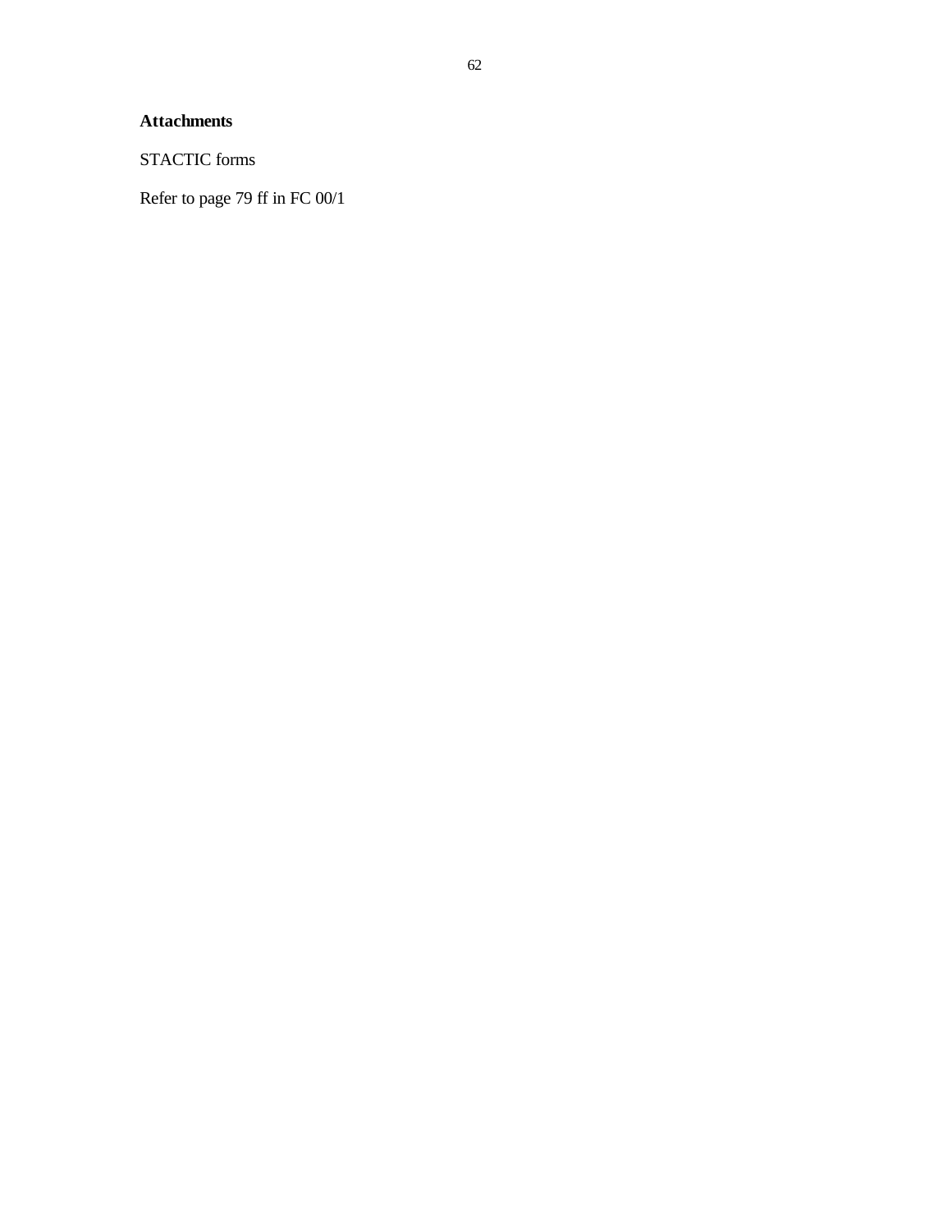**Attachments**

STACTIC forms

Refer to page 79 ff in FC 00/1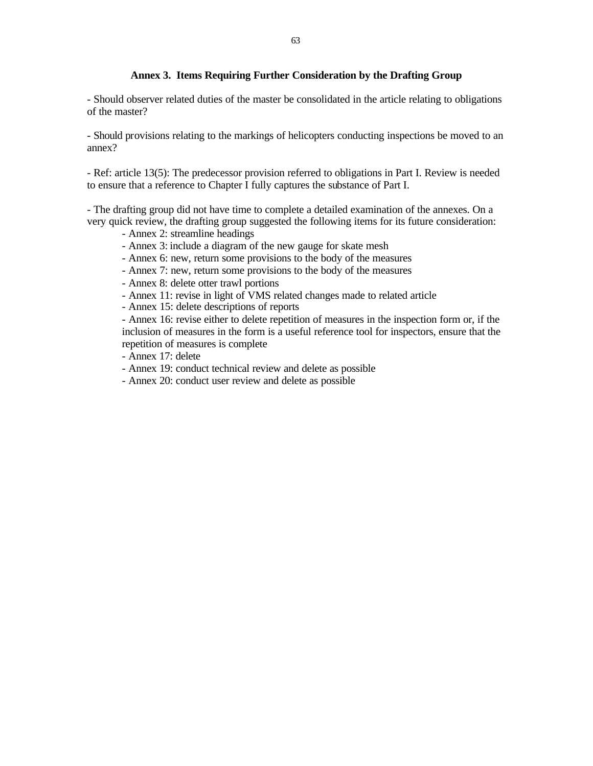## Annex 3. Items Requiring Further Consideration by the Drafting Group

- Should observer related duties of the master be consolidated in the article relating to obligations of the master?

- Should provisions relating to the markings of helicopters conducting inspections be moved to an annex?

- Ref: article 13(5): The predecessor provision referred to obligations in Part I. Review is needed to ensure that a reference to Chapter I fully captures the substance of Part I.

- The drafting group did not have time to complete a detailed examination of the annexes. On a very quick review, the drafting group suggested the following items for its future consideration:
    - Annex 2: streamline headings
    - Annex 3: include a diagram of the new gauge for skate mesh
    - Annex 6: new, return some provisions to the body of the measures
    - Annex 7: new, return some provisions to the body of the measures
    - Annex 8: delete otter trawl portions
    - Annex 11: revise in light of VMS related changes made to related article
    - Annex 15: delete descriptions of reports
    - Annex 16: revise either to delete repetition of measures in the inspection form or, if the inclusion of measures in the form is a useful reference tool for inspectors, ensure that the repetition of measures is complete
    - Annex 17: delete
    - Annex 19: conduct technical review and delete as possible
    - Annex 20: conduct user review and delete as possible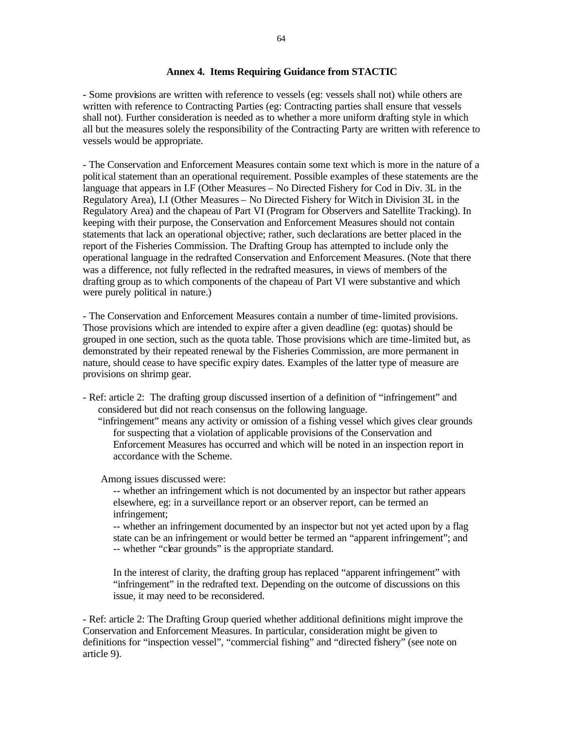## Annex 4. Items Requiring Guidance from STACTIC

- Some provisions are written with reference to vessels (eg: vessels shall not) while others are written with reference to Contracting Parties (eg: Contracting parties shall ensure that vessels shall not). Further consideration is needed as to whether a more uniform drafting style in which all but the measures solely the responsibility of the Contracting Party are written with reference to vessels would be appropriate.

- The Conservation and Enforcement Measures contain some text which is more in the nature of a political statement than an operational requirement. Possible examples of these statements are the language that appears in I.F (Other Measures – No Directed Fishery for Cod in Div. 3L in the Regulatory Area), I.I (Other Measures – No Directed Fishery for Witch in Division 3L in the Regulatory Area) and the chapeau of Part VI (Program for Observers and Satellite Tracking). In keeping with their purpose, the Conservation and Enforcement Measures should not contain statements that lack an operational objective; rather, such declarations are better placed in the report of the Fisheries Commission. The Drafting Group has attempted to include only the operational language in the redrafted Conservation and Enforcement Measures. (Note that there was a difference, not fully reflected in the redrafted measures, in views of members of the drafting group as to which components of the chapeau of Part VI were substantive and which were purely political in nature.)

- The Conservation and Enforcement Measures contain a number of time-limited provisions. Those provisions which are intended to expire after a given deadline (eg: quotas) should be grouped in one section, such as the quota table. Those provisions which are time-limited but, as demonstrated by their repeated renewal by the Fisheries Commission, are more permanent in nature, should cease to have specific expiry dates. Examples of the latter type of measure are provisions on shrimp gear.

- Ref: article 2: The drafting group discussed insertion of a definition of "infringement" and considered but did not reach consensus on the following language.

  "infringement" means any activity or omission of a fishing vessel which gives clear grounds for suspecting that a violation of applicable provisions of the Conservation and Enforcement Measures has occurred and which will be noted in an inspection report in accordance with the Scheme.

  Among issues discussed were:

  -- whether an infringement which is not documented by an inspector but rather appears elsewhere, eg: in a surveillance report or an observer report, can be termed an infringement;

  -- whether an infringement documented by an inspector but not yet acted upon by a flag state can be an infringement or would better be termed an "apparent infringement"; and

  -- whether "clear grounds" is the appropriate standard.

  In the interest of clarity, the drafting group has replaced "apparent infringement" with "infringement" in the redrafted text. Depending on the outcome of discussions on this issue, it may need to be reconsidered.

- Ref: article 2: The Drafting Group queried whether additional definitions might improve the Conservation and Enforcement Measures. In particular, consideration might be given to definitions for "inspection vessel", "commercial fishing" and "directed fishery" (see note on article 9).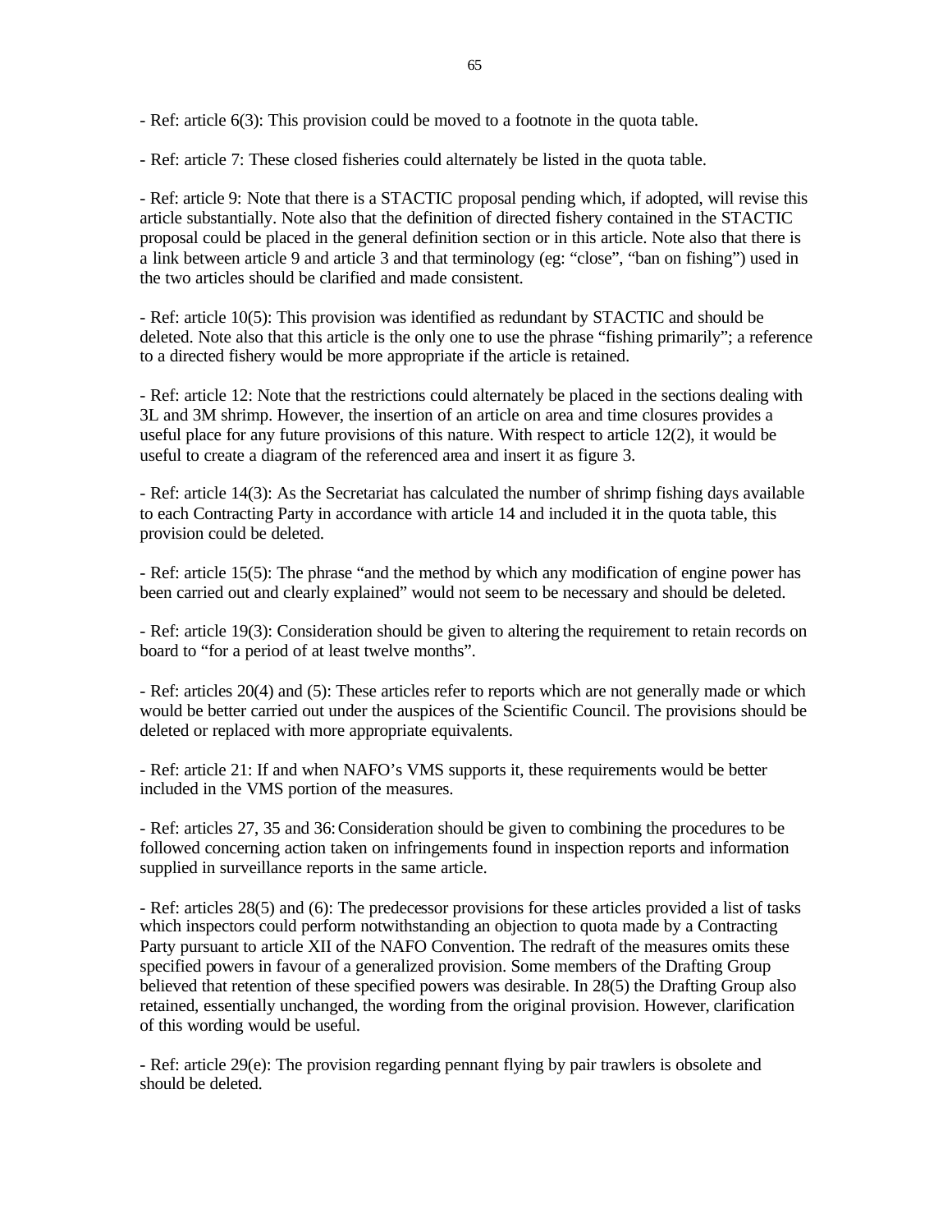- Ref: article 6(3): This provision could be moved to a footnote in the quota table.

- Ref: article 7: These closed fisheries could alternately be listed in the quota table.

- Ref: article 9: Note that there is a STACTIC proposal pending which, if adopted, will revise this article substantially. Note also that the definition of directed fishery contained in the STACTIC proposal could be placed in the general definition section or in this article. Note also that there is a link between article 9 and article 3 and that terminology (eg: "close", "ban on fishing") used in the two articles should be clarified and made consistent.

- Ref: article 10(5): This provision was identified as redundant by STACTIC and should be deleted. Note also that this article is the only one to use the phrase "fishing primarily"; a reference to a directed fishery would be more appropriate if the article is retained.

- Ref: article 12: Note that the restrictions could alternately be placed in the sections dealing with 3L and 3M shrimp. However, the insertion of an article on area and time closures provides a useful place for any future provisions of this nature. With respect to article 12(2), it would be useful to create a diagram of the referenced area and insert it as figure 3.

- Ref: article 14(3): As the Secretariat has calculated the number of shrimp fishing days available to each Contracting Party in accordance with article 14 and included it in the quota table, this provision could be deleted.

- Ref: article 15(5): The phrase "and the method by which any modification of engine power has been carried out and clearly explained" would not seem to be necessary and should be deleted.

- Ref: article 19(3): Consideration should be given to altering the requirement to retain records on board to "for a period of at least twelve months".

- Ref: articles 20(4) and (5): These articles refer to reports which are not generally made or which would be better carried out under the auspices of the Scientific Council. The provisions should be deleted or replaced with more appropriate equivalents.

- Ref: article 21: If and when NAFO's VMS supports it, these requirements would be better included in the VMS portion of the measures.

- Ref: articles 27, 35 and 36: Consideration should be given to combining the procedures to be followed concerning action taken on infringements found in inspection reports and information supplied in surveillance reports in the same article.

- Ref: articles 28(5) and (6): The predecessor provisions for these articles provided a list of tasks which inspectors could perform notwithstanding an objection to quota made by a Contracting Party pursuant to article XII of the NAFO Convention. The redraft of the measures omits these specified powers in favour of a generalized provision. Some members of the Drafting Group believed that retention of these specified powers was desirable. In 28(5) the Drafting Group also retained, essentially unchanged, the wording from the original provision. However, clarification of this wording would be useful.

- Ref: article 29(e): The provision regarding pennant flying by pair trawlers is obsolete and should be deleted.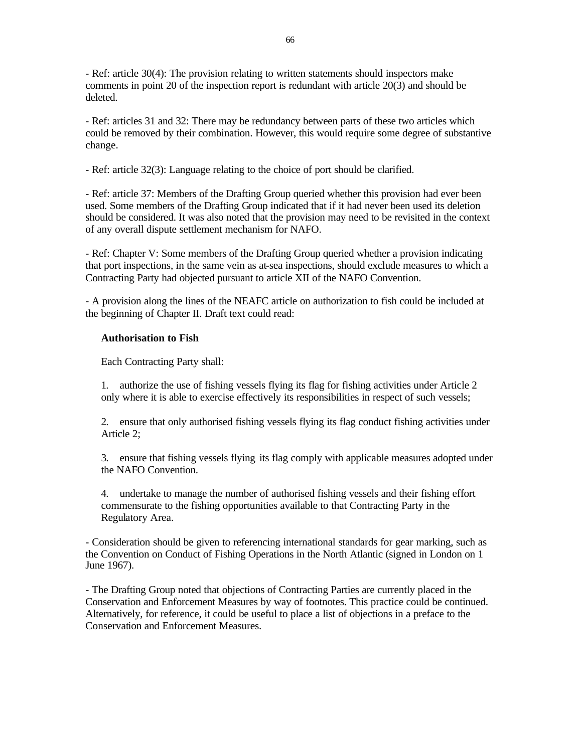- Ref: article 30(4): The provision relating to written statements should inspectors make comments in point 20 of the inspection report is redundant with article 20(3) and should be deleted.

- Ref: articles 31 and 32: There may be redundancy between parts of these two articles which could be removed by their combination. However, this would require some degree of substantive change.

- Ref: article 32(3): Language relating to the choice of port should be clarified.

- Ref: article 37: Members of the Drafting Group queried whether this provision had ever been used. Some members of the Drafting Group indicated that if it had never been used its deletion should be considered. It was also noted that the provision may need to be revisited in the context of any overall dispute settlement mechanism for NAFO.

- Ref: Chapter V: Some members of the Drafting Group queried whether a provision indicating that port inspections, in the same vein as at-sea inspections, should exclude measures to which a Contracting Party had objected pursuant to article XII of the NAFO Convention.

- A provision along the lines of the NEAFC article on authorization to fish could be included at the beginning of Chapter II. Draft text could read:

**Authorisation to Fish**

Each Contracting Party shall:

1. authorize the use of fishing vessels flying its flag for fishing activities under Article 2 only where it is able to exercise effectively its responsibilities in respect of such vessels;

2. ensure that only authorised fishing vessels flying its flag conduct fishing activities under Article 2;

3. ensure that fishing vessels flying its flag comply with applicable measures adopted under the NAFO Convention.

4. undertake to manage the number of authorised fishing vessels and their fishing effort commensurate to the fishing opportunities available to that Contracting Party in the Regulatory Area.

- Consideration should be given to referencing international standards for gear marking, such as the Convention on Conduct of Fishing Operations in the North Atlantic (signed in London on 1 June 1967).

- The Drafting Group noted that objections of Contracting Parties are currently placed in the Conservation and Enforcement Measures by way of footnotes. This practice could be continued. Alternatively, for reference, it could be useful to place a list of objections in a preface to the Conservation and Enforcement Measures.